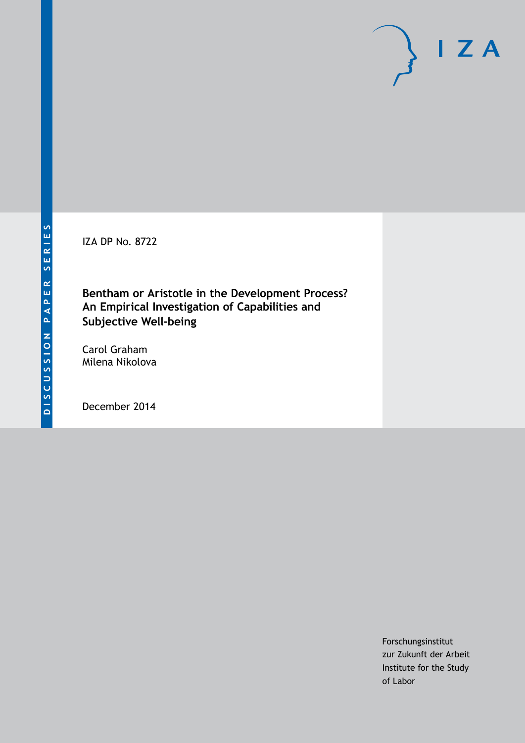IZA DP No. 8722

# Bentham or Aristotle in the Development Process? An Empirical Investigation of Capabilities and Subjective Well-being

Carol Graham
Milena Nikolova

December 2014

Forschungsinstitut
zur Zukunft der Arbeit
Institute for the Study
of Labor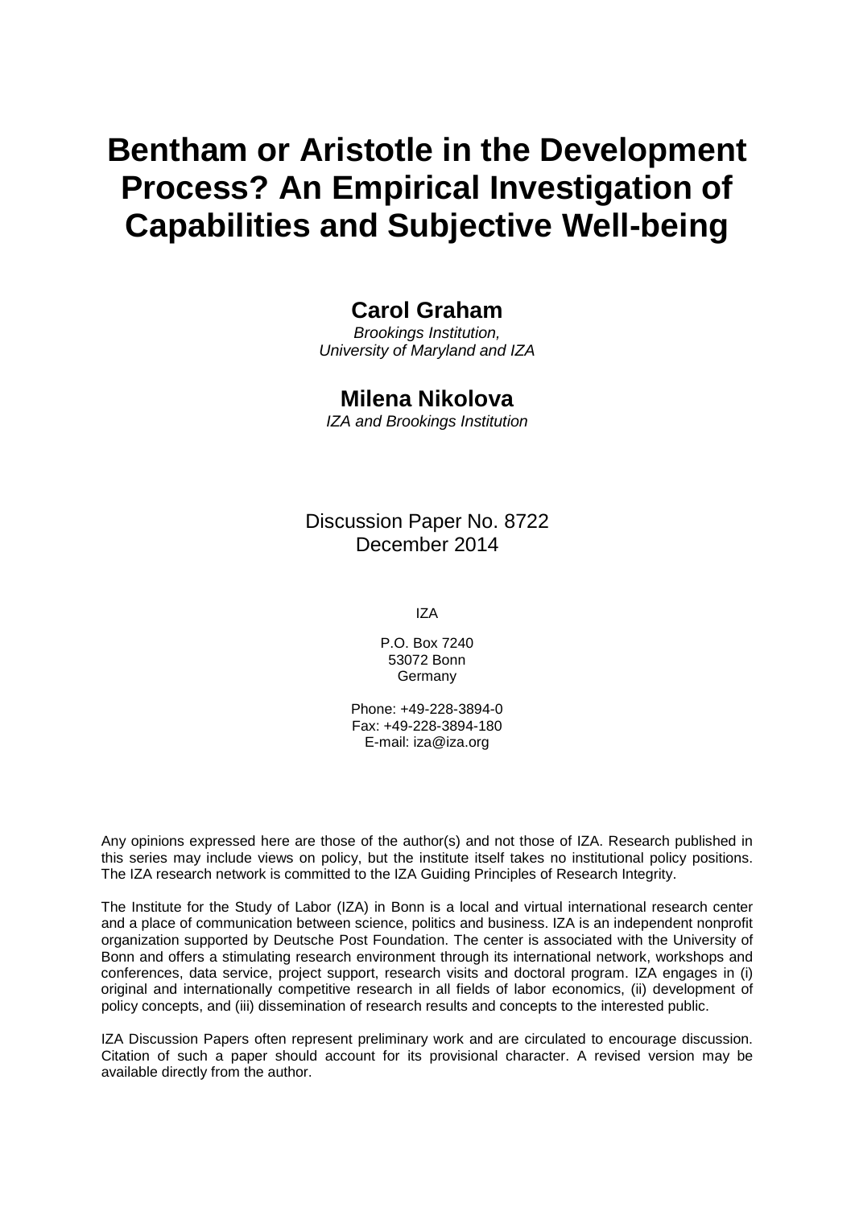# Bentham or Aristotle in the Development Process? An Empirical Investigation of Capabilities and Subjective Well-being

**Carol Graham**

*Brookings Institution,*
*University of Maryland and IZA*

**Milena Nikolova**

*IZA and Brookings Institution*

Discussion Paper No. 8722
December 2014

IZA

P.O. Box 7240
53072 Bonn
Germany

Phone: +49-228-3894-0
Fax: +49-228-3894-180
E-mail: iza@iza.org

Any opinions expressed here are those of the author(s) and not those of IZA. Research published in this series may include views on policy, but the institute itself takes no institutional policy positions. The IZA research network is committed to the IZA Guiding Principles of Research Integrity.

The Institute for the Study of Labor (IZA) in Bonn is a local and virtual international research center and a place of communication between science, politics and business. IZA is an independent nonprofit organization supported by Deutsche Post Foundation. The center is associated with the University of Bonn and offers a stimulating research environment through its international network, workshops and conferences, data service, project support, research visits and doctoral program. IZA engages in (i) original and internationally competitive research in all fields of labor economics, (ii) development of policy concepts, and (iii) dissemination of research results and concepts to the interested public.

IZA Discussion Papers often represent preliminary work and are circulated to encourage discussion. Citation of such a paper should account for its provisional character. A revised version may be available directly from the author.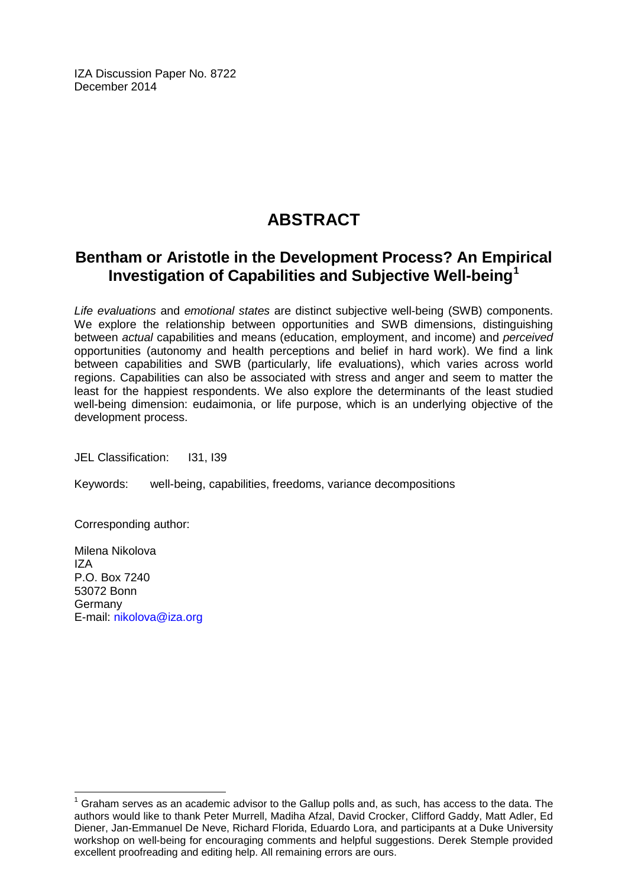IZA Discussion Paper No. 8722
December 2014

# ABSTRACT

## Bentham or Aristotle in the Development Process? An Empirical Investigation of Capabilities and Subjective Well-being[1]

*Life evaluations* and *emotional states* are distinct subjective well-being (SWB) components. We explore the relationship between opportunities and SWB dimensions, distinguishing between *actual* capabilities and means (education, employment, and income) and *perceived* opportunities (autonomy and health perceptions and belief in hard work). We find a link between capabilities and SWB (particularly, life evaluations), which varies across world regions. Capabilities can also be associated with stress and anger and seem to matter the least for the happiest respondents. We also explore the determinants of the least studied well-being dimension: eudaimonia, or life purpose, which is an underlying objective of the development process.

JEL Classification: I31, I39

Keywords: well-being, capabilities, freedoms, variance decompositions

Corresponding author:

Milena Nikolova
IZA
P.O. Box 7240
53072 Bonn
Germany
E-mail: nikolova@iza.org

[1] Graham serves as an academic advisor to the Gallup polls and, as such, has access to the data. The authors would like to thank Peter Murrell, Madiha Afzal, David Crocker, Clifford Gaddy, Matt Adler, Ed Diener, Jan-Emmanuel De Neve, Richard Florida, Eduardo Lora, and participants at a Duke University workshop on well-being for encouraging comments and helpful suggestions. Derek Stemple provided excellent proofreading and editing help. All remaining errors are ours.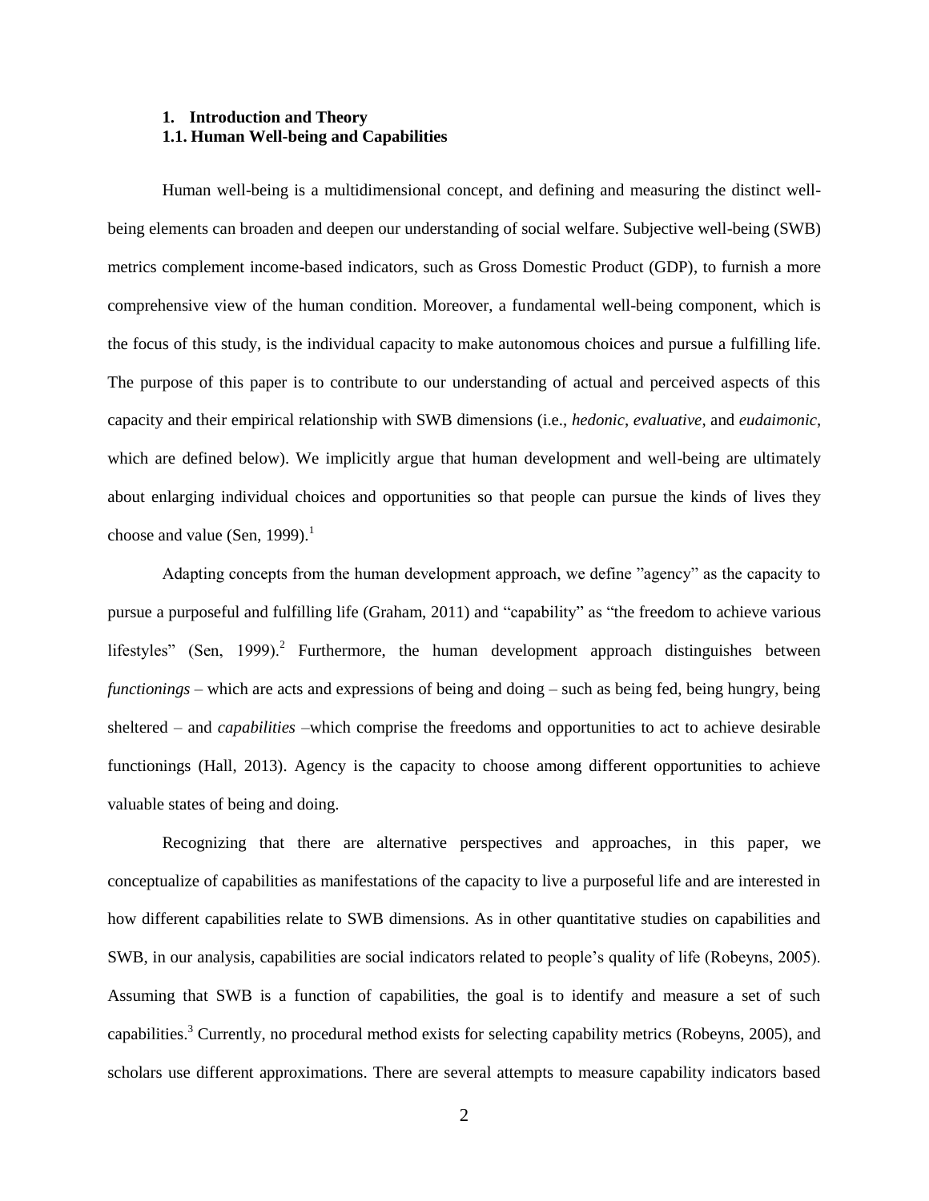# 1. Introduction and Theory

## 1.1. Human Well-being and Capabilities

Human well-being is a multidimensional concept, and defining and measuring the distinct well-being elements can broaden and deepen our understanding of social welfare. Subjective well-being (SWB) metrics complement income-based indicators, such as Gross Domestic Product (GDP), to furnish a more comprehensive view of the human condition. Moreover, a fundamental well-being component, which is the focus of this study, is the individual capacity to make autonomous choices and pursue a fulfilling life. The purpose of this paper is to contribute to our understanding of actual and perceived aspects of this capacity and their empirical relationship with SWB dimensions (i.e., *hedonic*, *evaluative*, and *eudaimonic*, which are defined below). We implicitly argue that human development and well-being are ultimately about enlarging individual choices and opportunities so that people can pursue the kinds of lives they choose and value (Sen, 1999).[1]

Adapting concepts from the human development approach, we define "agency" as the capacity to pursue a purposeful and fulfilling life (Graham, 2011) and "capability" as "the freedom to achieve various lifestyles" (Sen, 1999).[2] Furthermore, the human development approach distinguishes between *functionings* – which are acts and expressions of being and doing – such as being fed, being hungry, being sheltered – and *capabilities* –which comprise the freedoms and opportunities to act to achieve desirable functionings (Hall, 2013). Agency is the capacity to choose among different opportunities to achieve valuable states of being and doing.

Recognizing that there are alternative perspectives and approaches, in this paper, we conceptualize of capabilities as manifestations of the capacity to live a purposeful life and are interested in how different capabilities relate to SWB dimensions. As in other quantitative studies on capabilities and SWB, in our analysis, capabilities are social indicators related to people's quality of life (Robeyns, 2005). Assuming that SWB is a function of capabilities, the goal is to identify and measure a set of such capabilities.[3] Currently, no procedural method exists for selecting capability metrics (Robeyns, 2005), and scholars use different approximations. There are several attempts to measure capability indicators based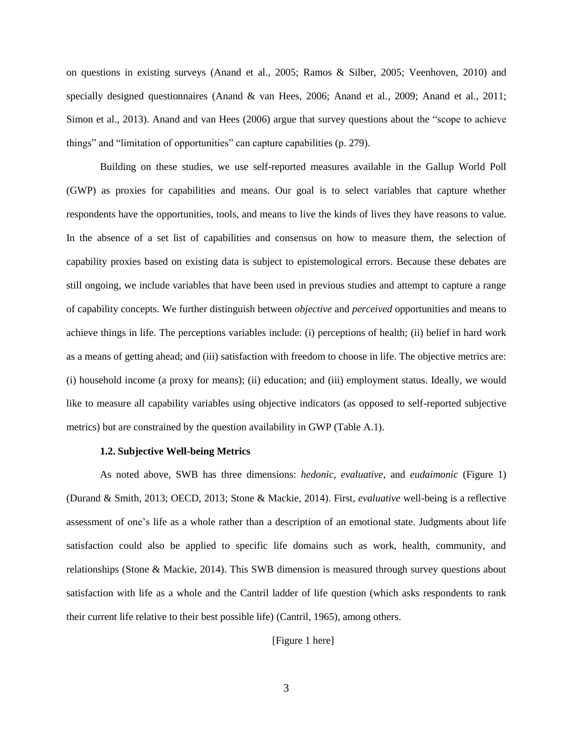on questions in existing surveys (Anand et al., 2005; Ramos & Silber, 2005; Veenhoven, 2010) and specially designed questionnaires (Anand & van Hees, 2006; Anand et al., 2009; Anand et al., 2011; Simon et al., 2013). Anand and van Hees (2006) argue that survey questions about the "scope to achieve things" and "limitation of opportunities" can capture capabilities (p. 279).

Building on these studies, we use self-reported measures available in the Gallup World Poll (GWP) as proxies for capabilities and means. Our goal is to select variables that capture whether respondents have the opportunities, tools, and means to live the kinds of lives they have reasons to value. In the absence of a set list of capabilities and consensus on how to measure them, the selection of capability proxies based on existing data is subject to epistemological errors. Because these debates are still ongoing, we include variables that have been used in previous studies and attempt to capture a range of capability concepts. We further distinguish between *objective* and *perceived* opportunities and means to achieve things in life. The perceptions variables include: (i) perceptions of health; (ii) belief in hard work as a means of getting ahead; and (iii) satisfaction with freedom to choose in life. The objective metrics are: (i) household income (a proxy for means); (ii) education; and (iii) employment status. Ideally, we would like to measure all capability variables using objective indicators (as opposed to self-reported subjective metrics) but are constrained by the question availability in GWP (Table A.1).

### 1.2. Subjective Well-being Metrics

As noted above, SWB has three dimensions: *hedonic*, *evaluative*, and *eudaimonic* (Figure 1) (Durand & Smith, 2013; OECD, 2013; Stone & Mackie, 2014). First, *evaluative* well-being is a reflective assessment of one's life as a whole rather than a description of an emotional state. Judgments about life satisfaction could also be applied to specific life domains such as work, health, community, and relationships (Stone & Mackie, 2014). This SWB dimension is measured through survey questions about satisfaction with life as a whole and the Cantril ladder of life question (which asks respondents to rank their current life relative to their best possible life) (Cantril, 1965), among others.

[Figure 1 here]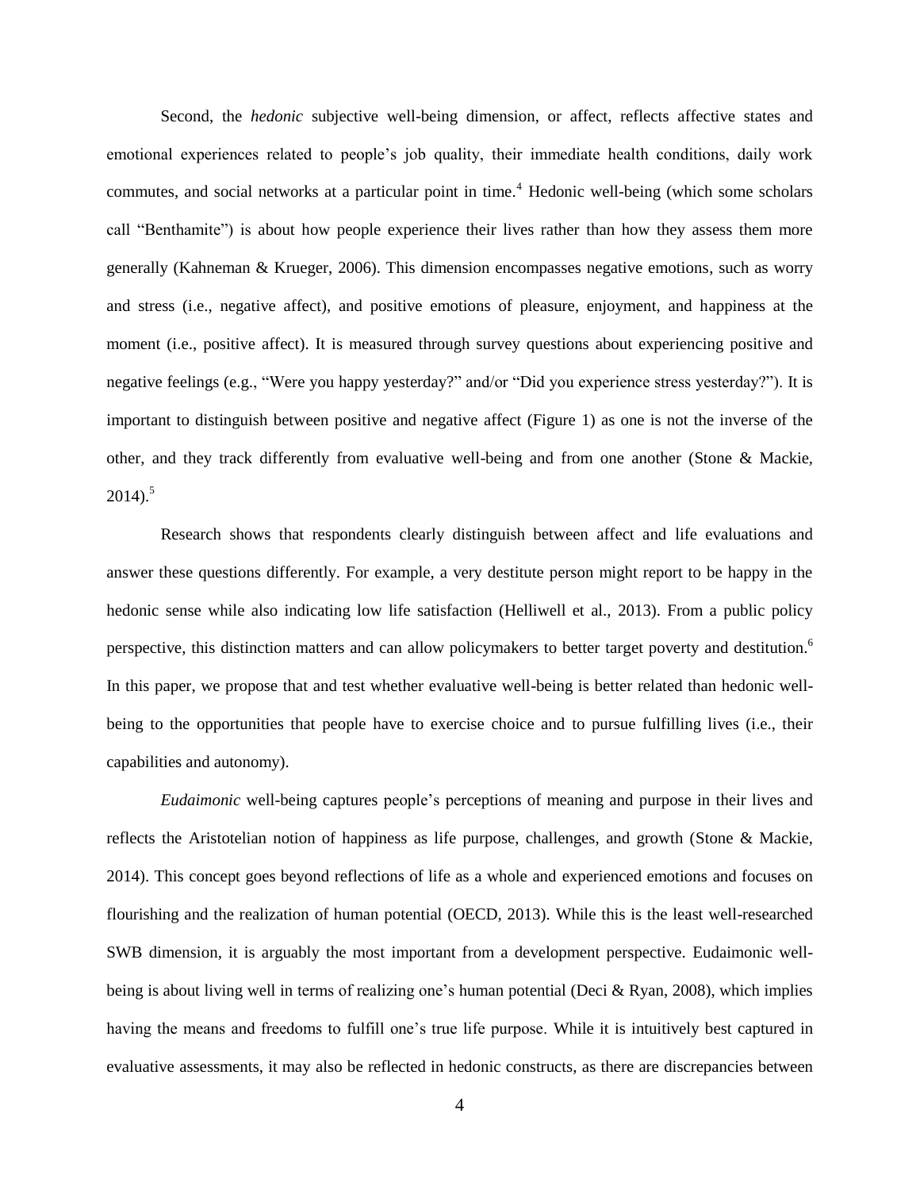Second, the *hedonic* subjective well-being dimension, or affect, reflects affective states and emotional experiences related to people's job quality, their immediate health conditions, daily work commutes, and social networks at a particular point in time.[4] Hedonic well-being (which some scholars call "Benthamite") is about how people experience their lives rather than how they assess them more generally (Kahneman & Krueger, 2006). This dimension encompasses negative emotions, such as worry and stress (i.e., negative affect), and positive emotions of pleasure, enjoyment, and happiness at the moment (i.e., positive affect). It is measured through survey questions about experiencing positive and negative feelings (e.g., "Were you happy yesterday?" and/or "Did you experience stress yesterday?"). It is important to distinguish between positive and negative affect (Figure 1) as one is not the inverse of the other, and they track differently from evaluative well-being and from one another (Stone & Mackie, 2014).[5]

Research shows that respondents clearly distinguish between affect and life evaluations and answer these questions differently. For example, a very destitute person might report to be happy in the hedonic sense while also indicating low life satisfaction (Helliwell et al., 2013). From a public policy perspective, this distinction matters and can allow policymakers to better target poverty and destitution.[6] In this paper, we propose that and test whether evaluative well-being is better related than hedonic well-being to the opportunities that people have to exercise choice and to pursue fulfilling lives (i.e., their capabilities and autonomy).

*Eudaimonic* well-being captures people's perceptions of meaning and purpose in their lives and reflects the Aristotelian notion of happiness as life purpose, challenges, and growth (Stone & Mackie, 2014). This concept goes beyond reflections of life as a whole and experienced emotions and focuses on flourishing and the realization of human potential (OECD, 2013). While this is the least well-researched SWB dimension, it is arguably the most important from a development perspective. Eudaimonic well-being is about living well in terms of realizing one's human potential (Deci & Ryan, 2008), which implies having the means and freedoms to fulfill one's true life purpose. While it is intuitively best captured in evaluative assessments, it may also be reflected in hedonic constructs, as there are discrepancies between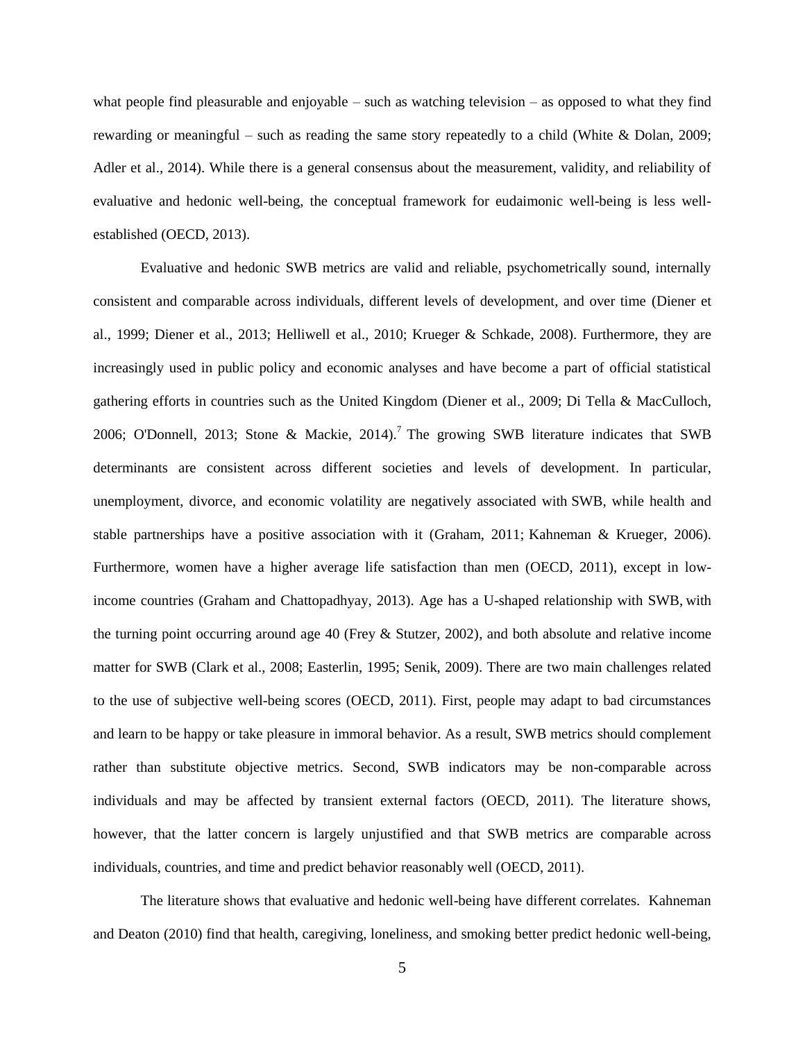what people find pleasurable and enjoyable – such as watching television – as opposed to what they find rewarding or meaningful – such as reading the same story repeatedly to a child (White & Dolan, 2009; Adler et al., 2014). While there is a general consensus about the measurement, validity, and reliability of evaluative and hedonic well-being, the conceptual framework for eudaimonic well-being is less well-established (OECD, 2013).

Evaluative and hedonic SWB metrics are valid and reliable, psychometrically sound, internally consistent and comparable across individuals, different levels of development, and over time (Diener et al., 1999; Diener et al., 2013; Helliwell et al., 2010; Krueger & Schkade, 2008). Furthermore, they are increasingly used in public policy and economic analyses and have become a part of official statistical gathering efforts in countries such as the United Kingdom (Diener et al., 2009; Di Tella & MacCulloch, 2006; O'Donnell, 2013; Stone & Mackie, 2014).[7] The growing SWB literature indicates that SWB determinants are consistent across different societies and levels of development. In particular, unemployment, divorce, and economic volatility are negatively associated with SWB, while health and stable partnerships have a positive association with it (Graham, 2011; Kahneman & Krueger, 2006). Furthermore, women have a higher average life satisfaction than men (OECD, 2011), except in low-income countries (Graham and Chattopadhyay, 2013). Age has a U-shaped relationship with SWB, with the turning point occurring around age 40 (Frey & Stutzer, 2002), and both absolute and relative income matter for SWB (Clark et al., 2008; Easterlin, 1995; Senik, 2009). There are two main challenges related to the use of subjective well-being scores (OECD, 2011). First, people may adapt to bad circumstances and learn to be happy or take pleasure in immoral behavior. As a result, SWB metrics should complement rather than substitute objective metrics. Second, SWB indicators may be non-comparable across individuals and may be affected by transient external factors (OECD, 2011). The literature shows, however, that the latter concern is largely unjustified and that SWB metrics are comparable across individuals, countries, and time and predict behavior reasonably well (OECD, 2011).

The literature shows that evaluative and hedonic well-being have different correlates. Kahneman and Deaton (2010) find that health, caregiving, loneliness, and smoking better predict hedonic well-being,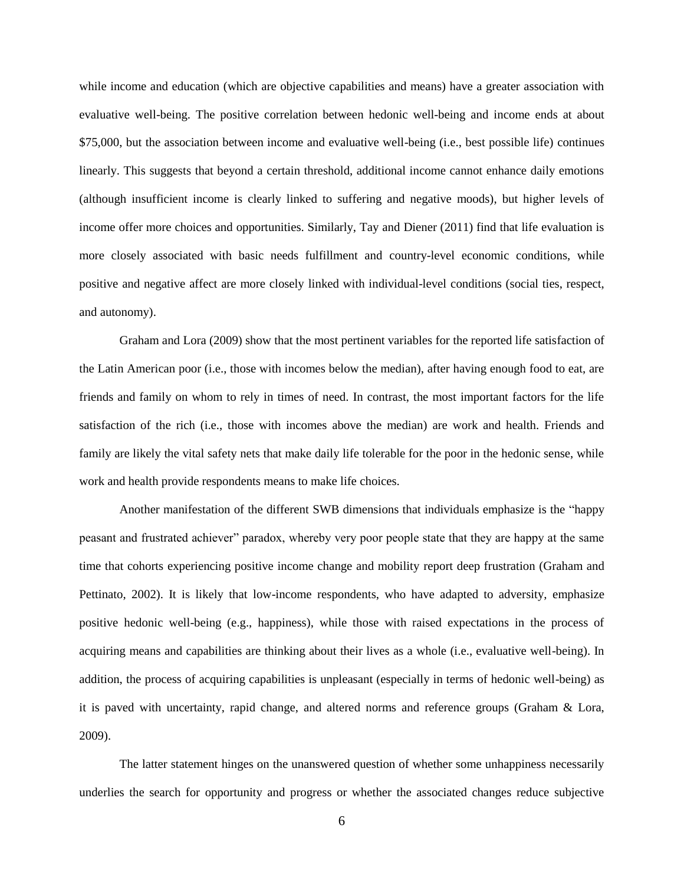while income and education (which are objective capabilities and means) have a greater association with evaluative well-being. The positive correlation between hedonic well-being and income ends at about $75,000, but the association between income and evaluative well-being (i.e., best possible life) continues linearly. This suggests that beyond a certain threshold, additional income cannot enhance daily emotions (although insufficient income is clearly linked to suffering and negative moods), but higher levels of income offer more choices and opportunities. Similarly, Tay and Diener (2011) find that life evaluation is more closely associated with basic needs fulfillment and country-level economic conditions, while positive and negative affect are more closely linked with individual-level conditions (social ties, respect, and autonomy).

Graham and Lora (2009) show that the most pertinent variables for the reported life satisfaction of the Latin American poor (i.e., those with incomes below the median), after having enough food to eat, are friends and family on whom to rely in times of need. In contrast, the most important factors for the life satisfaction of the rich (i.e., those with incomes above the median) are work and health. Friends and family are likely the vital safety nets that make daily life tolerable for the poor in the hedonic sense, while work and health provide respondents means to make life choices.

Another manifestation of the different SWB dimensions that individuals emphasize is the "happy peasant and frustrated achiever" paradox, whereby very poor people state that they are happy at the same time that cohorts experiencing positive income change and mobility report deep frustration (Graham and Pettinato, 2002). It is likely that low-income respondents, who have adapted to adversity, emphasize positive hedonic well-being (e.g., happiness), while those with raised expectations in the process of acquiring means and capabilities are thinking about their lives as a whole (i.e., evaluative well-being). In addition, the process of acquiring capabilities is unpleasant (especially in terms of hedonic well-being) as it is paved with uncertainty, rapid change, and altered norms and reference groups (Graham & Lora, 2009).

The latter statement hinges on the unanswered question of whether some unhappiness necessarily underlies the search for opportunity and progress or whether the associated changes reduce subjective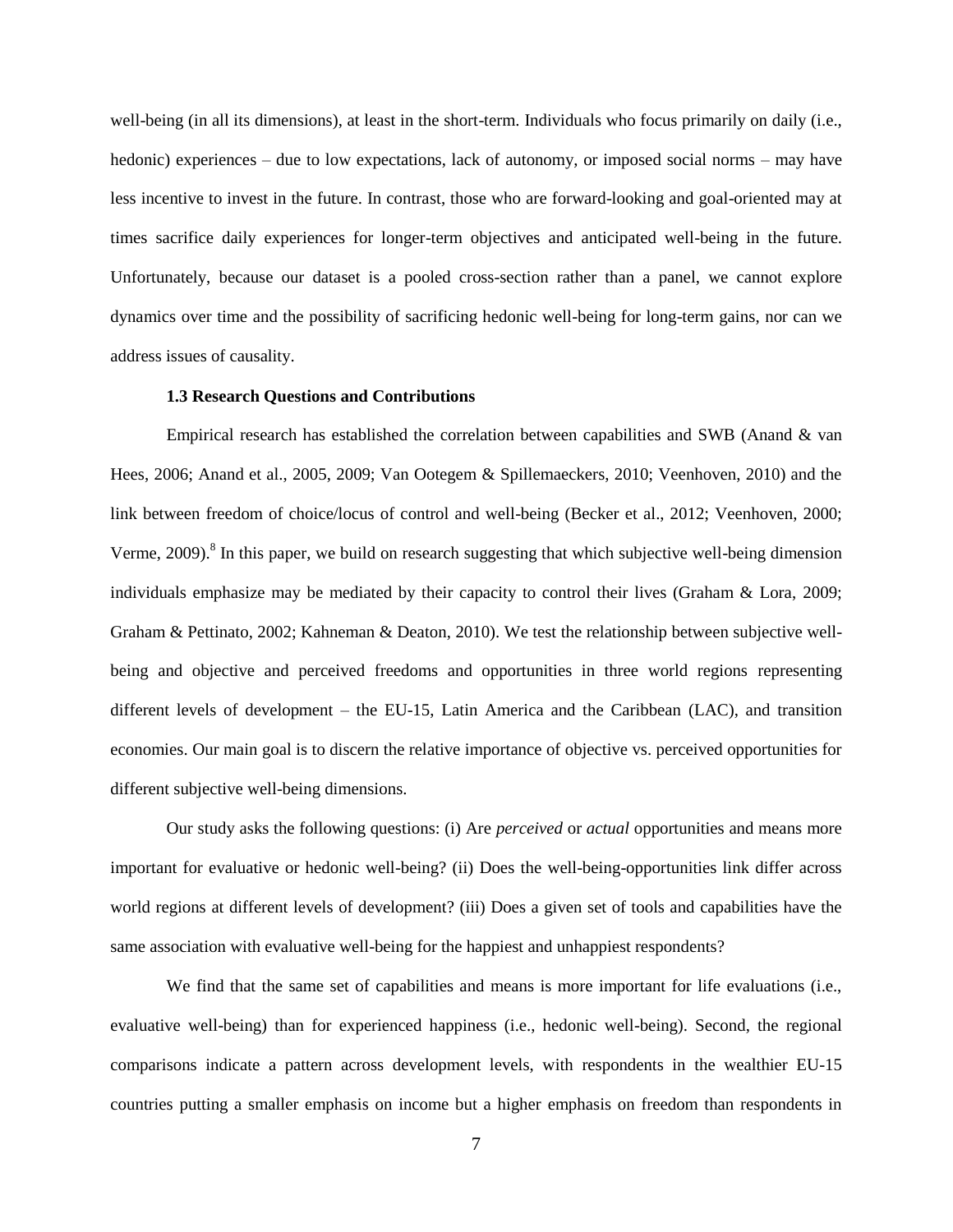well-being (in all its dimensions), at least in the short-term. Individuals who focus primarily on daily (i.e., hedonic) experiences – due to low expectations, lack of autonomy, or imposed social norms – may have less incentive to invest in the future. In contrast, those who are forward-looking and goal-oriented may at times sacrifice daily experiences for longer-term objectives and anticipated well-being in the future. Unfortunately, because our dataset is a pooled cross-section rather than a panel, we cannot explore dynamics over time and the possibility of sacrificing hedonic well-being for long-term gains, nor can we address issues of causality.

### 1.3 Research Questions and Contributions

Empirical research has established the correlation between capabilities and SWB (Anand & van Hees, 2006; Anand et al., 2005, 2009; Van Ootegem & Spillemaeckers, 2010; Veenhoven, 2010) and the link between freedom of choice/locus of control and well-being (Becker et al., 2012; Veenhoven, 2000; Verme, 2009).[8] In this paper, we build on research suggesting that which subjective well-being dimension individuals emphasize may be mediated by their capacity to control their lives (Graham & Lora, 2009; Graham & Pettinato, 2002; Kahneman & Deaton, 2010). We test the relationship between subjective well-being and objective and perceived freedoms and opportunities in three world regions representing different levels of development – the EU-15, Latin America and the Caribbean (LAC), and transition economies. Our main goal is to discern the relative importance of objective vs. perceived opportunities for different subjective well-being dimensions.

Our study asks the following questions: (i) Are *perceived* or *actual* opportunities and means more important for evaluative or hedonic well-being? (ii) Does the well-being-opportunities link differ across world regions at different levels of development? (iii) Does a given set of tools and capabilities have the same association with evaluative well-being for the happiest and unhappiest respondents?

We find that the same set of capabilities and means is more important for life evaluations (i.e., evaluative well-being) than for experienced happiness (i.e., hedonic well-being). Second, the regional comparisons indicate a pattern across development levels, with respondents in the wealthier EU-15 countries putting a smaller emphasis on income but a higher emphasis on freedom than respondents in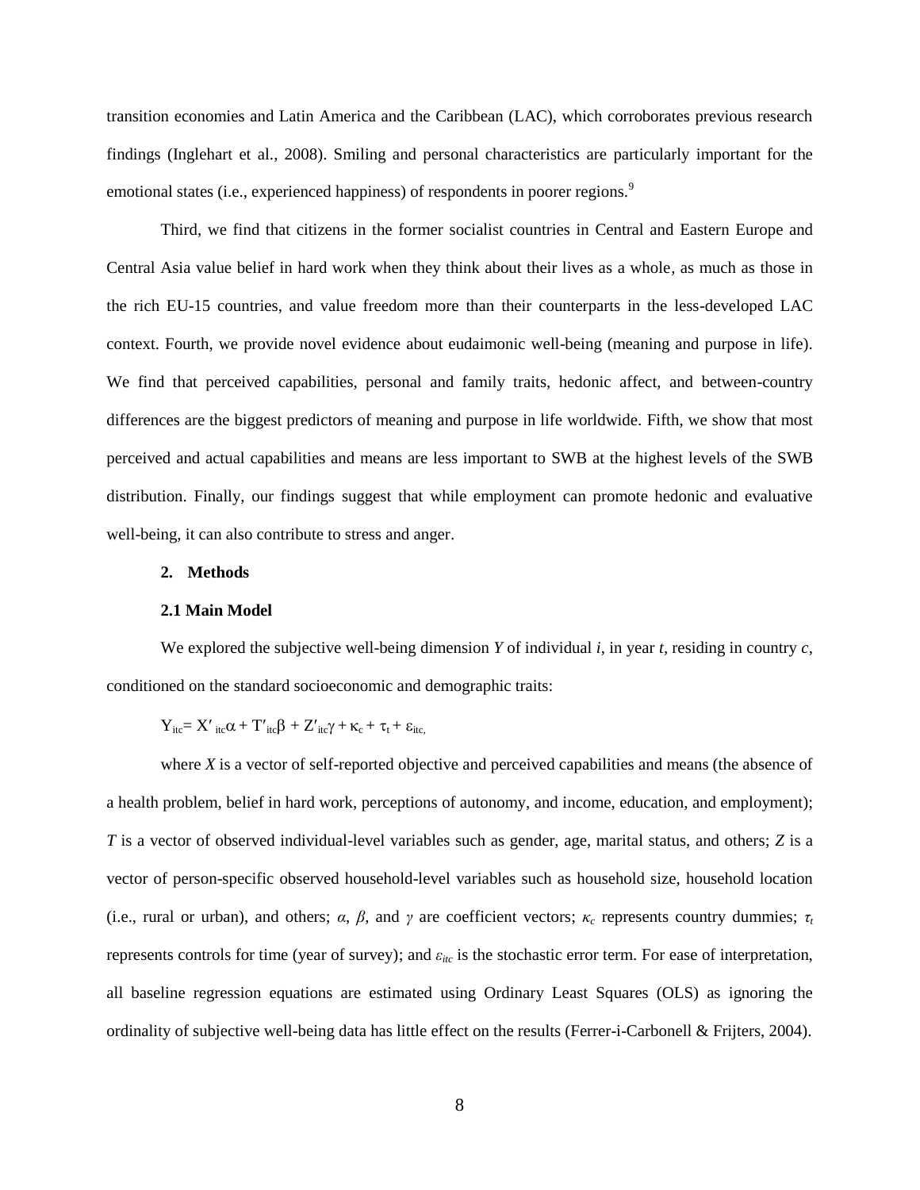transition economies and Latin America and the Caribbean (LAC), which corroborates previous research findings (Inglehart et al., 2008). Smiling and personal characteristics are particularly important for the emotional states (i.e., experienced happiness) of respondents in poorer regions.[9]

Third, we find that citizens in the former socialist countries in Central and Eastern Europe and Central Asia value belief in hard work when they think about their lives as a whole, as much as those in the rich EU-15 countries, and value freedom more than their counterparts in the less-developed LAC context. Fourth, we provide novel evidence about eudaimonic well-being (meaning and purpose in life). We find that perceived capabilities, personal and family traits, hedonic affect, and between-country differences are the biggest predictors of meaning and purpose in life worldwide. Fifth, we show that most perceived and actual capabilities and means are less important to SWB at the highest levels of the SWB distribution. Finally, our findings suggest that while employment can promote hedonic and evaluative well-being, it can also contribute to stress and anger.

## 2. Methods

### 2.1 Main Model

We explored the subjective well-being dimension *Y* of individual *i*, in year *t*, residing in country *c*, conditioned on the standard socioeconomic and demographic traits:

$$Y_{itc} = X'_{itc}\alpha + T'_{itc}\beta + Z'_{itc}\gamma + \kappa_c + \tau_t + \varepsilon_{itc},$$

where *X* is a vector of self-reported objective and perceived capabilities and means (the absence of a health problem, belief in hard work, perceptions of autonomy, and income, education, and employment); *T* is a vector of observed individual-level variables such as gender, age, marital status, and others; *Z* is a vector of person-specific observed household-level variables such as household size, household location (i.e., rural or urban), and others; $\alpha$, $\beta$, and $\gamma$ are coefficient vectors; $\kappa_c$ represents country dummies; $\tau_t$ represents controls for time (year of survey); and $\varepsilon_{itc}$ is the stochastic error term. For ease of interpretation, all baseline regression equations are estimated using Ordinary Least Squares (OLS) as ignoring the ordinality of subjective well-being data has little effect on the results (Ferrer-i-Carbonell & Frijters, 2004).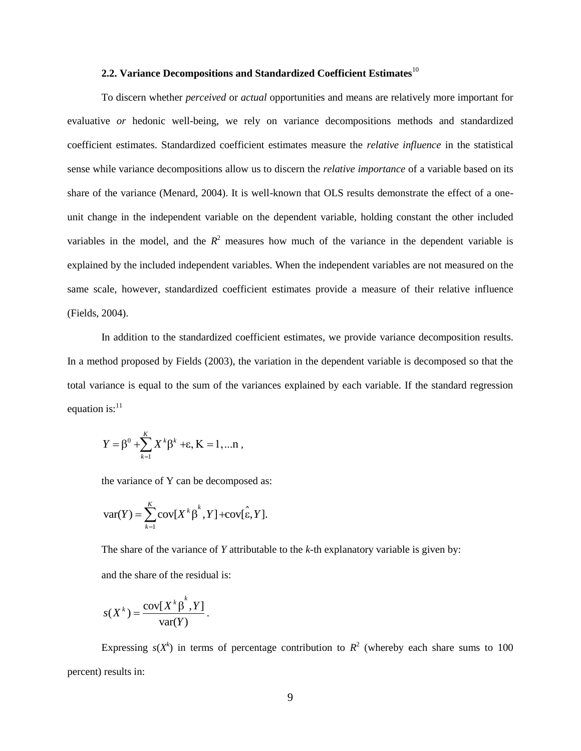### 2.2. Variance Decompositions and Standardized Coefficient Estimates[10]

To discern whether *perceived* or *actual* opportunities and means are relatively more important for evaluative *or* hedonic well-being, we rely on variance decompositions methods and standardized coefficient estimates. Standardized coefficient estimates measure the *relative influence* in the statistical sense while variance decompositions allow us to discern the *relative importance* of a variable based on its share of the variance (Menard, 2004). It is well-known that OLS results demonstrate the effect of a one-unit change in the independent variable on the dependent variable, holding constant the other included variables in the model, and the $R^2$ measures how much of the variance in the dependent variable is explained by the included independent variables. When the independent variables are not measured on the same scale, however, standardized coefficient estimates provide a measure of their relative influence (Fields, 2004).

In addition to the standardized coefficient estimates, we provide variance decomposition results. In a method proposed by Fields (2003), the variation in the dependent variable is decomposed so that the total variance is equal to the sum of the variances explained by each variable. If the standard regression equation is:[11]

$$Y = \beta^0 + \sum_{k=1}^{K} X^k \beta^k + \varepsilon, \mathrm{K} = 1, ...\mathrm{n} \,,$$

the variance of Y can be decomposed as:

$$\mathrm{var}(Y) = \sum_{k=1}^{K} \mathrm{cov}[X^k \hat{\beta}^k, Y] + \mathrm{cov}[\hat{\varepsilon}, Y].$$

The share of the variance of *Y* attributable to the *k*-th explanatory variable is given by:

and the share of the residual is:

$$s(X^k) = \frac{\mathrm{cov}[X^k \hat{\beta}^k, Y]}{\mathrm{var}(Y)} \,.$$

Expressing $s(X^k)$ in terms of percentage contribution to $R^2$ (whereby each share sums to 100 percent) results in: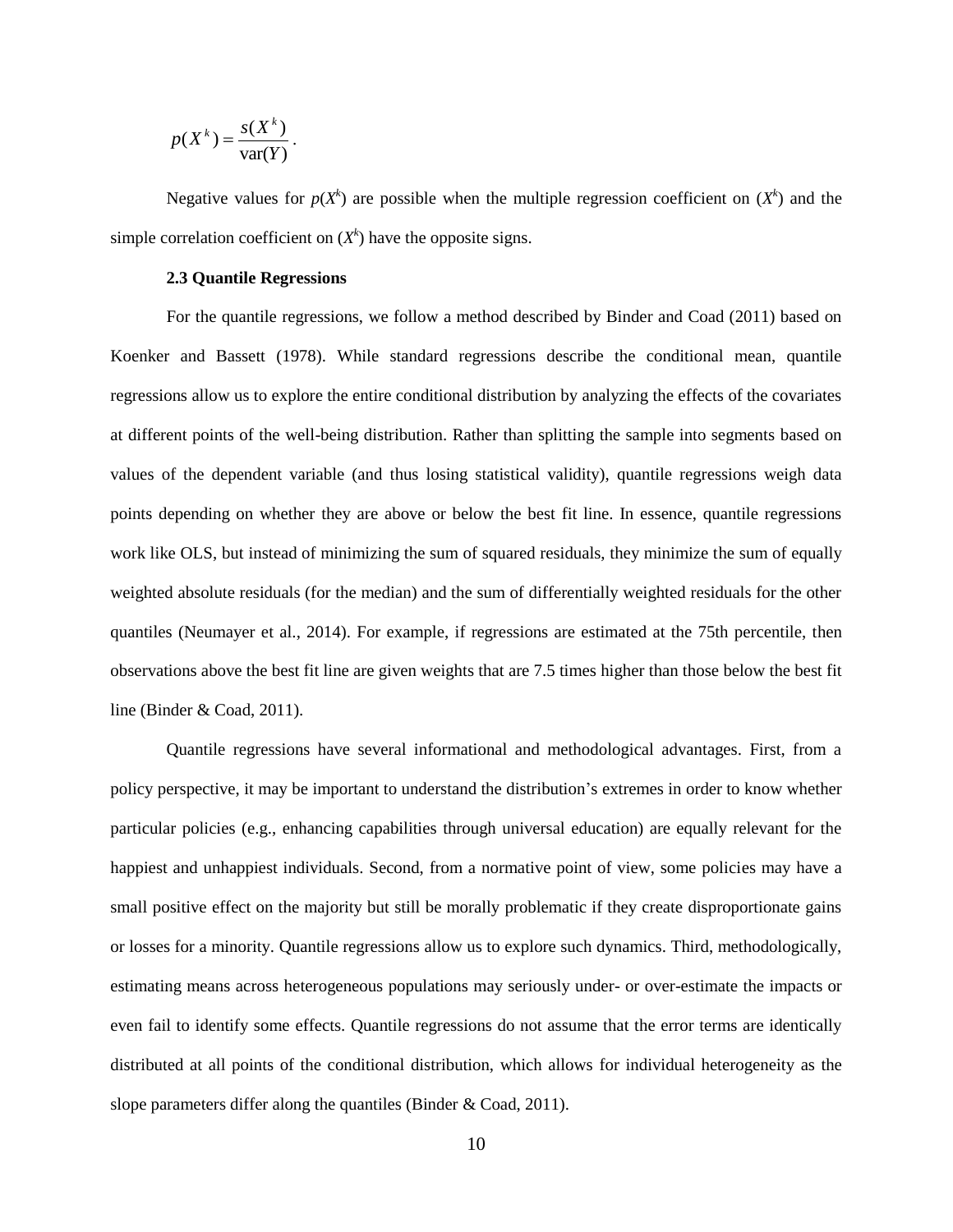$$p(X^k) = \frac{s(X^k)}{\text{var}(Y)}.$$

Negative values for $p(X^k)$ are possible when the multiple regression coefficient on ($X^k$) and the simple correlation coefficient on ($X^k$) have the opposite signs.

### 2.3 Quantile Regressions

For the quantile regressions, we follow a method described by Binder and Coad (2011) based on Koenker and Bassett (1978). While standard regressions describe the conditional mean, quantile regressions allow us to explore the entire conditional distribution by analyzing the effects of the covariates at different points of the well-being distribution. Rather than splitting the sample into segments based on values of the dependent variable (and thus losing statistical validity), quantile regressions weigh data points depending on whether they are above or below the best fit line. In essence, quantile regressions work like OLS, but instead of minimizing the sum of squared residuals, they minimize the sum of equally weighted absolute residuals (for the median) and the sum of differentially weighted residuals for the other quantiles (Neumayer et al., 2014). For example, if regressions are estimated at the 75th percentile, then observations above the best fit line are given weights that are 7.5 times higher than those below the best fit line (Binder & Coad, 2011).

Quantile regressions have several informational and methodological advantages. First, from a policy perspective, it may be important to understand the distribution's extremes in order to know whether particular policies (e.g., enhancing capabilities through universal education) are equally relevant for the happiest and unhappiest individuals. Second, from a normative point of view, some policies may have a small positive effect on the majority but still be morally problematic if they create disproportionate gains or losses for a minority. Quantile regressions allow us to explore such dynamics. Third, methodologically, estimating means across heterogeneous populations may seriously under- or over-estimate the impacts or even fail to identify some effects. Quantile regressions do not assume that the error terms are identically distributed at all points of the conditional distribution, which allows for individual heterogeneity as the slope parameters differ along the quantiles (Binder & Coad, 2011).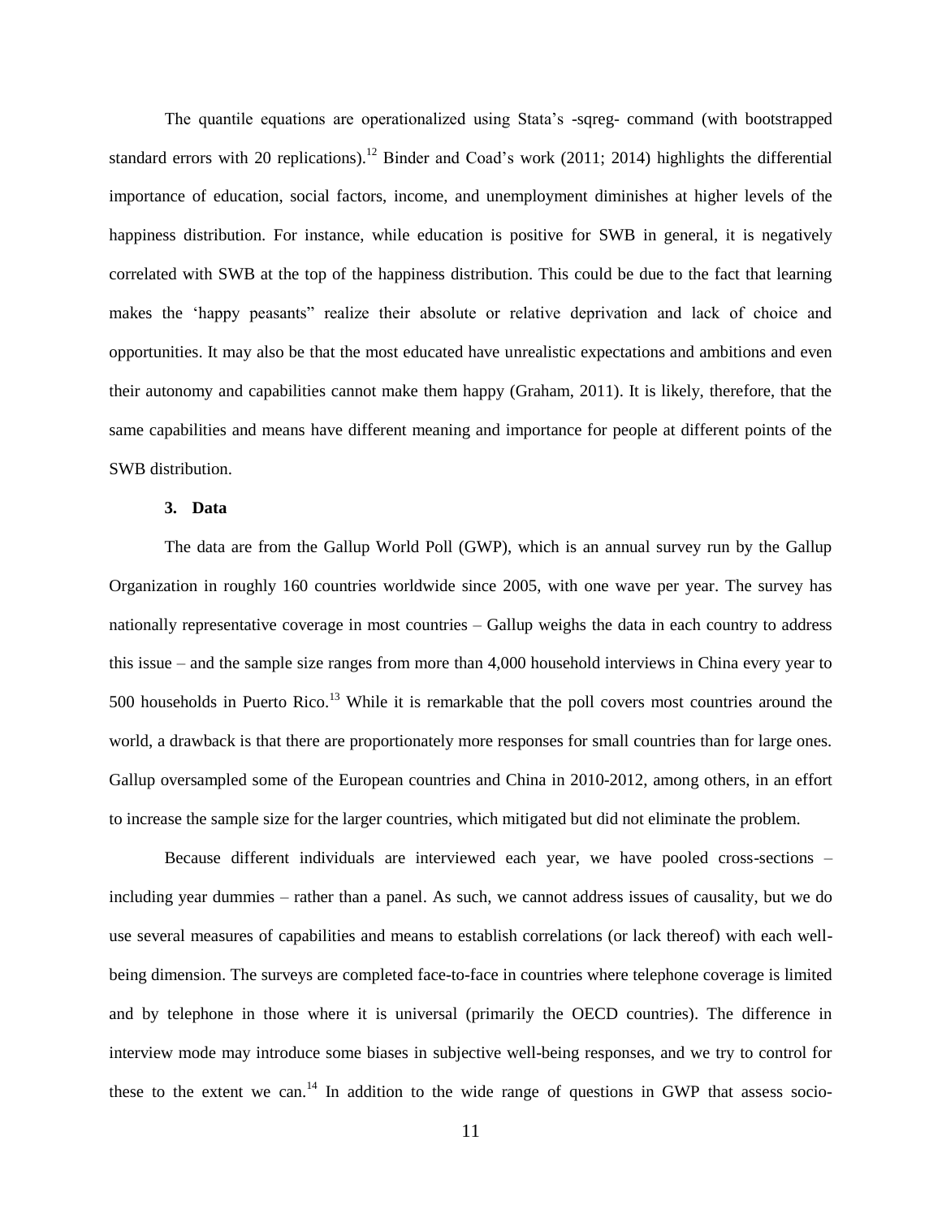The quantile equations are operationalized using Stata's -sqreg- command (with bootstrapped standard errors with 20 replications).[12] Binder and Coad's work (2011; 2014) highlights the differential importance of education, social factors, income, and unemployment diminishes at higher levels of the happiness distribution. For instance, while education is positive for SWB in general, it is negatively correlated with SWB at the top of the happiness distribution. This could be due to the fact that learning makes the 'happy peasants" realize their absolute or relative deprivation and lack of choice and opportunities. It may also be that the most educated have unrealistic expectations and ambitions and even their autonomy and capabilities cannot make them happy (Graham, 2011). It is likely, therefore, that the same capabilities and means have different meaning and importance for people at different points of the SWB distribution.

### 3. Data

The data are from the Gallup World Poll (GWP), which is an annual survey run by the Gallup Organization in roughly 160 countries worldwide since 2005, with one wave per year. The survey has nationally representative coverage in most countries – Gallup weighs the data in each country to address this issue – and the sample size ranges from more than 4,000 household interviews in China every year to 500 households in Puerto Rico.[13] While it is remarkable that the poll covers most countries around the world, a drawback is that there are proportionately more responses for small countries than for large ones. Gallup oversampled some of the European countries and China in 2010-2012, among others, in an effort to increase the sample size for the larger countries, which mitigated but did not eliminate the problem.

Because different individuals are interviewed each year, we have pooled cross-sections – including year dummies – rather than a panel. As such, we cannot address issues of causality, but we do use several measures of capabilities and means to establish correlations (or lack thereof) with each well-being dimension. The surveys are completed face-to-face in countries where telephone coverage is limited and by telephone in those where it is universal (primarily the OECD countries). The difference in interview mode may introduce some biases in subjective well-being responses, and we try to control for these to the extent we can.[14] In addition to the wide range of questions in GWP that assess socio-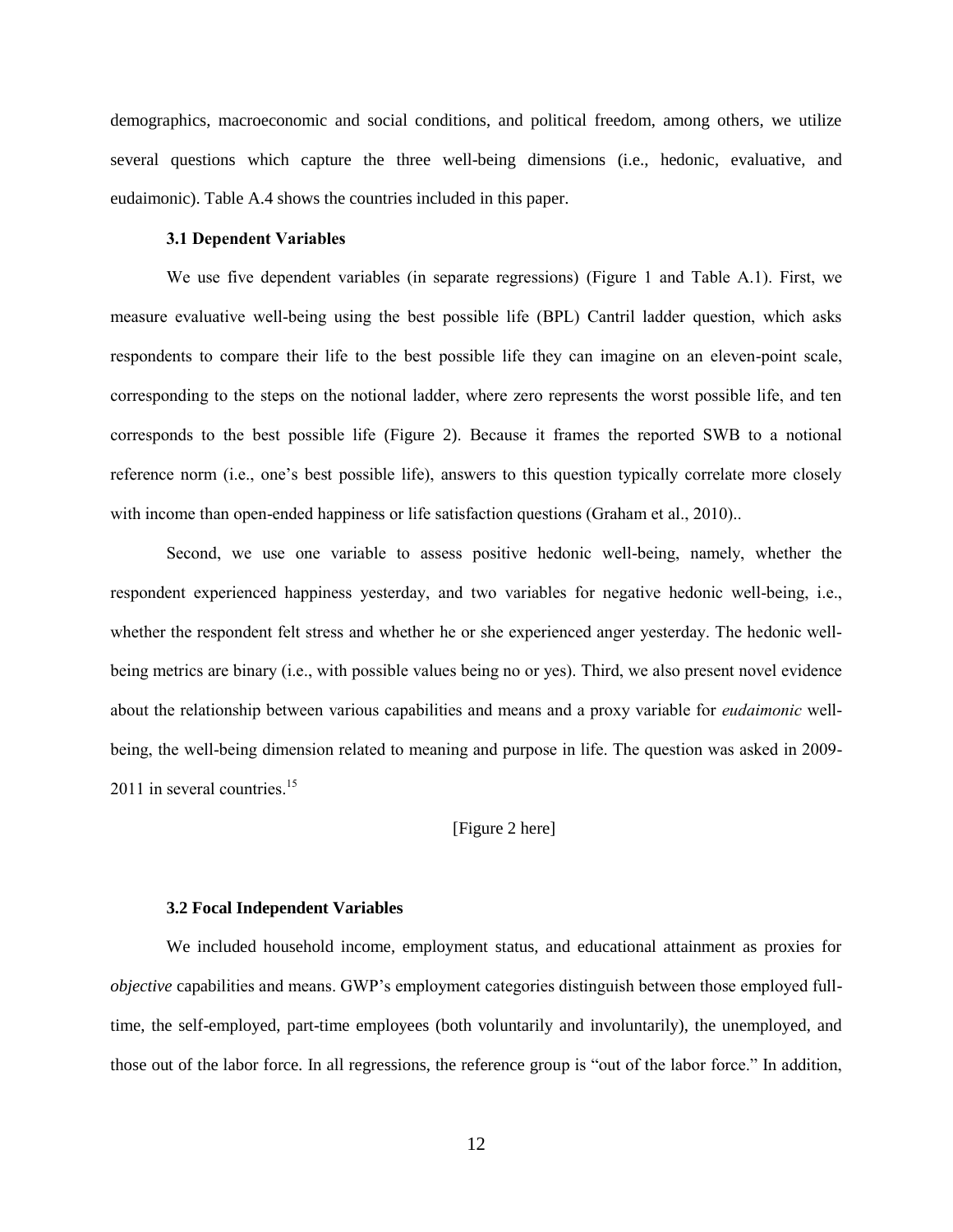demographics, macroeconomic and social conditions, and political freedom, among others, we utilize several questions which capture the three well-being dimensions (i.e., hedonic, evaluative, and eudaimonic). Table A.4 shows the countries included in this paper.

### 3.1 Dependent Variables

We use five dependent variables (in separate regressions) (Figure 1 and Table A.1). First, we measure evaluative well-being using the best possible life (BPL) Cantril ladder question, which asks respondents to compare their life to the best possible life they can imagine on an eleven-point scale, corresponding to the steps on the notional ladder, where zero represents the worst possible life, and ten corresponds to the best possible life (Figure 2). Because it frames the reported SWB to a notional reference norm (i.e., one's best possible life), answers to this question typically correlate more closely with income than open-ended happiness or life satisfaction questions (Graham et al., 2010)..

Second, we use one variable to assess positive hedonic well-being, namely, whether the respondent experienced happiness yesterday, and two variables for negative hedonic well-being, i.e., whether the respondent felt stress and whether he or she experienced anger yesterday. The hedonic well-being metrics are binary (i.e., with possible values being no or yes). Third, we also present novel evidence about the relationship between various capabilities and means and a proxy variable for *eudaimonic* well-being, the well-being dimension related to meaning and purpose in life. The question was asked in 2009-2011 in several countries.[15]

[Figure 2 here]

### 3.2 Focal Independent Variables

We included household income, employment status, and educational attainment as proxies for *objective* capabilities and means. GWP's employment categories distinguish between those employed full-time, the self-employed, part-time employees (both voluntarily and involuntarily), the unemployed, and those out of the labor force. In all regressions, the reference group is "out of the labor force." In addition,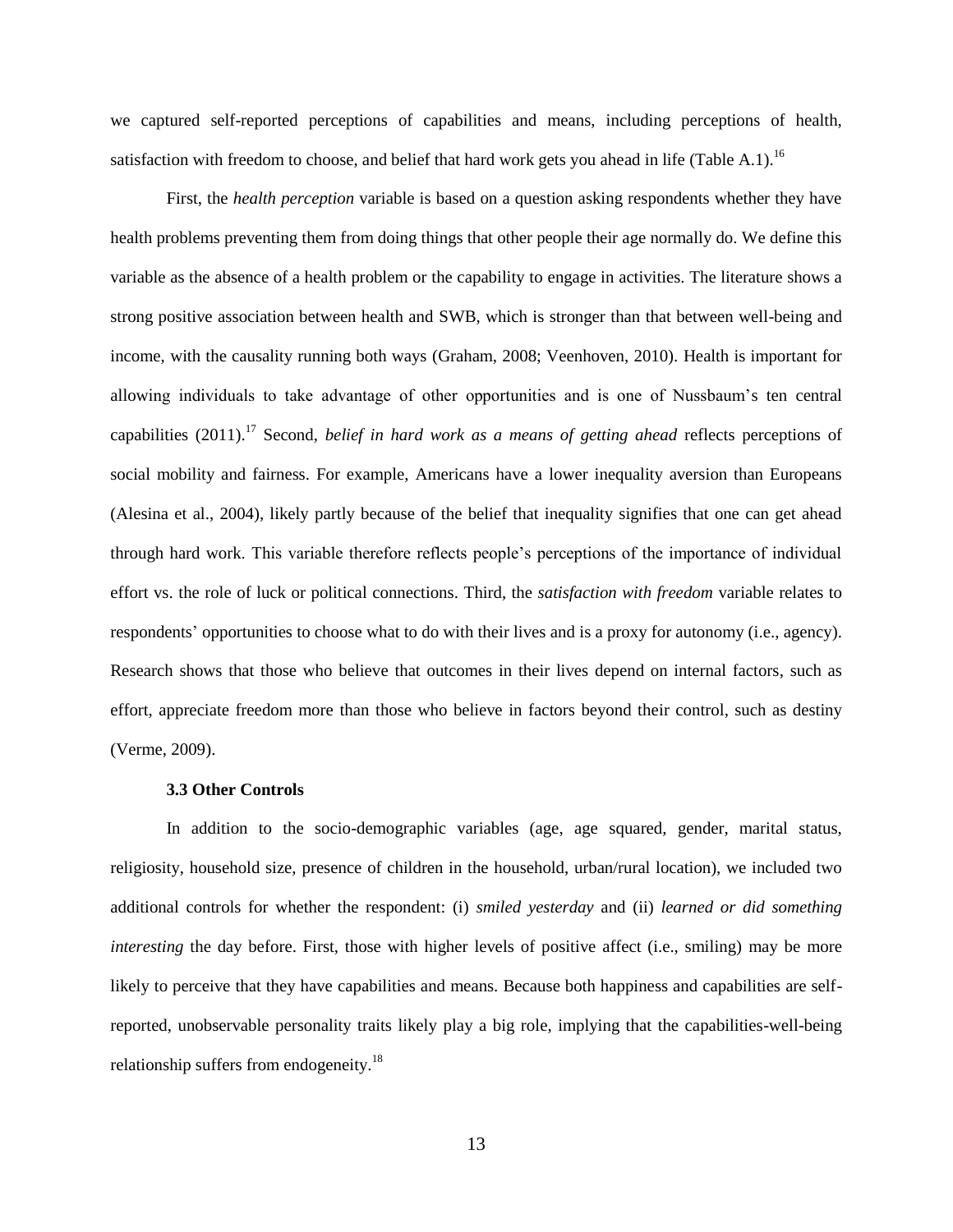we captured self-reported perceptions of capabilities and means, including perceptions of health, satisfaction with freedom to choose, and belief that hard work gets you ahead in life (Table A.1).[16]

First, the *health perception* variable is based on a question asking respondents whether they have health problems preventing them from doing things that other people their age normally do. We define this variable as the absence of a health problem or the capability to engage in activities. The literature shows a strong positive association between health and SWB, which is stronger than that between well-being and income, with the causality running both ways (Graham, 2008; Veenhoven, 2010). Health is important for allowing individuals to take advantage of other opportunities and is one of Nussbaum's ten central capabilities (2011).[17] Second, *belief in hard work as a means of getting ahead* reflects perceptions of social mobility and fairness. For example, Americans have a lower inequality aversion than Europeans (Alesina et al., 2004), likely partly because of the belief that inequality signifies that one can get ahead through hard work. This variable therefore reflects people's perceptions of the importance of individual effort vs. the role of luck or political connections. Third, the *satisfaction with freedom* variable relates to respondents' opportunities to choose what to do with their lives and is a proxy for autonomy (i.e., agency). Research shows that those who believe that outcomes in their lives depend on internal factors, such as effort, appreciate freedom more than those who believe in factors beyond their control, such as destiny (Verme, 2009).

### 3.3 Other Controls

In addition to the socio-demographic variables (age, age squared, gender, marital status, religiosity, household size, presence of children in the household, urban/rural location), we included two additional controls for whether the respondent: (i) *smiled yesterday* and (ii) *learned or did something interesting* the day before. First, those with higher levels of positive affect (i.e., smiling) may be more likely to perceive that they have capabilities and means. Because both happiness and capabilities are self-reported, unobservable personality traits likely play a big role, implying that the capabilities-well-being relationship suffers from endogeneity.[18]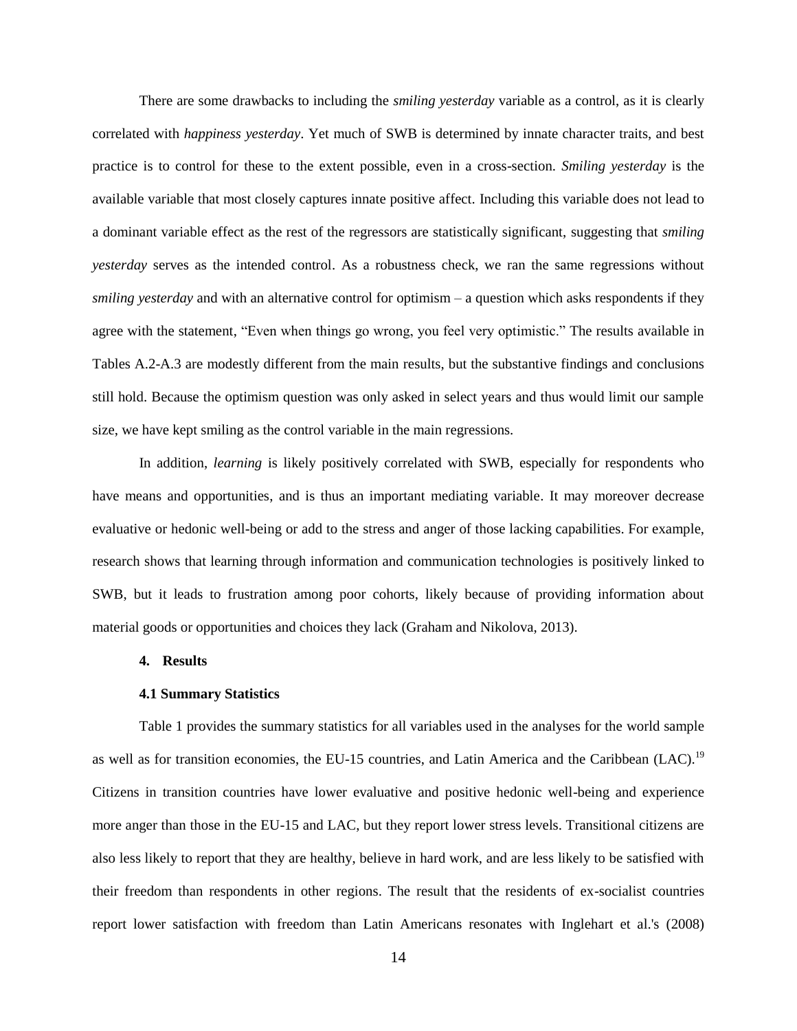There are some drawbacks to including the *smiling yesterday* variable as a control, as it is clearly correlated with *happiness yesterday*. Yet much of SWB is determined by innate character traits, and best practice is to control for these to the extent possible, even in a cross-section. *Smiling yesterday* is the available variable that most closely captures innate positive affect. Including this variable does not lead to a dominant variable effect as the rest of the regressors are statistically significant, suggesting that *smiling yesterday* serves as the intended control. As a robustness check, we ran the same regressions without *smiling yesterday* and with an alternative control for optimism – a question which asks respondents if they agree with the statement, "Even when things go wrong, you feel very optimistic." The results available in Tables A.2-A.3 are modestly different from the main results, but the substantive findings and conclusions still hold. Because the optimism question was only asked in select years and thus would limit our sample size, we have kept smiling as the control variable in the main regressions.

In addition, *learning* is likely positively correlated with SWB, especially for respondents who have means and opportunities, and is thus an important mediating variable. It may moreover decrease evaluative or hedonic well-being or add to the stress and anger of those lacking capabilities. For example, research shows that learning through information and communication technologies is positively linked to SWB, but it leads to frustration among poor cohorts, likely because of providing information about material goods or opportunities and choices they lack (Graham and Nikolova, 2013).

## 4. Results

### 4.1 Summary Statistics

Table 1 provides the summary statistics for all variables used in the analyses for the world sample as well as for transition economies, the EU-15 countries, and Latin America and the Caribbean (LAC).[19] Citizens in transition countries have lower evaluative and positive hedonic well-being and experience more anger than those in the EU-15 and LAC, but they report lower stress levels. Transitional citizens are also less likely to report that they are healthy, believe in hard work, and are less likely to be satisfied with their freedom than respondents in other regions. The result that the residents of ex-socialist countries report lower satisfaction with freedom than Latin Americans resonates with Inglehart et al.'s (2008)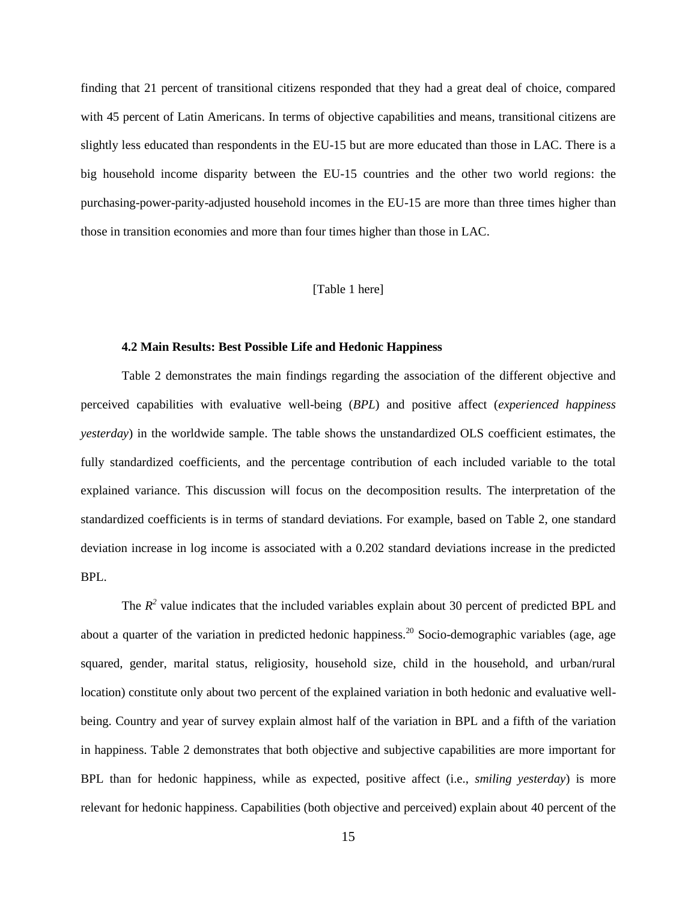finding that 21 percent of transitional citizens responded that they had a great deal of choice, compared with 45 percent of Latin Americans. In terms of objective capabilities and means, transitional citizens are slightly less educated than respondents in the EU-15 but are more educated than those in LAC. There is a big household income disparity between the EU-15 countries and the other two world regions: the purchasing-power-parity-adjusted household incomes in the EU-15 are more than three times higher than those in transition economies and more than four times higher than those in LAC.

[Table 1 here]

### 4.2 Main Results: Best Possible Life and Hedonic Happiness

Table 2 demonstrates the main findings regarding the association of the different objective and perceived capabilities with evaluative well-being (*BPL*) and positive affect (*experienced happiness yesterday*) in the worldwide sample. The table shows the unstandardized OLS coefficient estimates, the fully standardized coefficients, and the percentage contribution of each included variable to the total explained variance. This discussion will focus on the decomposition results. The interpretation of the standardized coefficients is in terms of standard deviations. For example, based on Table 2, one standard deviation increase in log income is associated with a 0.202 standard deviations increase in the predicted BPL.

The $R^2$ value indicates that the included variables explain about 30 percent of predicted BPL and about a quarter of the variation in predicted hedonic happiness.[20] Socio-demographic variables (age, age squared, gender, marital status, religiosity, household size, child in the household, and urban/rural location) constitute only about two percent of the explained variation in both hedonic and evaluative well-being. Country and year of survey explain almost half of the variation in BPL and a fifth of the variation in happiness. Table 2 demonstrates that both objective and subjective capabilities are more important for BPL than for hedonic happiness, while as expected, positive affect (i.e., *smiling yesterday*) is more relevant for hedonic happiness. Capabilities (both objective and perceived) explain about 40 percent of the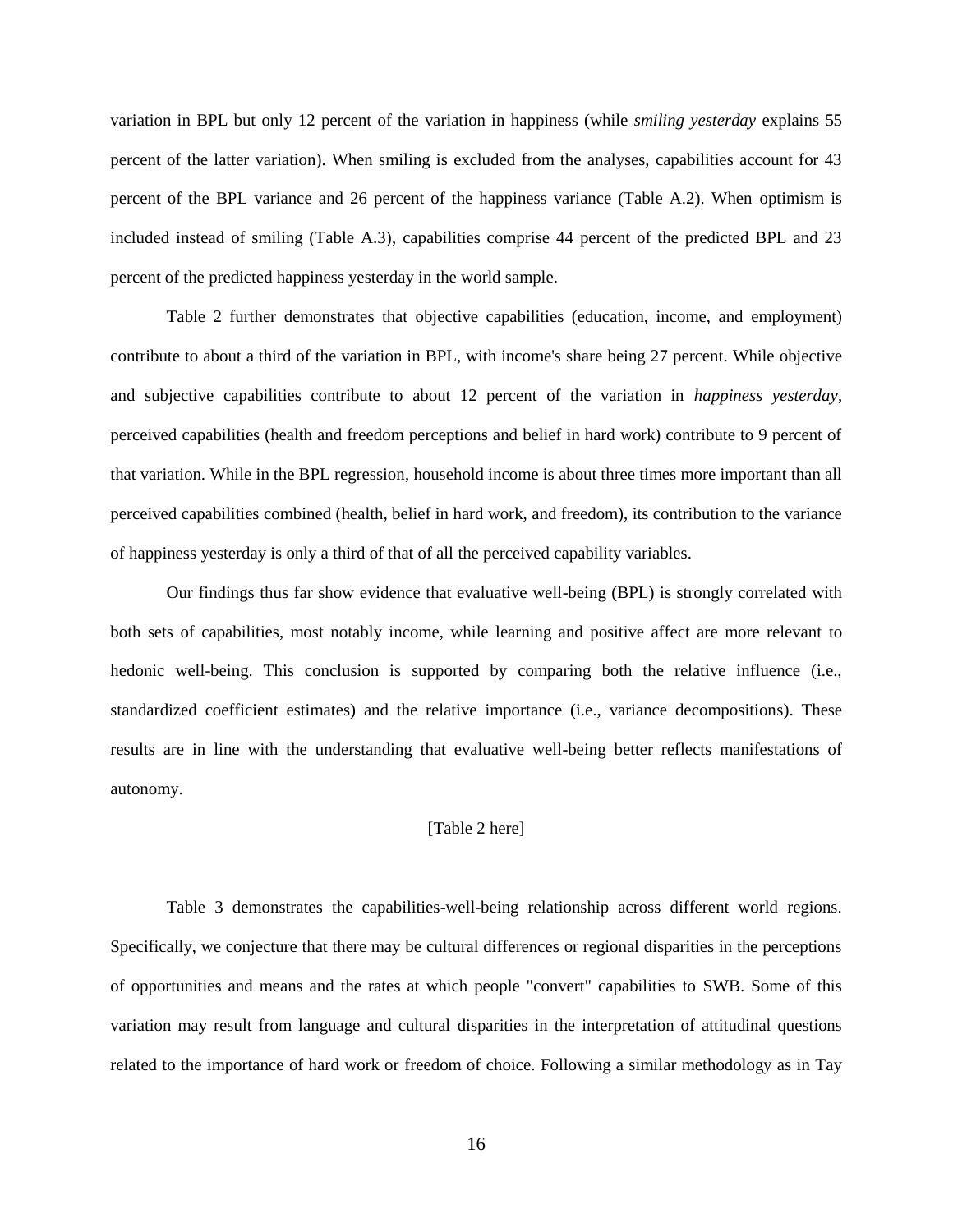variation in BPL but only 12 percent of the variation in happiness (while *smiling yesterday* explains 55 percent of the latter variation). When smiling is excluded from the analyses, capabilities account for 43 percent of the BPL variance and 26 percent of the happiness variance (Table A.2). When optimism is included instead of smiling (Table A.3), capabilities comprise 44 percent of the predicted BPL and 23 percent of the predicted happiness yesterday in the world sample.

Table 2 further demonstrates that objective capabilities (education, income, and employment) contribute to about a third of the variation in BPL, with income's share being 27 percent. While objective and subjective capabilities contribute to about 12 percent of the variation in *happiness yesterday*, perceived capabilities (health and freedom perceptions and belief in hard work) contribute to 9 percent of that variation. While in the BPL regression, household income is about three times more important than all perceived capabilities combined (health, belief in hard work, and freedom), its contribution to the variance of happiness yesterday is only a third of that of all the perceived capability variables.

Our findings thus far show evidence that evaluative well-being (BPL) is strongly correlated with both sets of capabilities, most notably income, while learning and positive affect are more relevant to hedonic well-being. This conclusion is supported by comparing both the relative influence (i.e., standardized coefficient estimates) and the relative importance (i.e., variance decompositions). These results are in line with the understanding that evaluative well-being better reflects manifestations of autonomy.

[Table 2 here]

Table 3 demonstrates the capabilities-well-being relationship across different world regions. Specifically, we conjecture that there may be cultural differences or regional disparities in the perceptions of opportunities and means and the rates at which people "convert" capabilities to SWB. Some of this variation may result from language and cultural disparities in the interpretation of attitudinal questions related to the importance of hard work or freedom of choice. Following a similar methodology as in Tay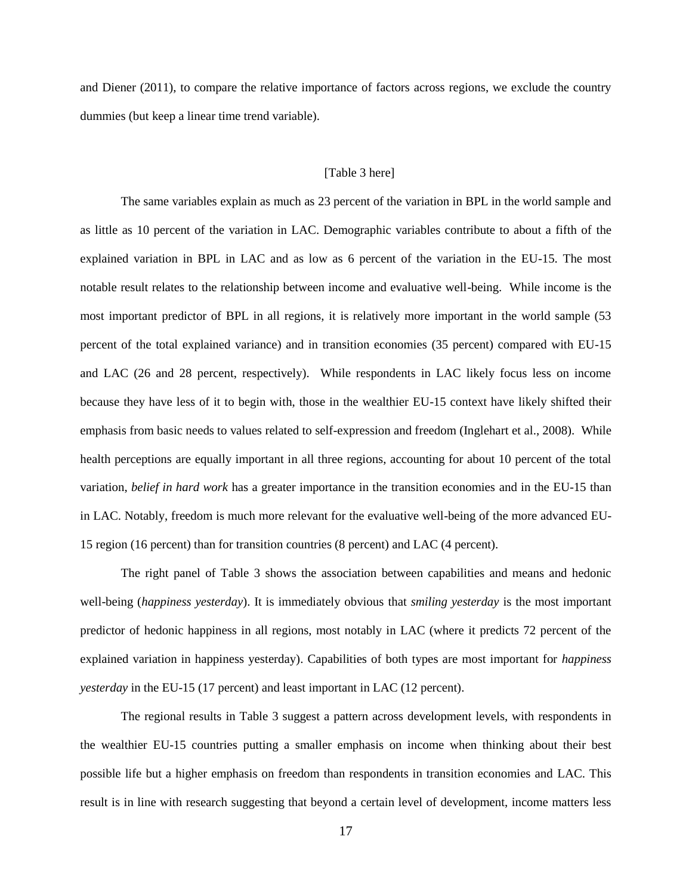and Diener (2011), to compare the relative importance of factors across regions, we exclude the country dummies (but keep a linear time trend variable).

[Table 3 here]

The same variables explain as much as 23 percent of the variation in BPL in the world sample and as little as 10 percent of the variation in LAC. Demographic variables contribute to about a fifth of the explained variation in BPL in LAC and as low as 6 percent of the variation in the EU-15. The most notable result relates to the relationship between income and evaluative well-being. While income is the most important predictor of BPL in all regions, it is relatively more important in the world sample (53 percent of the total explained variance) and in transition economies (35 percent) compared with EU-15 and LAC (26 and 28 percent, respectively). While respondents in LAC likely focus less on income because they have less of it to begin with, those in the wealthier EU-15 context have likely shifted their emphasis from basic needs to values related to self-expression and freedom (Inglehart et al., 2008). While health perceptions are equally important in all three regions, accounting for about 10 percent of the total variation, *belief in hard work* has a greater importance in the transition economies and in the EU-15 than in LAC. Notably, freedom is much more relevant for the evaluative well-being of the more advanced EU-15 region (16 percent) than for transition countries (8 percent) and LAC (4 percent).

The right panel of Table 3 shows the association between capabilities and means and hedonic well-being (*happiness yesterday*). It is immediately obvious that *smiling yesterday* is the most important predictor of hedonic happiness in all regions, most notably in LAC (where it predicts 72 percent of the explained variation in happiness yesterday). Capabilities of both types are most important for *happiness yesterday* in the EU-15 (17 percent) and least important in LAC (12 percent).

The regional results in Table 3 suggest a pattern across development levels, with respondents in the wealthier EU-15 countries putting a smaller emphasis on income when thinking about their best possible life but a higher emphasis on freedom than respondents in transition economies and LAC. This result is in line with research suggesting that beyond a certain level of development, income matters less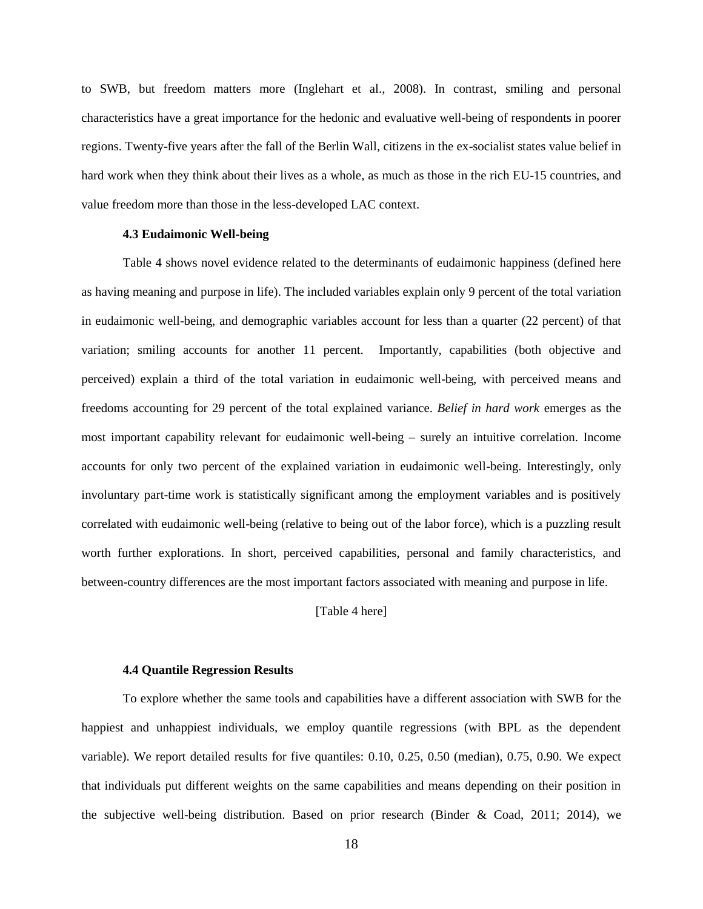to SWB, but freedom matters more (Inglehart et al., 2008). In contrast, smiling and personal characteristics have a great importance for the hedonic and evaluative well-being of respondents in poorer regions. Twenty-five years after the fall of the Berlin Wall, citizens in the ex-socialist states value belief in hard work when they think about their lives as a whole, as much as those in the rich EU-15 countries, and value freedom more than those in the less-developed LAC context.

### 4.3 Eudaimonic Well-being

Table 4 shows novel evidence related to the determinants of eudaimonic happiness (defined here as having meaning and purpose in life). The included variables explain only 9 percent of the total variation in eudaimonic well-being, and demographic variables account for less than a quarter (22 percent) of that variation; smiling accounts for another 11 percent. Importantly, capabilities (both objective and perceived) explain a third of the total variation in eudaimonic well-being, with perceived means and freedoms accounting for 29 percent of the total explained variance. *Belief in hard work* emerges as the most important capability relevant for eudaimonic well-being – surely an intuitive correlation. Income accounts for only two percent of the explained variation in eudaimonic well-being. Interestingly, only involuntary part-time work is statistically significant among the employment variables and is positively correlated with eudaimonic well-being (relative to being out of the labor force), which is a puzzling result worth further explorations. In short, perceived capabilities, personal and family characteristics, and between-country differences are the most important factors associated with meaning and purpose in life.

[Table 4 here]

### 4.4 Quantile Regression Results

To explore whether the same tools and capabilities have a different association with SWB for the happiest and unhappiest individuals, we employ quantile regressions (with BPL as the dependent variable). We report detailed results for five quantiles: 0.10, 0.25, 0.50 (median), 0.75, 0.90. We expect that individuals put different weights on the same capabilities and means depending on their position in the subjective well-being distribution. Based on prior research (Binder & Coad, 2011; 2014), we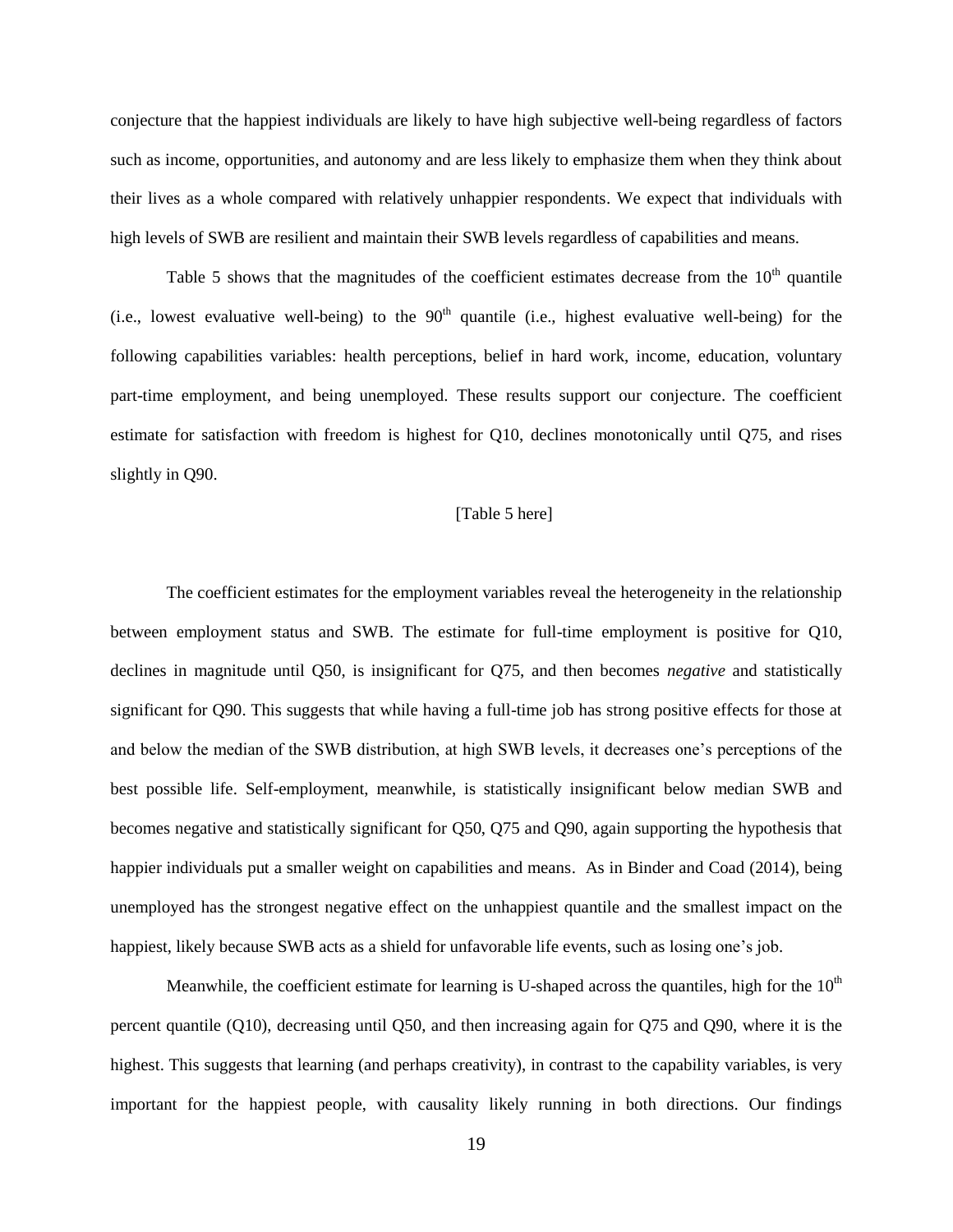conjecture that the happiest individuals are likely to have high subjective well-being regardless of factors such as income, opportunities, and autonomy and are less likely to emphasize them when they think about their lives as a whole compared with relatively unhappier respondents. We expect that individuals with high levels of SWB are resilient and maintain their SWB levels regardless of capabilities and means.

Table 5 shows that the magnitudes of the coefficient estimates decrease from the $10^{th}$ quantile (i.e., lowest evaluative well-being) to the $90^{th}$ quantile (i.e., highest evaluative well-being) for the following capabilities variables: health perceptions, belief in hard work, income, education, voluntary part-time employment, and being unemployed. These results support our conjecture. The coefficient estimate for satisfaction with freedom is highest for Q10, declines monotonically until Q75, and rises slightly in Q90.

[Table 5 here]

The coefficient estimates for the employment variables reveal the heterogeneity in the relationship between employment status and SWB. The estimate for full-time employment is positive for Q10, declines in magnitude until Q50, is insignificant for Q75, and then becomes *negative* and statistically significant for Q90. This suggests that while having a full-time job has strong positive effects for those at and below the median of the SWB distribution, at high SWB levels, it decreases one's perceptions of the best possible life. Self-employment, meanwhile, is statistically insignificant below median SWB and becomes negative and statistically significant for Q50, Q75 and Q90, again supporting the hypothesis that happier individuals put a smaller weight on capabilities and means. As in Binder and Coad (2014), being unemployed has the strongest negative effect on the unhappiest quantile and the smallest impact on the happiest, likely because SWB acts as a shield for unfavorable life events, such as losing one's job.

Meanwhile, the coefficient estimate for learning is U-shaped across the quantiles, high for the $10^{th}$ percent quantile (Q10), decreasing until Q50, and then increasing again for Q75 and Q90, where it is the highest. This suggests that learning (and perhaps creativity), in contrast to the capability variables, is very important for the happiest people, with causality likely running in both directions. Our findings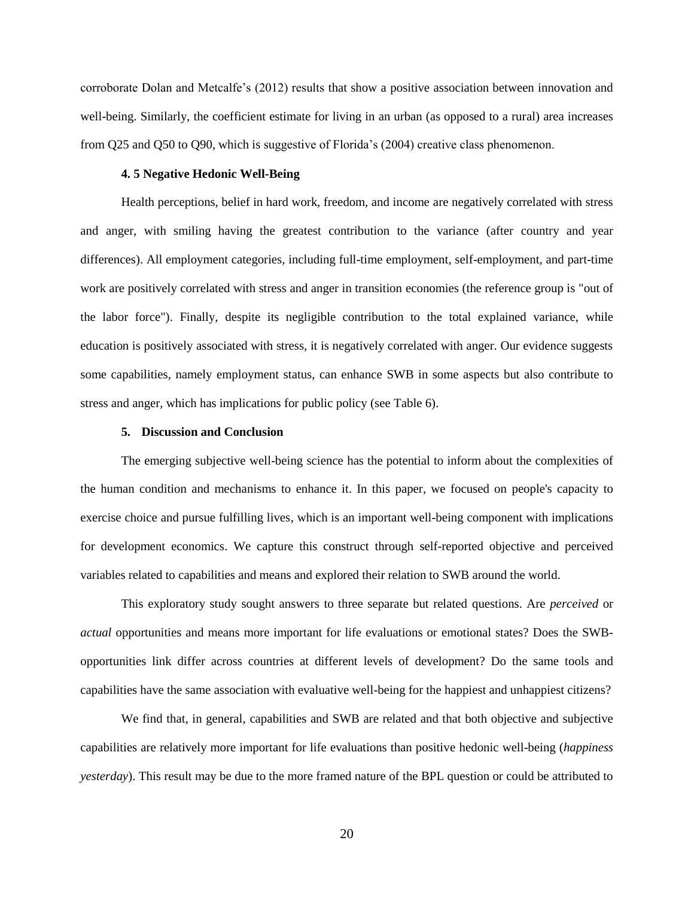corroborate Dolan and Metcalfe's (2012) results that show a positive association between innovation and well-being. Similarly, the coefficient estimate for living in an urban (as opposed to a rural) area increases from Q25 and Q50 to Q90, which is suggestive of Florida's (2004) creative class phenomenon.

### 4. 5 Negative Hedonic Well-Being

Health perceptions, belief in hard work, freedom, and income are negatively correlated with stress and anger, with smiling having the greatest contribution to the variance (after country and year differences). All employment categories, including full-time employment, self-employment, and part-time work are positively correlated with stress and anger in transition economies (the reference group is "out of the labor force"). Finally, despite its negligible contribution to the total explained variance, while education is positively associated with stress, it is negatively correlated with anger. Our evidence suggests some capabilities, namely employment status, can enhance SWB in some aspects but also contribute to stress and anger, which has implications for public policy (see Table 6).

## 5. Discussion and Conclusion

The emerging subjective well-being science has the potential to inform about the complexities of the human condition and mechanisms to enhance it. In this paper, we focused on people's capacity to exercise choice and pursue fulfilling lives, which is an important well-being component with implications for development economics. We capture this construct through self-reported objective and perceived variables related to capabilities and means and explored their relation to SWB around the world.

This exploratory study sought answers to three separate but related questions. Are *perceived* or *actual* opportunities and means more important for life evaluations or emotional states? Does the SWB-opportunities link differ across countries at different levels of development? Do the same tools and capabilities have the same association with evaluative well-being for the happiest and unhappiest citizens?

We find that, in general, capabilities and SWB are related and that both objective and subjective capabilities are relatively more important for life evaluations than positive hedonic well-being (*happiness yesterday*). This result may be due to the more framed nature of the BPL question or could be attributed to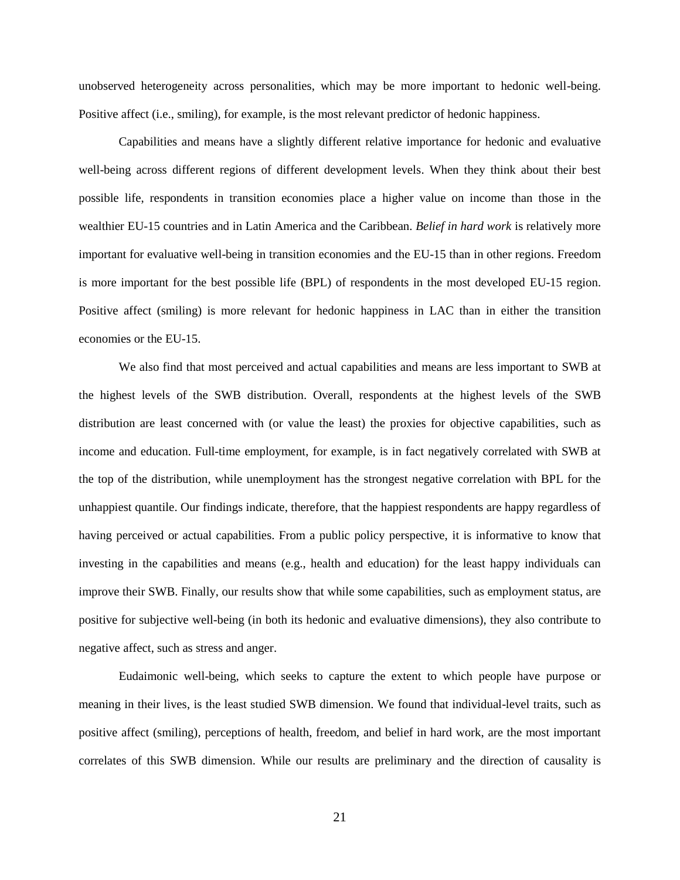unobserved heterogeneity across personalities, which may be more important to hedonic well-being. Positive affect (i.e., smiling), for example, is the most relevant predictor of hedonic happiness.

Capabilities and means have a slightly different relative importance for hedonic and evaluative well-being across different regions of different development levels. When they think about their best possible life, respondents in transition economies place a higher value on income than those in the wealthier EU-15 countries and in Latin America and the Caribbean. *Belief in hard work* is relatively more important for evaluative well-being in transition economies and the EU-15 than in other regions. Freedom is more important for the best possible life (BPL) of respondents in the most developed EU-15 region. Positive affect (smiling) is more relevant for hedonic happiness in LAC than in either the transition economies or the EU-15.

We also find that most perceived and actual capabilities and means are less important to SWB at the highest levels of the SWB distribution. Overall, respondents at the highest levels of the SWB distribution are least concerned with (or value the least) the proxies for objective capabilities, such as income and education. Full-time employment, for example, is in fact negatively correlated with SWB at the top of the distribution, while unemployment has the strongest negative correlation with BPL for the unhappiest quantile. Our findings indicate, therefore, that the happiest respondents are happy regardless of having perceived or actual capabilities. From a public policy perspective, it is informative to know that investing in the capabilities and means (e.g., health and education) for the least happy individuals can improve their SWB. Finally, our results show that while some capabilities, such as employment status, are positive for subjective well-being (in both its hedonic and evaluative dimensions), they also contribute to negative affect, such as stress and anger.

Eudaimonic well-being, which seeks to capture the extent to which people have purpose or meaning in their lives, is the least studied SWB dimension. We found that individual-level traits, such as positive affect (smiling), perceptions of health, freedom, and belief in hard work, are the most important correlates of this SWB dimension. While our results are preliminary and the direction of causality is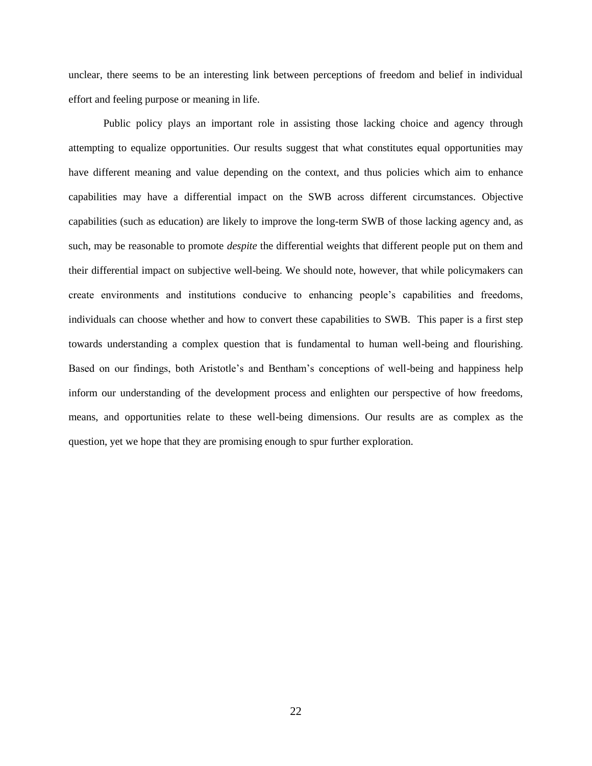unclear, there seems to be an interesting link between perceptions of freedom and belief in individual effort and feeling purpose or meaning in life.

Public policy plays an important role in assisting those lacking choice and agency through attempting to equalize opportunities. Our results suggest that what constitutes equal opportunities may have different meaning and value depending on the context, and thus policies which aim to enhance capabilities may have a differential impact on the SWB across different circumstances. Objective capabilities (such as education) are likely to improve the long-term SWB of those lacking agency and, as such, may be reasonable to promote *despite* the differential weights that different people put on them and their differential impact on subjective well-being. We should note, however, that while policymakers can create environments and institutions conducive to enhancing people's capabilities and freedoms, individuals can choose whether and how to convert these capabilities to SWB. This paper is a first step towards understanding a complex question that is fundamental to human well-being and flourishing. Based on our findings, both Aristotle's and Bentham's conceptions of well-being and happiness help inform our understanding of the development process and enlighten our perspective of how freedoms, means, and opportunities relate to these well-being dimensions. Our results are as complex as the question, yet we hope that they are promising enough to spur further exploration.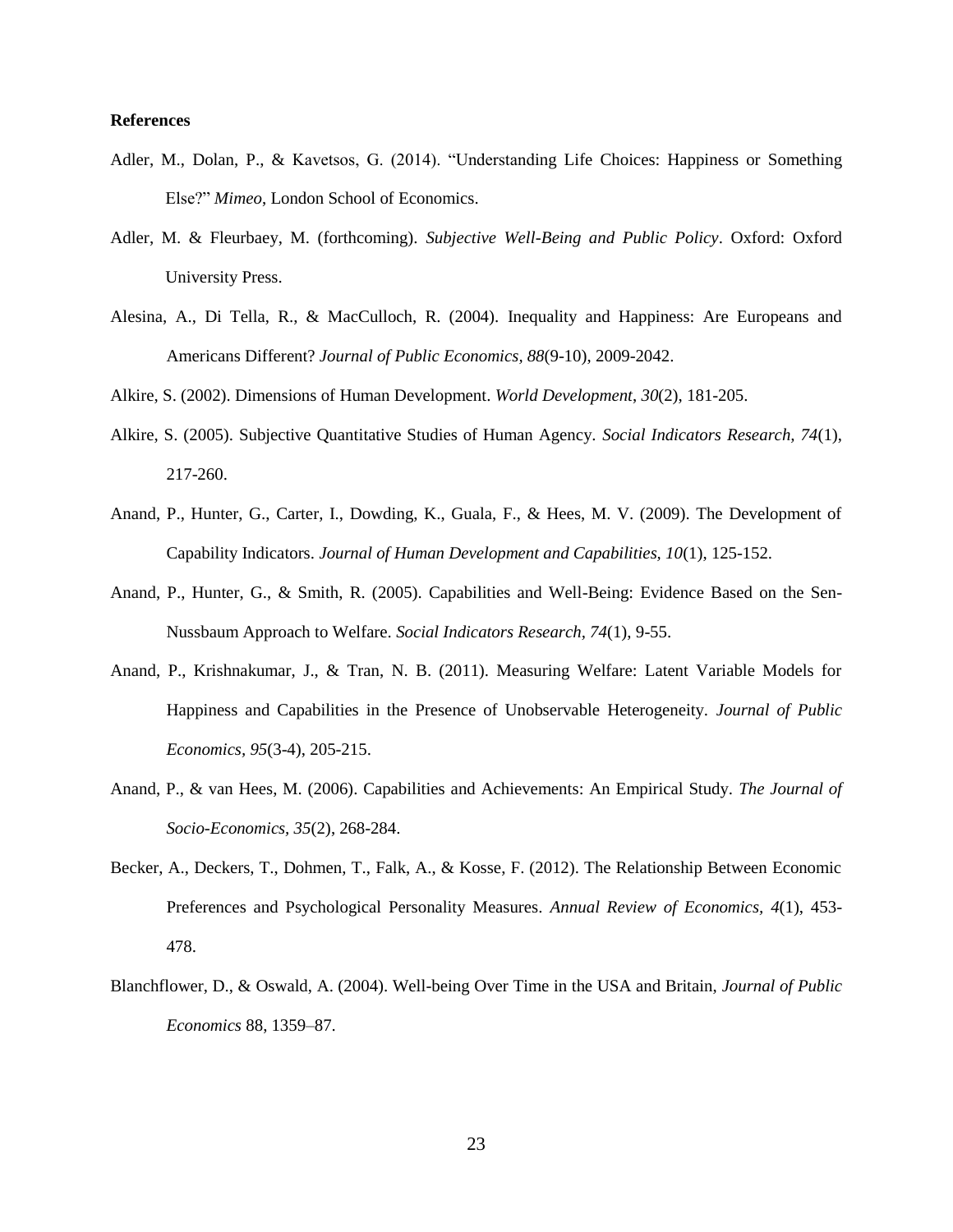**References**

Adler, M., Dolan, P., & Kavetsos, G. (2014). “Understanding Life Choices: Happiness or Something Else?” *Mimeo*, London School of Economics.

Adler, M. & Fleurbaey, M. (forthcoming). *Subjective Well-Being and Public Policy*. Oxford: Oxford University Press.

Alesina, A., Di Tella, R., & MacCulloch, R. (2004). Inequality and Happiness: Are Europeans and Americans Different? *Journal of Public Economics, 88*(9-10), 2009-2042.

Alkire, S. (2002). Dimensions of Human Development. *World Development*, *30*(2), 181-205.

Alkire, S. (2005). Subjective Quantitative Studies of Human Agency. *Social Indicators Research, 74*(1), 217-260.

Anand, P., Hunter, G., Carter, I., Dowding, K., Guala, F., & Hees, M. V. (2009). The Development of Capability Indicators. *Journal of Human Development and Capabilities, 10*(1), 125-152.

Anand, P., Hunter, G., & Smith, R. (2005). Capabilities and Well-Being: Evidence Based on the Sen-Nussbaum Approach to Welfare. *Social Indicators Research, 74*(1), 9-55.

Anand, P., Krishnakumar, J., & Tran, N. B. (2011). Measuring Welfare: Latent Variable Models for Happiness and Capabilities in the Presence of Unobservable Heterogeneity. *Journal of Public Economics, 95*(3-4), 205-215.

Anand, P., & van Hees, M. (2006). Capabilities and Achievements: An Empirical Study. *The Journal of Socio-Economics, 35*(2), 268-284.

Becker, A., Deckers, T., Dohmen, T., Falk, A., & Kosse, F. (2012). The Relationship Between Economic Preferences and Psychological Personality Measures. *Annual Review of Economics, 4*(1), 453-478.

Blanchflower, D., & Oswald, A. (2004). Well-being Over Time in the USA and Britain, *Journal of Public Economics* 88, 1359–87.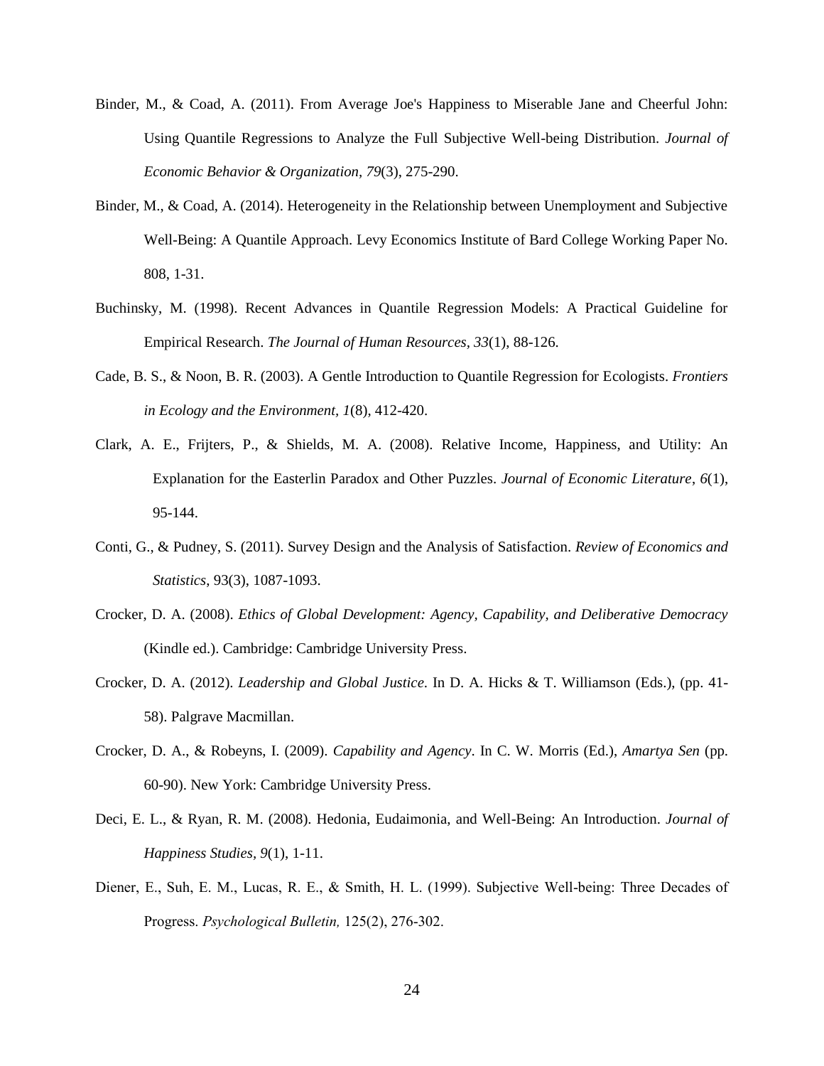Binder, M., & Coad, A. (2011). From Average Joe's Happiness to Miserable Jane and Cheerful John: Using Quantile Regressions to Analyze the Full Subjective Well-being Distribution. *Journal of Economic Behavior & Organization, 79*(3), 275-290.

Binder, M., & Coad, A. (2014). Heterogeneity in the Relationship between Unemployment and Subjective Well-Being: A Quantile Approach. Levy Economics Institute of Bard College Working Paper No. 808, 1-31.

Buchinsky, M. (1998). Recent Advances in Quantile Regression Models: A Practical Guideline for Empirical Research. *The Journal of Human Resources, 33*(1), 88-126.

Cade, B. S., & Noon, B. R. (2003). A Gentle Introduction to Quantile Regression for Ecologists. *Frontiers in Ecology and the Environment, 1*(8), 412-420.

Clark, A. E., Frijters, P., & Shields, M. A. (2008). Relative Income, Happiness, and Utility: An Explanation for the Easterlin Paradox and Other Puzzles. *Journal of Economic Literature, 6*(1), 95-144.

Conti, G., & Pudney, S. (2011). Survey Design and the Analysis of Satisfaction. *Review of Economics and Statistics*, 93(3), 1087-1093.

Crocker, D. A. (2008). *Ethics of Global Development: Agency, Capability, and Deliberative Democracy* (Kindle ed.). Cambridge: Cambridge University Press.

Crocker, D. A. (2012). *Leadership and Global Justice*. In D. A. Hicks & T. Williamson (Eds.), (pp. 41-58). Palgrave Macmillan.

Crocker, D. A., & Robeyns, I. (2009). *Capability and Agency*. In C. W. Morris (Ed.), *Amartya Sen* (pp. 60-90). New York: Cambridge University Press.

Deci, E. L., & Ryan, R. M. (2008). Hedonia, Eudaimonia, and Well-Being: An Introduction. *Journal of Happiness Studies, 9*(1), 1-11.

Diener, E., Suh, E. M., Lucas, R. E., & Smith, H. L. (1999). Subjective Well-being: Three Decades of Progress. *Psychological Bulletin,* 125(2), 276-302.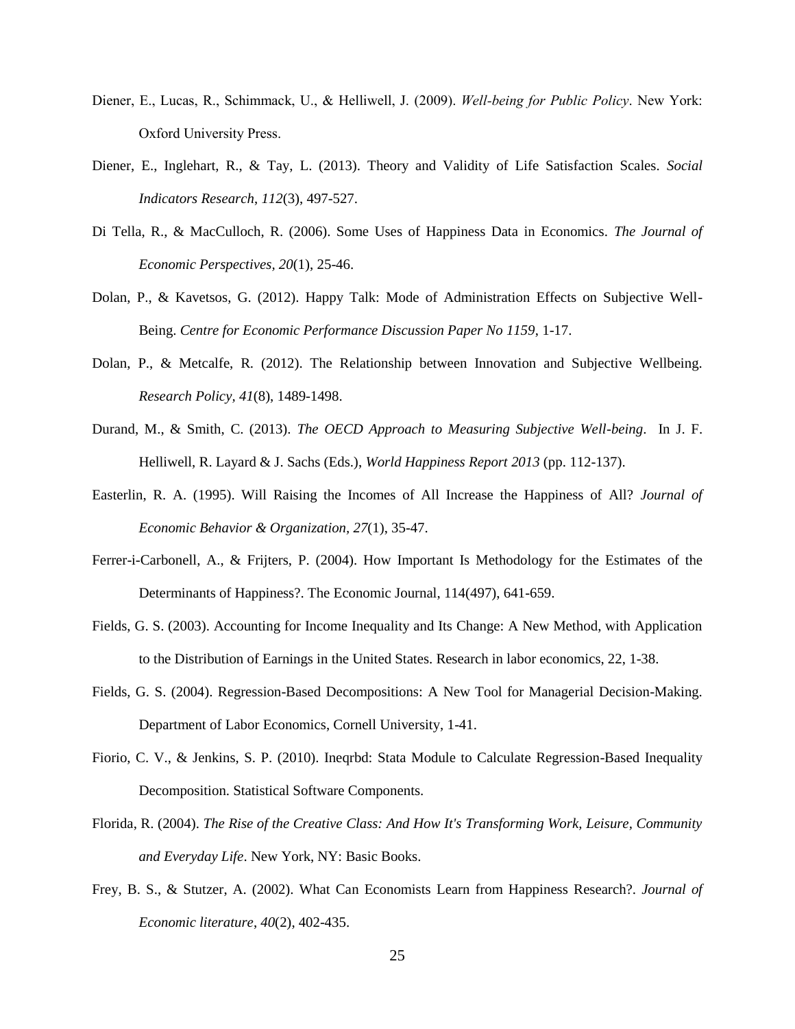Diener, E., Lucas, R., Schimmack, U., & Helliwell, J. (2009). *Well-being for Public Policy*. New York: Oxford University Press.

Diener, E., Inglehart, R., & Tay, L. (2013). Theory and Validity of Life Satisfaction Scales. *Social Indicators Research*, *112*(3), 497-527.

Di Tella, R., & MacCulloch, R. (2006). Some Uses of Happiness Data in Economics. *The Journal of Economic Perspectives, 20*(1), 25-46.

Dolan, P., & Kavetsos, G. (2012). Happy Talk: Mode of Administration Effects on Subjective Well-Being. *Centre for Economic Performance Discussion Paper No 1159*, 1-17.

Dolan, P., & Metcalfe, R. (2012). The Relationship between Innovation and Subjective Wellbeing. *Research Policy, 41*(8), 1489-1498.

Durand, M., & Smith, C. (2013). *The OECD Approach to Measuring Subjective Well-being*. In J. F. Helliwell, R. Layard & J. Sachs (Eds.), *World Happiness Report 2013* (pp. 112-137).

Easterlin, R. A. (1995). Will Raising the Incomes of All Increase the Happiness of All? *Journal of Economic Behavior & Organization, 27*(1), 35-47.

Ferrer-i-Carbonell, A., & Frijters, P. (2004). How Important Is Methodology for the Estimates of the Determinants of Happiness?. The Economic Journal, 114(497), 641-659.

Fields, G. S. (2003). Accounting for Income Inequality and Its Change: A New Method, with Application to the Distribution of Earnings in the United States. Research in labor economics, 22, 1-38.

Fields, G. S. (2004). Regression-Based Decompositions: A New Tool for Managerial Decision-Making. Department of Labor Economics, Cornell University, 1-41.

Fiorio, C. V., & Jenkins, S. P. (2010). Ineqrbd: Stata Module to Calculate Regression-Based Inequality Decomposition. Statistical Software Components.

Florida, R. (2004). *The Rise of the Creative Class: And How It's Transforming Work, Leisure, Community and Everyday Life*. New York, NY: Basic Books.

Frey, B. S., & Stutzer, A. (2002). What Can Economists Learn from Happiness Research?. *Journal of Economic literature*, *40*(2), 402-435.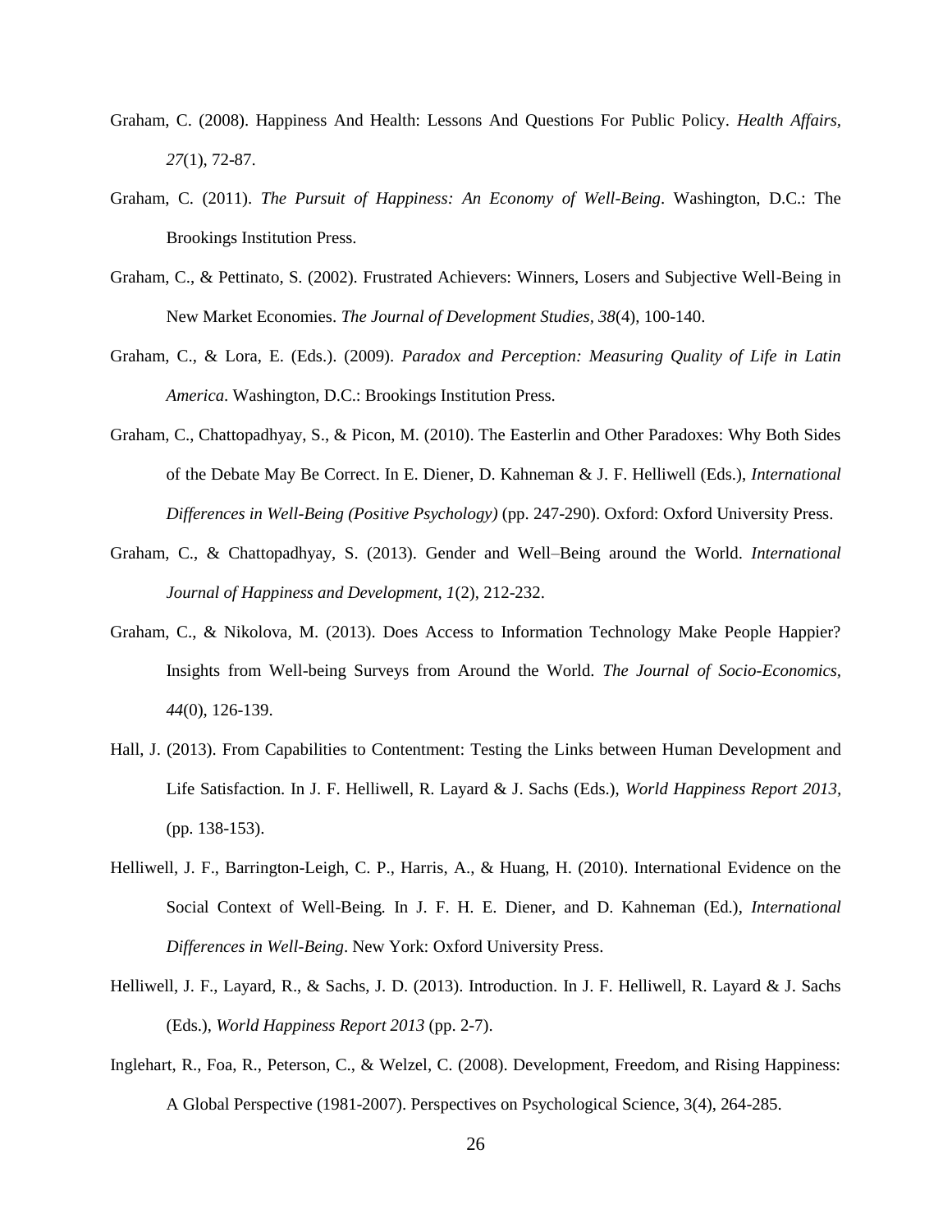Graham, C. (2008). Happiness And Health: Lessons And Questions For Public Policy. *Health Affairs, 27*(1), 72-87.

Graham, C. (2011). *The Pursuit of Happiness: An Economy of Well-Being*. Washington, D.C.: The Brookings Institution Press.

Graham, C., & Pettinato, S. (2002). Frustrated Achievers: Winners, Losers and Subjective Well-Being in New Market Economies. *The Journal of Development Studies, 38*(4), 100-140.

Graham, C., & Lora, E. (Eds.). (2009). *Paradox and Perception: Measuring Quality of Life in Latin America*. Washington, D.C.: Brookings Institution Press.

Graham, C., Chattopadhyay, S., & Picon, M. (2010). The Easterlin and Other Paradoxes: Why Both Sides of the Debate May Be Correct. In E. Diener, D. Kahneman & J. F. Helliwell (Eds.), *International Differences in Well-Being (Positive Psychology)* (pp. 247-290). Oxford: Oxford University Press.

Graham, C., & Chattopadhyay, S. (2013). Gender and Well–Being around the World. *International Journal of Happiness and Development, 1*(2), 212-232.

Graham, C., & Nikolova, M. (2013). Does Access to Information Technology Make People Happier? Insights from Well-being Surveys from Around the World. *The Journal of Socio-Economics, 44*(0), 126-139.

Hall, J. (2013). From Capabilities to Contentment: Testing the Links between Human Development and Life Satisfaction. In J. F. Helliwell, R. Layard & J. Sachs (Eds.), *World Happiness Report 2013*, (pp. 138-153).

Helliwell, J. F., Barrington-Leigh, C. P., Harris, A., & Huang, H. (2010). International Evidence on the Social Context of Well-Being. In J. F. H. E. Diener, and D. Kahneman (Ed.), *International Differences in Well-Being*. New York: Oxford University Press.

Helliwell, J. F., Layard, R., & Sachs, J. D. (2013). Introduction. In J. F. Helliwell, R. Layard & J. Sachs (Eds.), *World Happiness Report 2013* (pp. 2-7).

Inglehart, R., Foa, R., Peterson, C., & Welzel, C. (2008). Development, Freedom, and Rising Happiness: A Global Perspective (1981-2007). Perspectives on Psychological Science, 3(4), 264-285.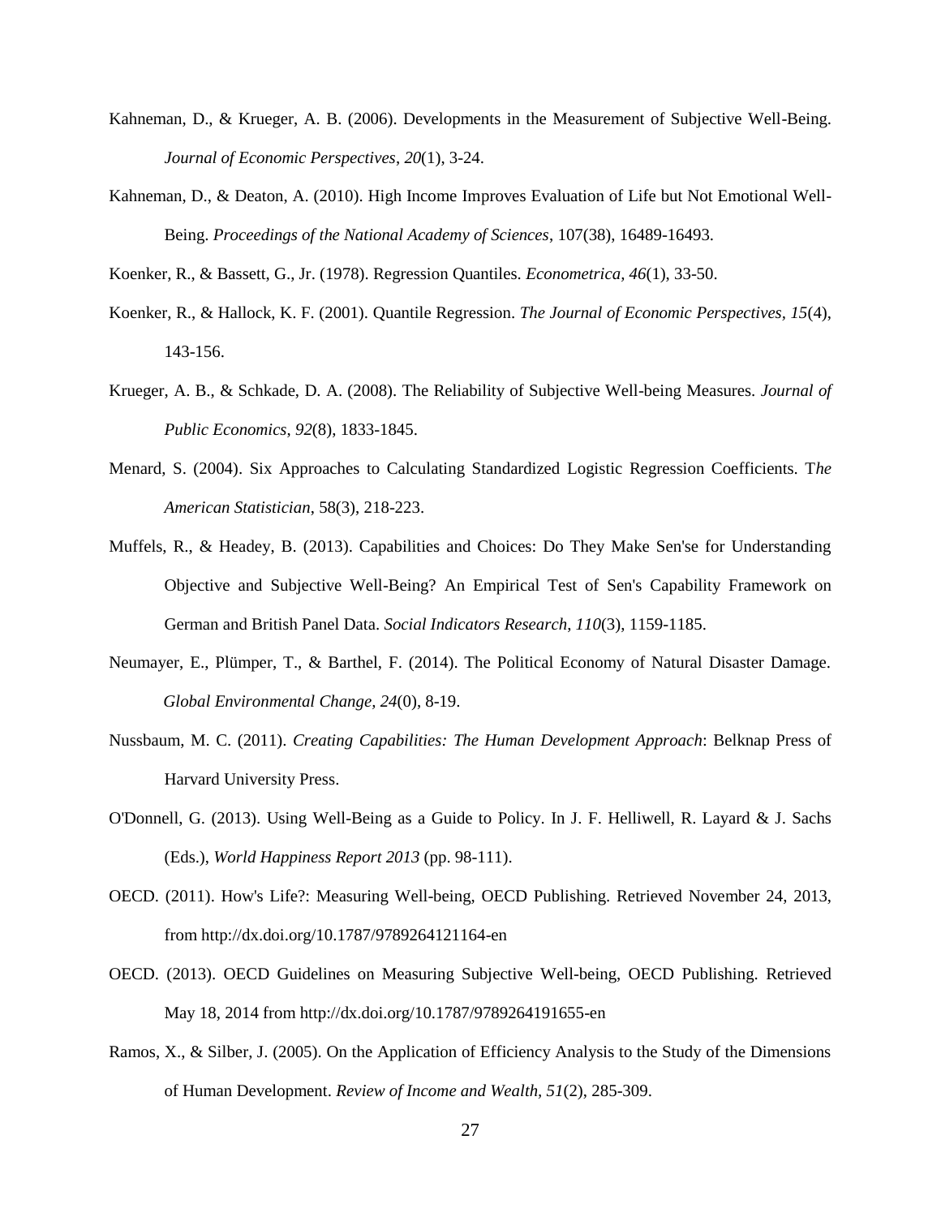Kahneman, D., & Krueger, A. B. (2006). Developments in the Measurement of Subjective Well-Being. *Journal of Economic Perspectives, 20*(1), 3-24.

Kahneman, D., & Deaton, A. (2010). High Income Improves Evaluation of Life but Not Emotional Well-Being. *Proceedings of the National Academy of Sciences*, 107(38), 16489-16493.

Koenker, R., & Bassett, G., Jr. (1978). Regression Quantiles. *Econometrica, 46*(1), 33-50.

Koenker, R., & Hallock, K. F. (2001). Quantile Regression. *The Journal of Economic Perspectives, 15*(4), 143-156.

Krueger, A. B., & Schkade, D. A. (2008). The Reliability of Subjective Well-being Measures. *Journal of Public Economics*, *92*(8), 1833-1845.

Menard, S. (2004). Six Approaches to Calculating Standardized Logistic Regression Coefficients. T*he American Statistician*, 58(3), 218-223.

Muffels, R., & Headey, B. (2013). Capabilities and Choices: Do They Make Sen'se for Understanding Objective and Subjective Well-Being? An Empirical Test of Sen's Capability Framework on German and British Panel Data. *Social Indicators Research, 110*(3), 1159-1185.

Neumayer, E., Plümper, T., & Barthel, F. (2014). The Political Economy of Natural Disaster Damage. *Global Environmental Change, 24*(0), 8-19.

Nussbaum, M. C. (2011). *Creating Capabilities: The Human Development Approach*: Belknap Press of Harvard University Press.

O'Donnell, G. (2013). Using Well-Being as a Guide to Policy. In J. F. Helliwell, R. Layard & J. Sachs (Eds.), *World Happiness Report 2013* (pp. 98-111).

OECD. (2011). How's Life?: Measuring Well-being, OECD Publishing. Retrieved November 24, 2013, from http://dx.doi.org/10.1787/9789264121164-en

OECD. (2013). OECD Guidelines on Measuring Subjective Well-being, OECD Publishing. Retrieved May 18, 2014 from http://dx.doi.org/10.1787/9789264191655-en

Ramos, X., & Silber, J. (2005). On the Application of Efficiency Analysis to the Study of the Dimensions of Human Development. *Review of Income and Wealth, 51*(2), 285-309.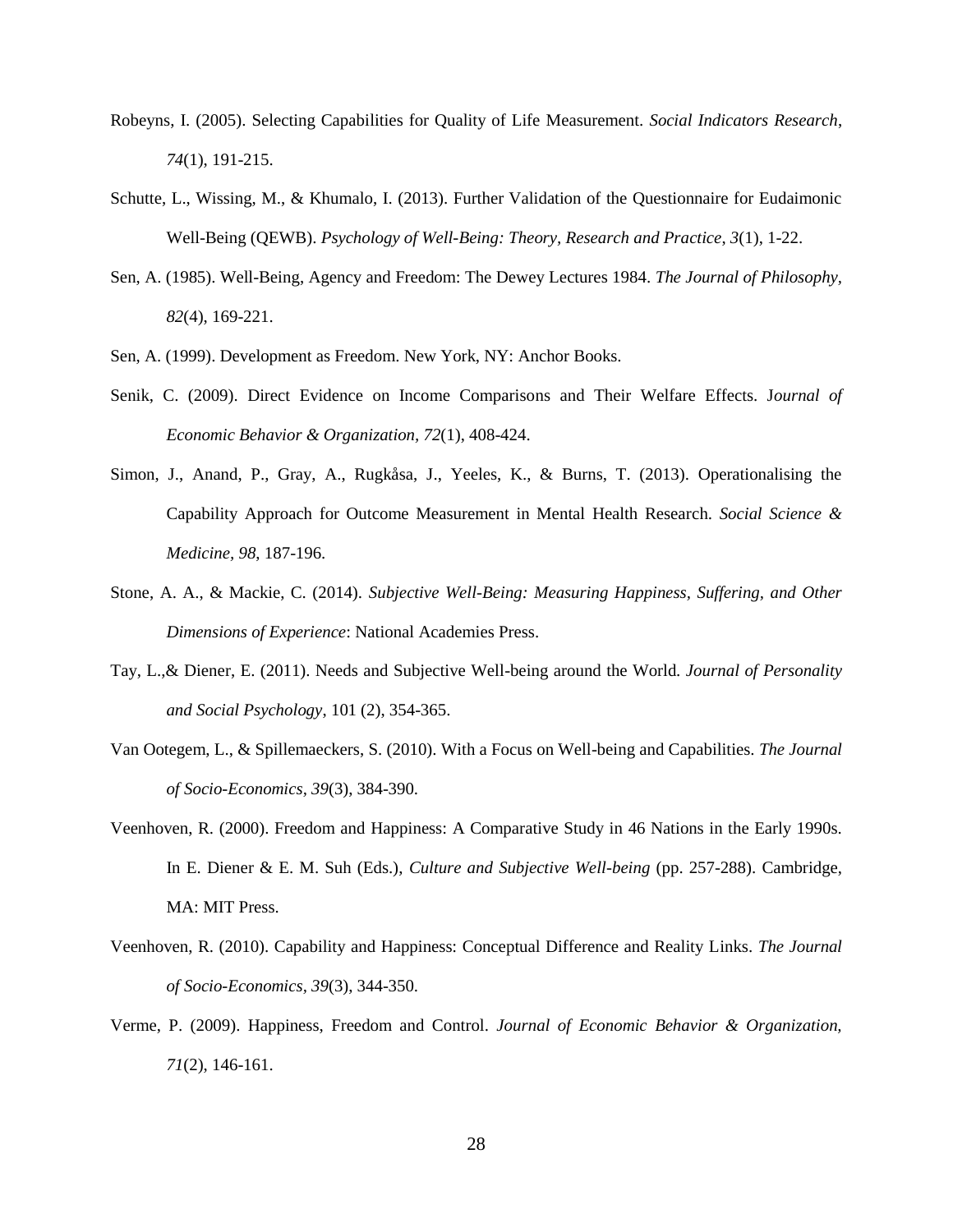Robeyns, I. (2005). Selecting Capabilities for Quality of Life Measurement. *Social Indicators Research*, *74*(1), 191-215.

Schutte, L., Wissing, M., & Khumalo, I. (2013). Further Validation of the Questionnaire for Eudaimonic Well-Being (QEWB). *Psychology of Well-Being: Theory, Research and Practice*, *3*(1), 1-22.

Sen, A. (1985). Well-Being, Agency and Freedom: The Dewey Lectures 1984. *The Journal of Philosophy*, *82*(4), 169-221.

Sen, A. (1999). Development as Freedom. New York, NY: Anchor Books.

Senik, C. (2009). Direct Evidence on Income Comparisons and Their Welfare Effects. J*ournal of Economic Behavior & Organization*, *72*(1), 408-424.

Simon, J., Anand, P., Gray, A., Rugkåsa, J., Yeeles, K., & Burns, T. (2013). Operationalising the Capability Approach for Outcome Measurement in Mental Health Research. *Social Science & Medicine*, *98*, 187-196.

Stone, A. A., & Mackie, C. (2014). *Subjective Well-Being: Measuring Happiness, Suffering, and Other Dimensions of Experience*: National Academies Press.

Tay, L.,& Diener, E. (2011). Needs and Subjective Well-being around the World. *Journal of Personality and Social Psychology*, 101 (2), 354-365.

Van Ootegem, L., & Spillemaeckers, S. (2010). With a Focus on Well-being and Capabilities. *The Journal of Socio-Economics*, *39*(3), 384-390.

Veenhoven, R. (2000). Freedom and Happiness: A Comparative Study in 46 Nations in the Early 1990s. In E. Diener & E. M. Suh (Eds.), *Culture and Subjective Well-being* (pp. 257-288). Cambridge, MA: MIT Press.

Veenhoven, R. (2010). Capability and Happiness: Conceptual Difference and Reality Links. *The Journal of Socio-Economics*, *39*(3), 344-350.

Verme, P. (2009). Happiness, Freedom and Control. *Journal of Economic Behavior & Organization*, *71*(2), 146-161.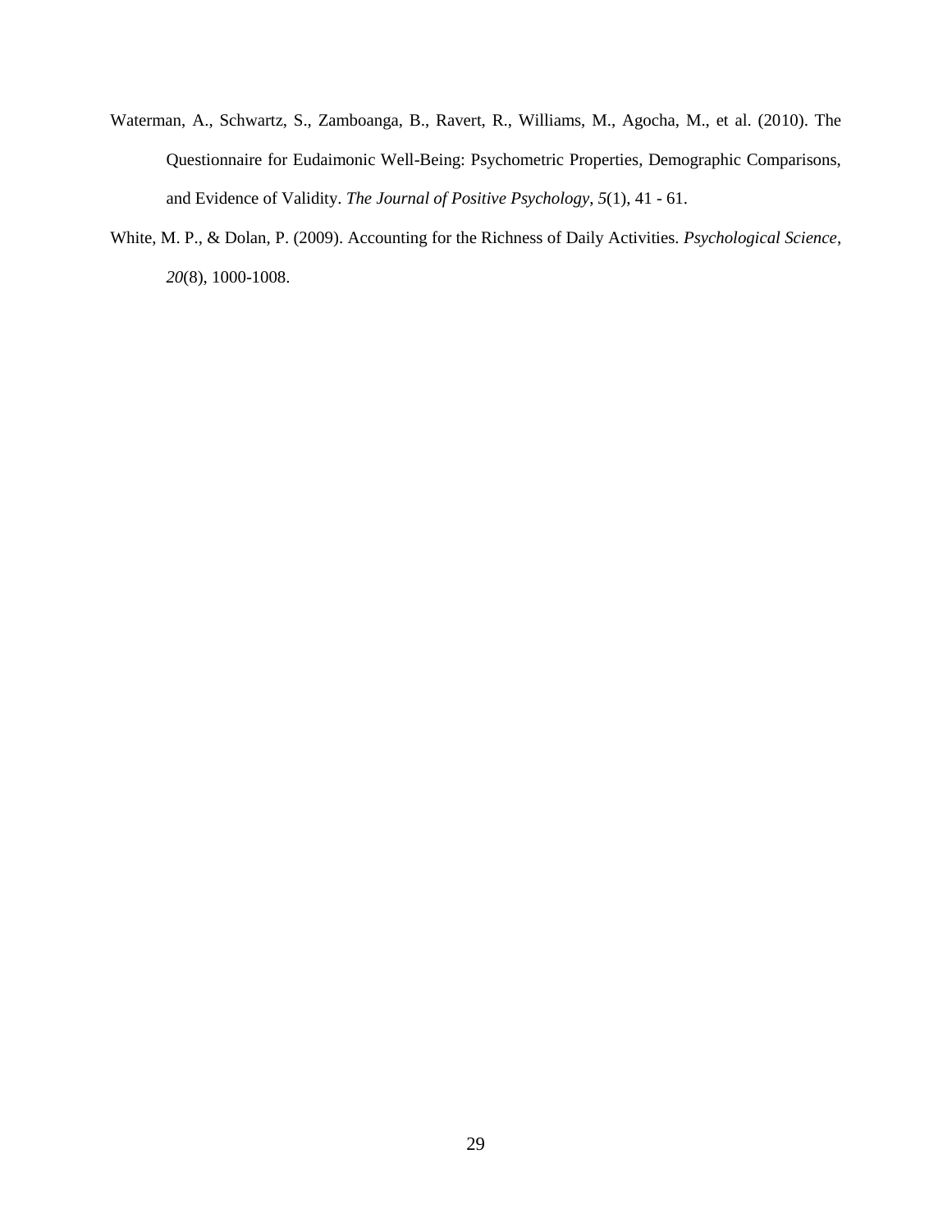Waterman, A., Schwartz, S., Zamboanga, B., Ravert, R., Williams, M., Agocha, M., et al. (2010). The Questionnaire for Eudaimonic Well-Being: Psychometric Properties, Demographic Comparisons, and Evidence of Validity. *The Journal of Positive Psychology, 5*(1), 41 - 61.

White, M. P., & Dolan, P. (2009). Accounting for the Richness of Daily Activities. *Psychological Science, 20*(8), 1000-1008.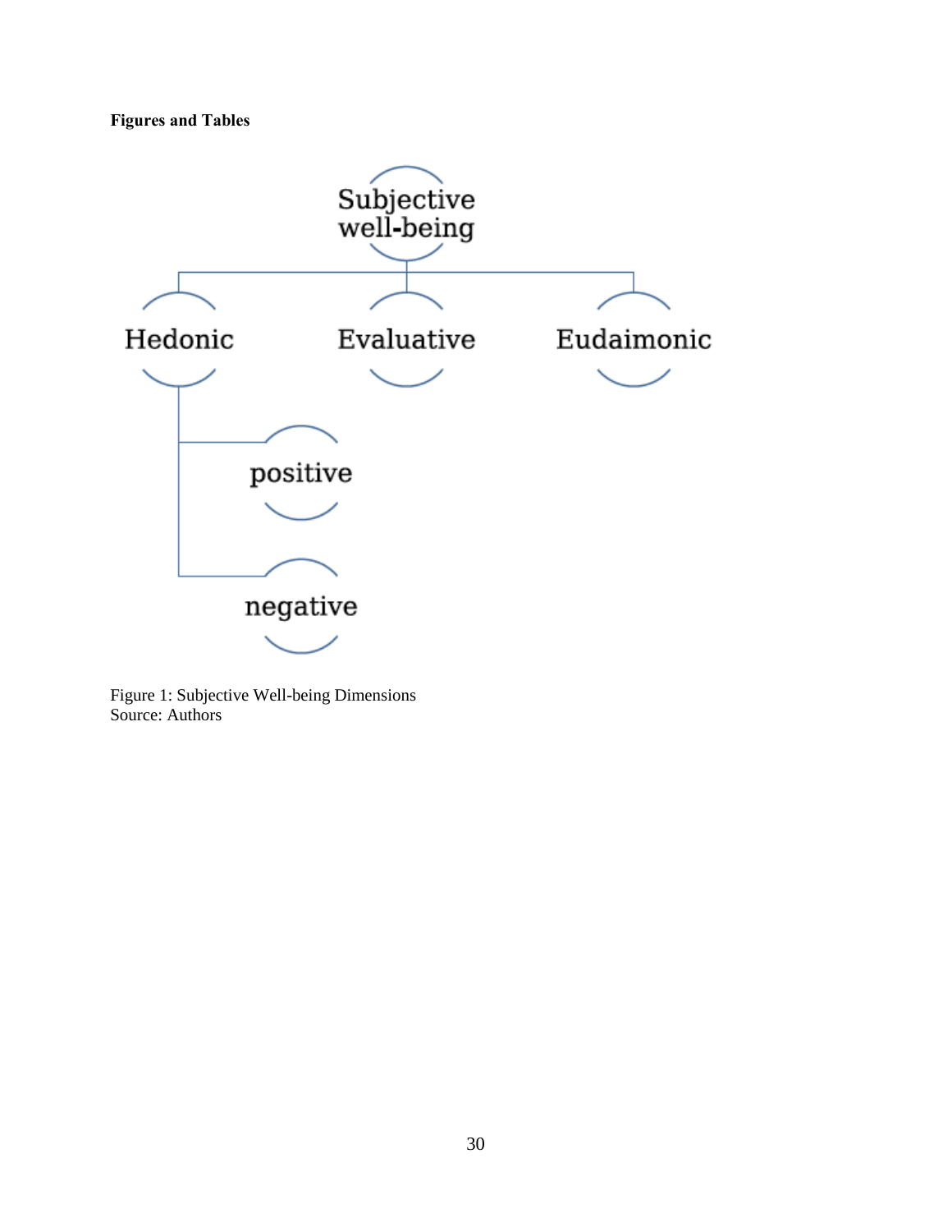**Figures and Tables**

Subjective well-being

Hedonic

Evaluative

Eudaimonic

positive

negative

Figure 1: Subjective Well-being Dimensions
Source: Authors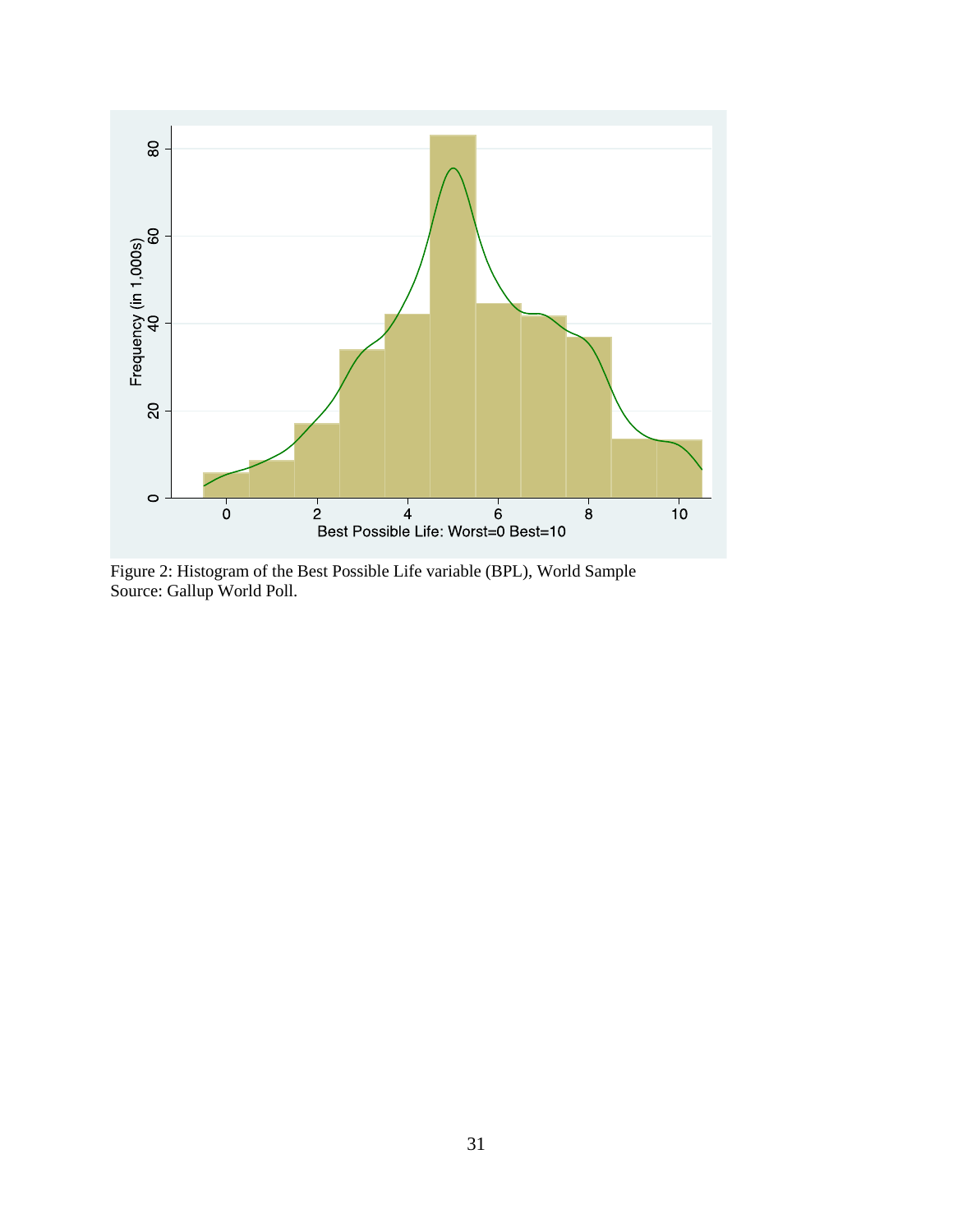Figure 2: Histogram of the Best Possible Life variable (BPL), World Sample
Source: Gallup World Poll.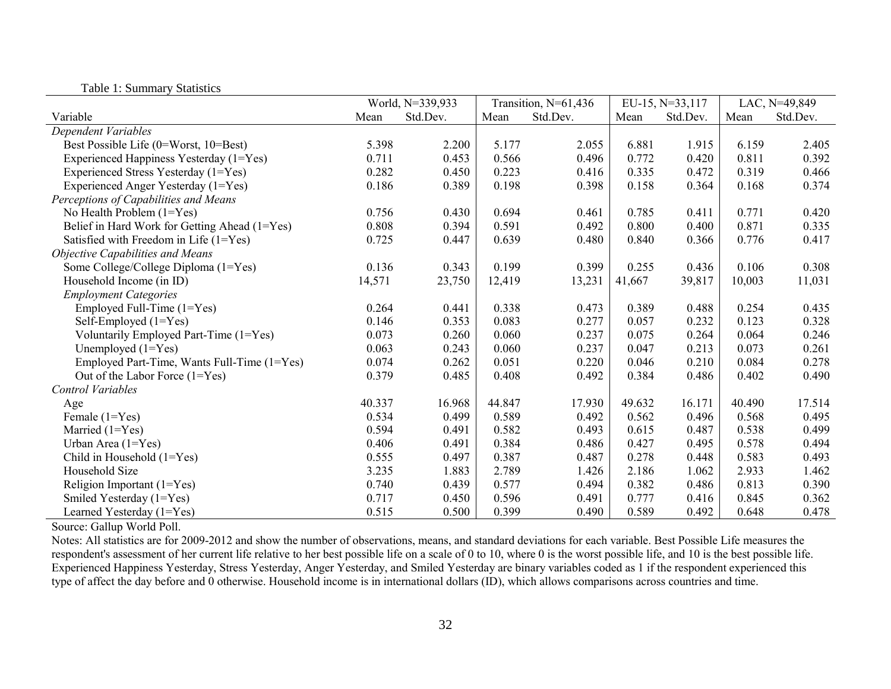Table 1: Summary Statistics

| Variable | World, N=339,933 | | Transition, N=61,436 | | EU-15, N=33,117 | | LAC, N=49,849 | |
|---|---|---|---|---|---|---|---|---|
| | Mean | Std.Dev. | Mean | Std.Dev. | Mean | Std.Dev. | Mean | Std.Dev. |
| *Dependent Variables* | | | | | | | | |
| Best Possible Life (0=Worst, 10=Best) | 5.398 | 2.200 | 5.177 | 2.055 | 6.881 | 1.915 | 6.159 | 2.405 |
| Experienced Happiness Yesterday (1=Yes) | 0.711 | 0.453 | 0.566 | 0.496 | 0.772 | 0.420 | 0.811 | 0.392 |
| Experienced Stress Yesterday (1=Yes) | 0.282 | 0.450 | 0.223 | 0.416 | 0.335 | 0.472 | 0.319 | 0.466 |
| Experienced Anger Yesterday (1=Yes) | 0.186 | 0.389 | 0.198 | 0.398 | 0.158 | 0.364 | 0.168 | 0.374 |
| *Perceptions of Capabilities and Means* | | | | | | | | |
| No Health Problem (1=Yes) | 0.756 | 0.430 | 0.694 | 0.461 | 0.785 | 0.411 | 0.771 | 0.420 |
| Belief in Hard Work for Getting Ahead (1=Yes) | 0.808 | 0.394 | 0.591 | 0.492 | 0.800 | 0.400 | 0.871 | 0.335 |
| Satisfied with Freedom in Life (1=Yes) | 0.725 | 0.447 | 0.639 | 0.480 | 0.840 | 0.366 | 0.776 | 0.417 |
| *Objective Capabilities and Means* | | | | | | | | |
| Some College/College Diploma (1=Yes) | 0.136 | 0.343 | 0.199 | 0.399 | 0.255 | 0.436 | 0.106 | 0.308 |
| Household Income (in ID) | 14,571 | 23,750 | 12,419 | 13,231 | 41,667 | 39,817 | 10,003 | 11,031 |
| *Employment Categories* | | | | | | | | |
| Employed Full-Time (1=Yes) | 0.264 | 0.441 | 0.338 | 0.473 | 0.389 | 0.488 | 0.254 | 0.435 |
| Self-Employed (1=Yes) | 0.146 | 0.353 | 0.083 | 0.277 | 0.057 | 0.232 | 0.123 | 0.328 |
| Voluntarily Employed Part-Time (1=Yes) | 0.073 | 0.260 | 0.060 | 0.237 | 0.075 | 0.264 | 0.064 | 0.246 |
| Unemployed (1=Yes) | 0.063 | 0.243 | 0.060 | 0.237 | 0.047 | 0.213 | 0.073 | 0.261 |
| Employed Part-Time, Wants Full-Time (1=Yes) | 0.074 | 0.262 | 0.051 | 0.220 | 0.046 | 0.210 | 0.084 | 0.278 |
| Out of the Labor Force (1=Yes) | 0.379 | 0.485 | 0.408 | 0.492 | 0.384 | 0.486 | 0.402 | 0.490 |
| *Control Variables* | | | | | | | | |
| Age | 40.337 | 16.968 | 44.847 | 17.930 | 49.632 | 16.171 | 40.490 | 17.514 |
| Female (1=Yes) | 0.534 | 0.499 | 0.589 | 0.492 | 0.562 | 0.496 | 0.568 | 0.495 |
| Married (1=Yes) | 0.594 | 0.491 | 0.582 | 0.493 | 0.615 | 0.487 | 0.538 | 0.499 |
| Urban Area (1=Yes) | 0.406 | 0.491 | 0.384 | 0.486 | 0.427 | 0.495 | 0.578 | 0.494 |
| Child in Household (1=Yes) | 0.555 | 0.497 | 0.387 | 0.487 | 0.278 | 0.448 | 0.583 | 0.493 |
| Household Size | 3.235 | 1.883 | 2.789 | 1.426 | 2.186 | 1.062 | 2.933 | 1.462 |
| Religion Important (1=Yes) | 0.740 | 0.439 | 0.577 | 0.494 | 0.382 | 0.486 | 0.813 | 0.390 |
| Smiled Yesterday (1=Yes) | 0.717 | 0.450 | 0.596 | 0.491 | 0.777 | 0.416 | 0.845 | 0.362 |
| Learned Yesterday (1=Yes) | 0.515 | 0.500 | 0.399 | 0.490 | 0.589 | 0.492 | 0.648 | 0.478 |

Source: Gallup World Poll.

Notes: All statistics are for 2009-2012 and show the number of observations, means, and standard deviations for each variable. Best Possible Life measures the respondent's assessment of her current life relative to her best possible life on a scale of 0 to 10, where 0 is the worst possible life, and 10 is the best possible life. Experienced Happiness Yesterday, Stress Yesterday, Anger Yesterday, and Smiled Yesterday are binary variables coded as 1 if the respondent experienced this type of affect the day before and 0 otherwise. Household income is in international dollars (ID), which allows comparisons across countries and time.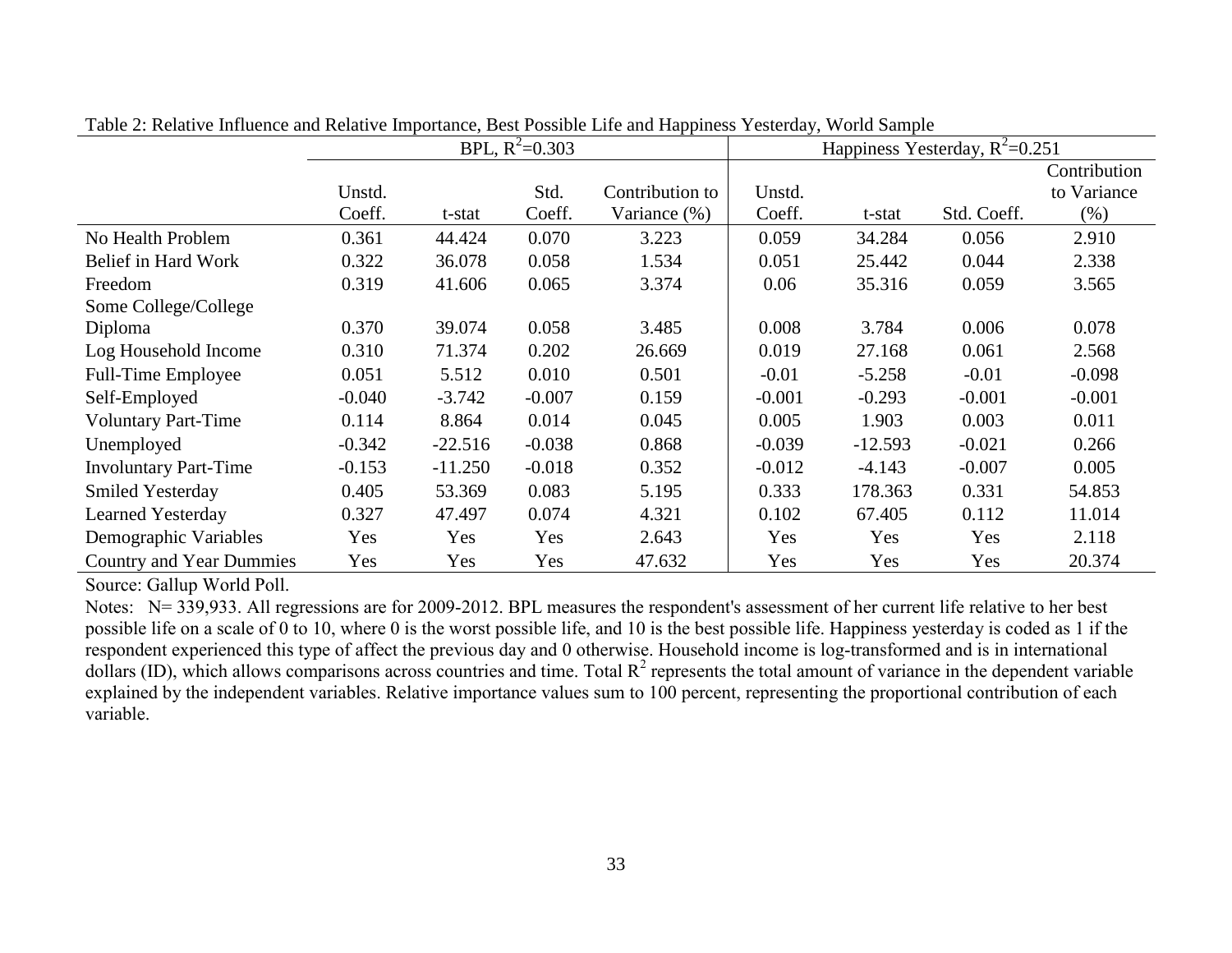Table 2: Relative Influence and Relative Importance, Best Possible Life and Happiness Yesterday, World Sample

| | BPL, $R^2$=0.303 | | | | Happiness Yesterday, $R^2$=0.251 | | | |
|---|---|---|---|---|---|---|---|---|
| | Unstd. Coeff. | t-stat | Std. Coeff. | Contribution to Variance (%) | Unstd. Coeff. | t-stat | Std. Coeff. | Contribution to Variance (%) |
| No Health Problem | 0.361 | 44.424 | 0.070 | 3.223 | 0.059 | 34.284 | 0.056 | 2.910 |
| Belief in Hard Work | 0.322 | 36.078 | 0.058 | 1.534 | 0.051 | 25.442 | 0.044 | 2.338 |
| Freedom | 0.319 | 41.606 | 0.065 | 3.374 | 0.06 | 35.316 | 0.059 | 3.565 |
| Some College/College Diploma | 0.370 | 39.074 | 0.058 | 3.485 | 0.008 | 3.784 | 0.006 | 0.078 |
| Log Household Income | 0.310 | 71.374 | 0.202 | 26.669 | 0.019 | 27.168 | 0.061 | 2.568 |
| Full-Time Employee | 0.051 | 5.512 | 0.010 | 0.501 | -0.01 | -5.258 | -0.01 | -0.098 |
| Self-Employed | -0.040 | -3.742 | -0.007 | 0.159 | -0.001 | -0.293 | -0.001 | -0.001 |
| Voluntary Part-Time | 0.114 | 8.864 | 0.014 | 0.045 | 0.005 | 1.903 | 0.003 | 0.011 |
| Unemployed | -0.342 | -22.516 | -0.038 | 0.868 | -0.039 | -12.593 | -0.021 | 0.266 |
| Involuntary Part-Time | -0.153 | -11.250 | -0.018 | 0.352 | -0.012 | -4.143 | -0.007 | 0.005 |
| Smiled Yesterday | 0.405 | 53.369 | 0.083 | 5.195 | 0.333 | 178.363 | 0.331 | 54.853 |
| Learned Yesterday | 0.327 | 47.497 | 0.074 | 4.321 | 0.102 | 67.405 | 0.112 | 11.014 |
| Demographic Variables | Yes | Yes | Yes | 2.643 | Yes | Yes | Yes | 2.118 |
| Country and Year Dummies | Yes | Yes | Yes | 47.632 | Yes | Yes | Yes | 20.374 |

Source: Gallup World Poll.

Notes: N= 339,933. All regressions are for 2009-2012. BPL measures the respondent's assessment of her current life relative to her best possible life on a scale of 0 to 10, where 0 is the worst possible life, and 10 is the best possible life. Happiness yesterday is coded as 1 if the respondent experienced this type of affect the previous day and 0 otherwise. Household income is log-transformed and is in international dollars (ID), which allows comparisons across countries and time. Total $R^2$ represents the total amount of variance in the dependent variable explained by the independent variables. Relative importance values sum to 100 percent, representing the proportional contribution of each variable.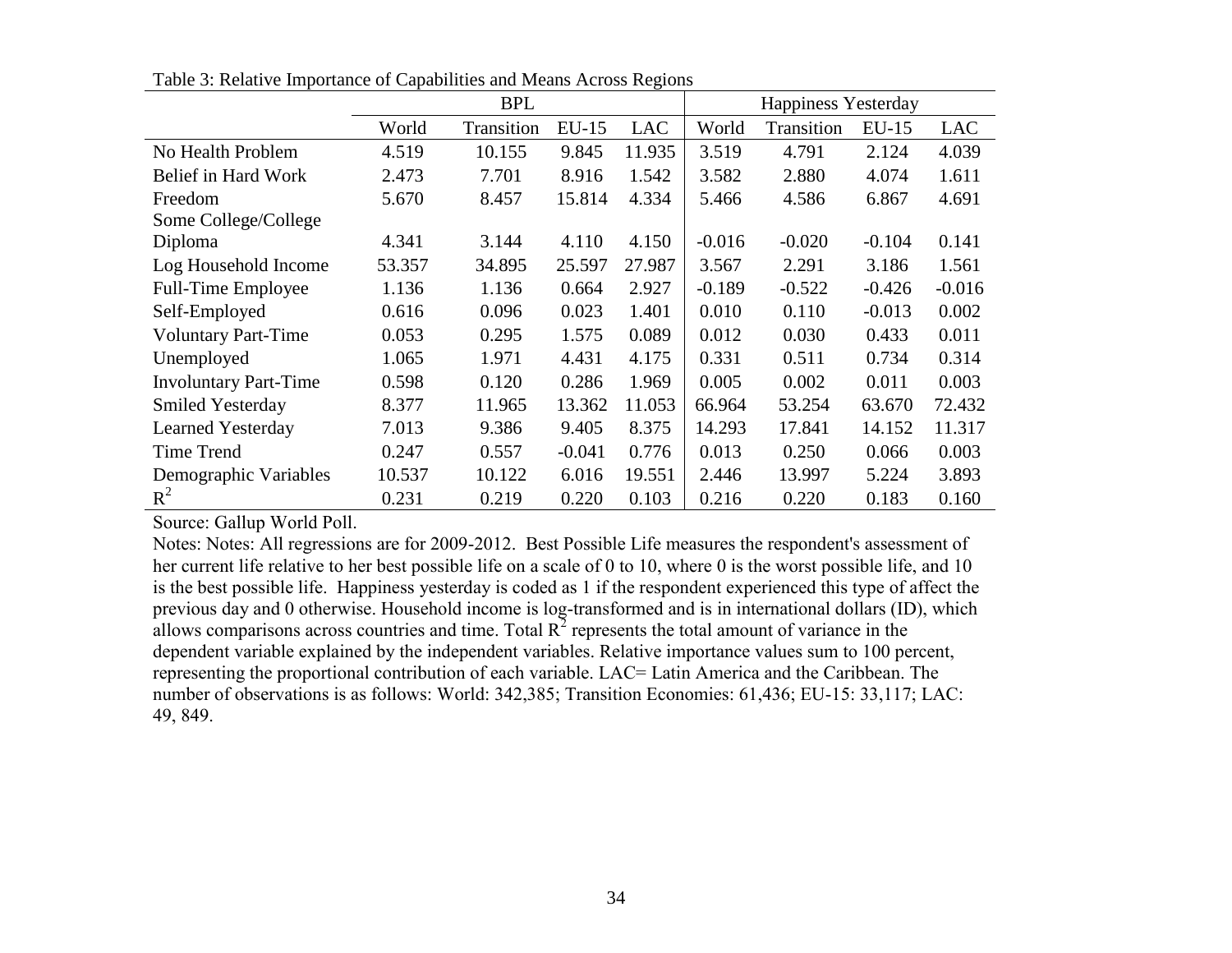Table 3: Relative Importance of Capabilities and Means Across Regions

| | BPL | | | | Happiness Yesterday | | | |
|---|---|---|---|---|---|---|---|---|
| | World | Transition | EU-15 | LAC | World | Transition | EU-15 | LAC |
| No Health Problem | 4.519 | 10.155 | 9.845 | 11.935 | 3.519 | 4.791 | 2.124 | 4.039 |
| Belief in Hard Work | 2.473 | 7.701 | 8.916 | 1.542 | 3.582 | 2.880 | 4.074 | 1.611 |
| Freedom | 5.670 | 8.457 | 15.814 | 4.334 | 5.466 | 4.586 | 6.867 | 4.691 |
| Some College/College Diploma | 4.341 | 3.144 | 4.110 | 4.150 | -0.016 | -0.020 | -0.104 | 0.141 |
| Log Household Income | 53.357 | 34.895 | 25.597 | 27.987 | 3.567 | 2.291 | 3.186 | 1.561 |
| Full-Time Employee | 1.136 | 1.136 | 0.664 | 2.927 | -0.189 | -0.522 | -0.426 | -0.016 |
| Self-Employed | 0.616 | 0.096 | 0.023 | 1.401 | 0.010 | 0.110 | -0.013 | 0.002 |
| Voluntary Part-Time | 0.053 | 0.295 | 1.575 | 0.089 | 0.012 | 0.030 | 0.433 | 0.011 |
| Unemployed | 1.065 | 1.971 | 4.431 | 4.175 | 0.331 | 0.511 | 0.734 | 0.314 |
| Involuntary Part-Time | 0.598 | 0.120 | 0.286 | 1.969 | 0.005 | 0.002 | 0.011 | 0.003 |
| Smiled Yesterday | 8.377 | 11.965 | 13.362 | 11.053 | 66.964 | 53.254 | 63.670 | 72.432 |
| Learned Yesterday | 7.013 | 9.386 | 9.405 | 8.375 | 14.293 | 17.841 | 14.152 | 11.317 |
| Time Trend | 0.247 | 0.557 | -0.041 | 0.776 | 0.013 | 0.250 | 0.066 | 0.003 |
| Demographic Variables | 10.537 | 10.122 | 6.016 | 19.551 | 2.446 | 13.997 | 5.224 | 3.893 |
| $R^2$ | 0.231 | 0.219 | 0.220 | 0.103 | 0.216 | 0.220 | 0.183 | 0.160 |

Source: Gallup World Poll.

Notes: Notes: All regressions are for 2009-2012. Best Possible Life measures the respondent's assessment of her current life relative to her best possible life on a scale of 0 to 10, where 0 is the worst possible life, and 10 is the best possible life. Happiness yesterday is coded as 1 if the respondent experienced this type of affect the previous day and 0 otherwise. Household income is log-transformed and is in international dollars (ID), which allows comparisons across countries and time. Total $R^2$ represents the total amount of variance in the dependent variable explained by the independent variables. Relative importance values sum to 100 percent, representing the proportional contribution of each variable. LAC= Latin America and the Caribbean. The number of observations is as follows: World: 342,385; Transition Economies: 61,436; EU-15: 33,117; LAC: 49, 849.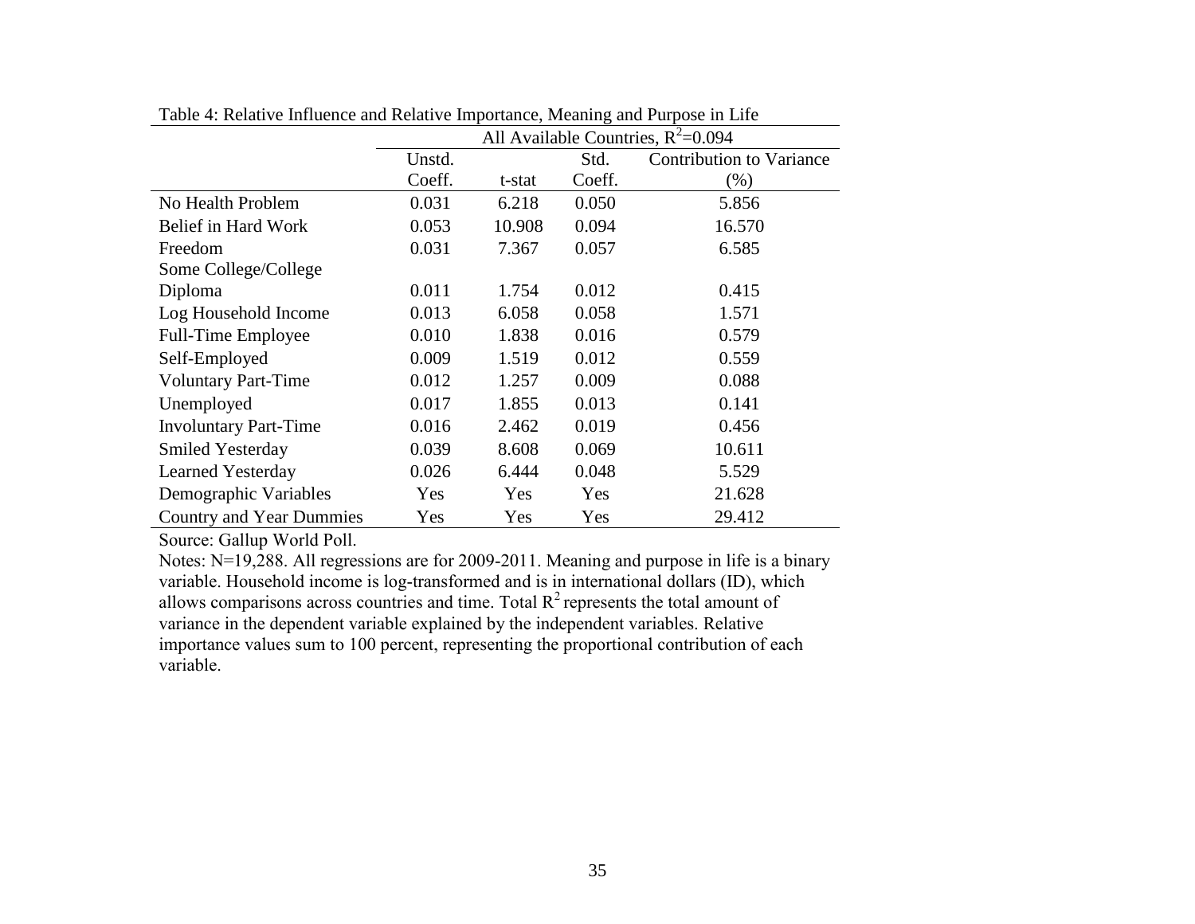Table 4: Relative Influence and Relative Importance, Meaning and Purpose in Life

| | All Available Countries, $R^2$=0.094 | | | |
|---|---|---|---|---|
| | Unstd. Coeff. | t-stat | Std. Coeff. | Contribution to Variance (%) |
| No Health Problem | 0.031 | 6.218 | 0.050 | 5.856 |
| Belief in Hard Work | 0.053 | 10.908 | 0.094 | 16.570 |
| Freedom | 0.031 | 7.367 | 0.057 | 6.585 |
| Some College/College Diploma | 0.011 | 1.754 | 0.012 | 0.415 |
| Log Household Income | 0.013 | 6.058 | 0.058 | 1.571 |
| Full-Time Employee | 0.010 | 1.838 | 0.016 | 0.579 |
| Self-Employed | 0.009 | 1.519 | 0.012 | 0.559 |
| Voluntary Part-Time | 0.012 | 1.257 | 0.009 | 0.088 |
| Unemployed | 0.017 | 1.855 | 0.013 | 0.141 |
| Involuntary Part-Time | 0.016 | 2.462 | 0.019 | 0.456 |
| Smiled Yesterday | 0.039 | 8.608 | 0.069 | 10.611 |
| Learned Yesterday | 0.026 | 6.444 | 0.048 | 5.529 |
| Demographic Variables | Yes | Yes | Yes | 21.628 |
| Country and Year Dummies | Yes | Yes | Yes | 29.412 |

Source: Gallup World Poll.

Notes: N=19,288. All regressions are for 2009-2011. Meaning and purpose in life is a binary variable. Household income is log-transformed and is in international dollars (ID), which allows comparisons across countries and time. Total $R^2$ represents the total amount of variance in the dependent variable explained by the independent variables. Relative importance values sum to 100 percent, representing the proportional contribution of each variable.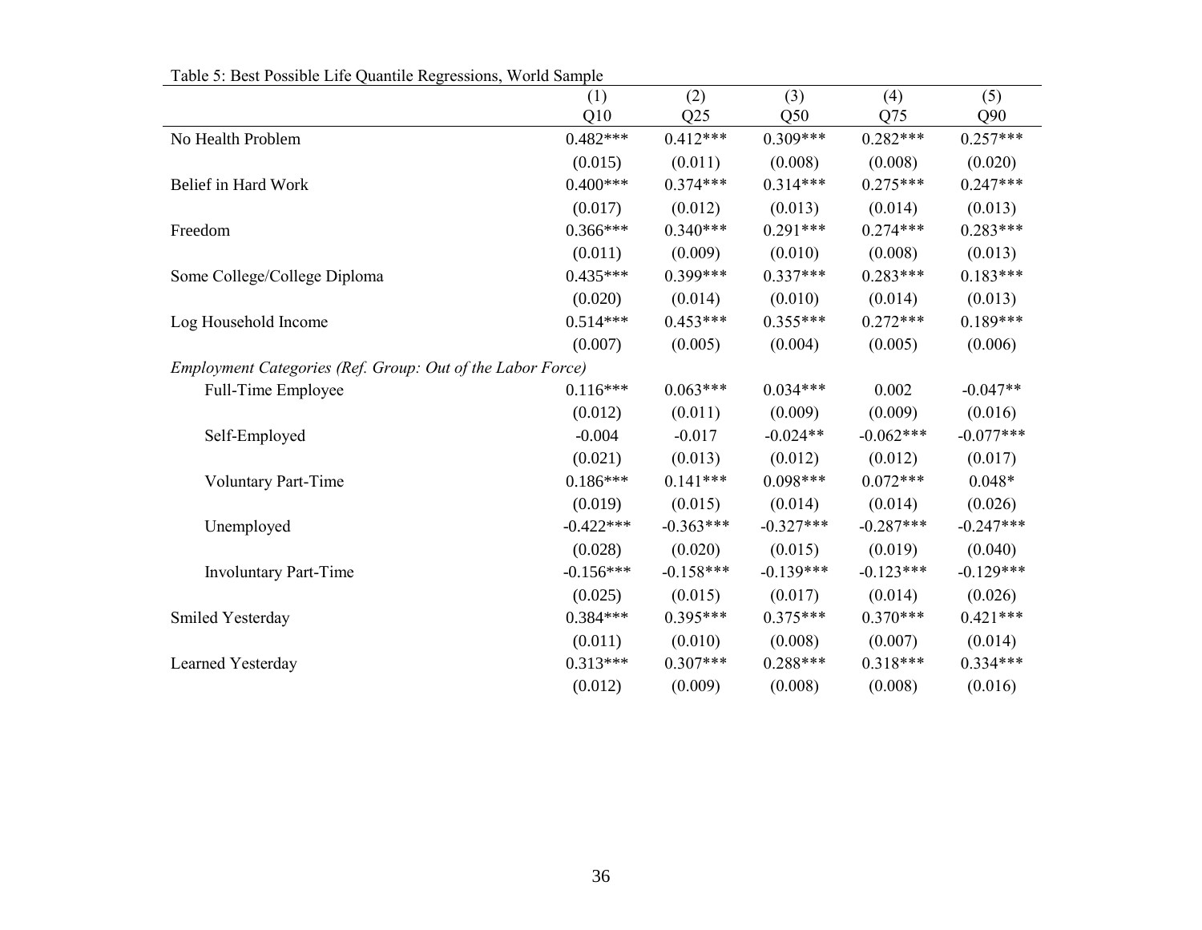Table 5: Best Possible Life Quantile Regressions, World Sample

| | (1) Q10 | (2) Q25 | (3) Q50 | (4) Q75 | (5) Q90 |
|---|---|---|---|---|---|
| No Health Problem | 0.482*** | 0.412*** | 0.309*** | 0.282*** | 0.257*** |
| | (0.015) | (0.011) | (0.008) | (0.008) | (0.020) |
| Belief in Hard Work | 0.400*** | 0.374*** | 0.314*** | 0.275*** | 0.247*** |
| | (0.017) | (0.012) | (0.013) | (0.014) | (0.013) |
| Freedom | 0.366*** | 0.340*** | 0.291*** | 0.274*** | 0.283*** |
| | (0.011) | (0.009) | (0.010) | (0.008) | (0.013) |
| Some College/College Diploma | 0.435*** | 0.399*** | 0.337*** | 0.283*** | 0.183*** |
| | (0.020) | (0.014) | (0.010) | (0.014) | (0.013) |
| Log Household Income | 0.514*** | 0.453*** | 0.355*** | 0.272*** | 0.189*** |
| | (0.007) | (0.005) | (0.004) | (0.005) | (0.006) |
| *Employment Categories (Ref. Group: Out of the Labor Force)* | | | | | |
| Full-Time Employee | 0.116*** | 0.063*** | 0.034*** | 0.002 | -0.047** |
| | (0.012) | (0.011) | (0.009) | (0.009) | (0.016) |
| Self-Employed | -0.004 | -0.017 | -0.024** | -0.062*** | -0.077*** |
| | (0.021) | (0.013) | (0.012) | (0.012) | (0.017) |
| Voluntary Part-Time | 0.186*** | 0.141*** | 0.098*** | 0.072*** | 0.048* |
| | (0.019) | (0.015) | (0.014) | (0.014) | (0.026) |
| Unemployed | -0.422*** | -0.363*** | -0.327*** | -0.287*** | -0.247*** |
| | (0.028) | (0.020) | (0.015) | (0.019) | (0.040) |
| Involuntary Part-Time | -0.156*** | -0.158*** | -0.139*** | -0.123*** | -0.129*** |
| | (0.025) | (0.015) | (0.017) | (0.014) | (0.026) |
| Smiled Yesterday | 0.384*** | 0.395*** | 0.375*** | 0.370*** | 0.421*** |
| | (0.011) | (0.010) | (0.008) | (0.007) | (0.014) |
| Learned Yesterday | 0.313*** | 0.307*** | 0.288*** | 0.318*** | 0.334*** |
| | (0.012) | (0.009) | (0.008) | (0.008) | (0.016) |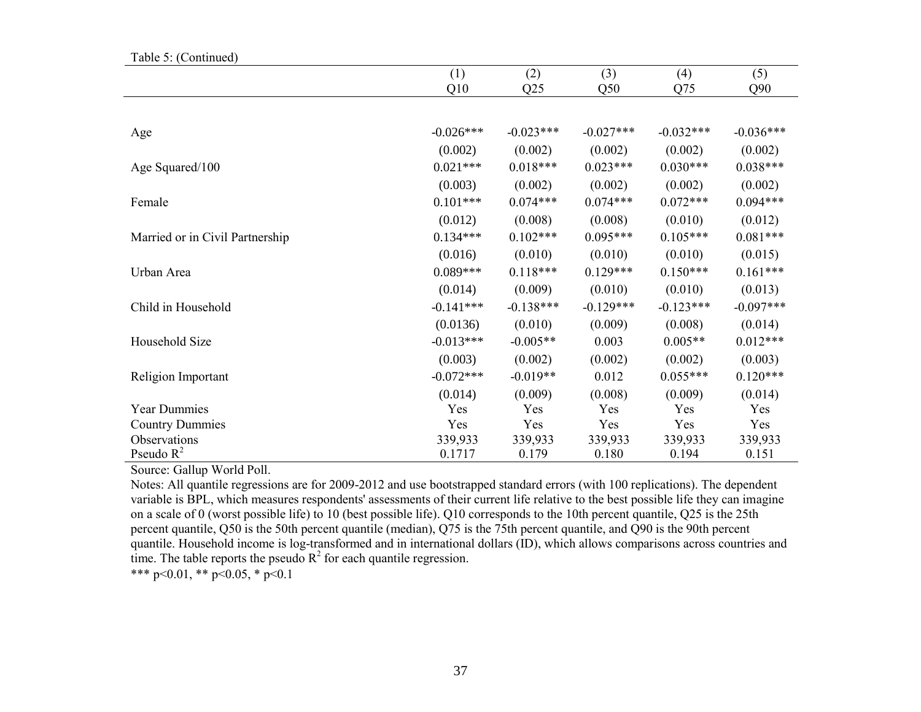Table 5: (Continued)

| | (1) | (2) | (3) | (4) | (5) |
|---|---|---|---|---|---|
| | Q10 | Q25 | Q50 | Q75 | Q90 |
| Age | -0.026*** | -0.023*** | -0.027*** | -0.032*** | -0.036*** |
| | (0.002) | (0.002) | (0.002) | (0.002) | (0.002) |
| Age Squared/100 | 0.021*** | 0.018*** | 0.023*** | 0.030*** | 0.038*** |
| | (0.003) | (0.002) | (0.002) | (0.002) | (0.002) |
| Female | 0.101*** | 0.074*** | 0.074*** | 0.072*** | 0.094*** |
| | (0.012) | (0.008) | (0.008) | (0.010) | (0.012) |
| Married or in Civil Partnership | 0.134*** | 0.102*** | 0.095*** | 0.105*** | 0.081*** |
| | (0.016) | (0.010) | (0.010) | (0.010) | (0.015) |
| Urban Area | 0.089*** | 0.118*** | 0.129*** | 0.150*** | 0.161*** |
| | (0.014) | (0.009) | (0.010) | (0.010) | (0.013) |
| Child in Household | -0.141*** | -0.138*** | -0.129*** | -0.123*** | -0.097*** |
| | (0.0136) | (0.010) | (0.009) | (0.008) | (0.014) |
| Household Size | -0.013*** | -0.005** | 0.003 | 0.005** | 0.012*** |
| | (0.003) | (0.002) | (0.002) | (0.002) | (0.003) |
| Religion Important | -0.072*** | -0.019** | 0.012 | 0.055*** | 0.120*** |
| | (0.014) | (0.009) | (0.008) | (0.009) | (0.014) |
| Year Dummies | Yes | Yes | Yes | Yes | Yes |
| Country Dummies | Yes | Yes | Yes | Yes | Yes |
| Observations | 339,933 | 339,933 | 339,933 | 339,933 | 339,933 |
| Pseudo $R^2$ | 0.1717 | 0.179 | 0.180 | 0.194 | 0.151 |

Source: Gallup World Poll.

Notes: All quantile regressions are for 2009-2012 and use bootstrapped standard errors (with 100 replications). The dependent variable is BPL, which measures respondents' assessments of their current life relative to the best possible life they can imagine on a scale of 0 (worst possible life) to 10 (best possible life). Q10 corresponds to the 10th percent quantile, Q25 is the 25th percent quantile, Q50 is the 50th percent quantile (median), Q75 is the 75th percent quantile, and Q90 is the 90th percent quantile. Household income is log-transformed and in international dollars (ID), which allows comparisons across countries and time. The table reports the pseudo $R^2$ for each quantile regression.

*** p<0.01, ** p<0.05, * p<0.1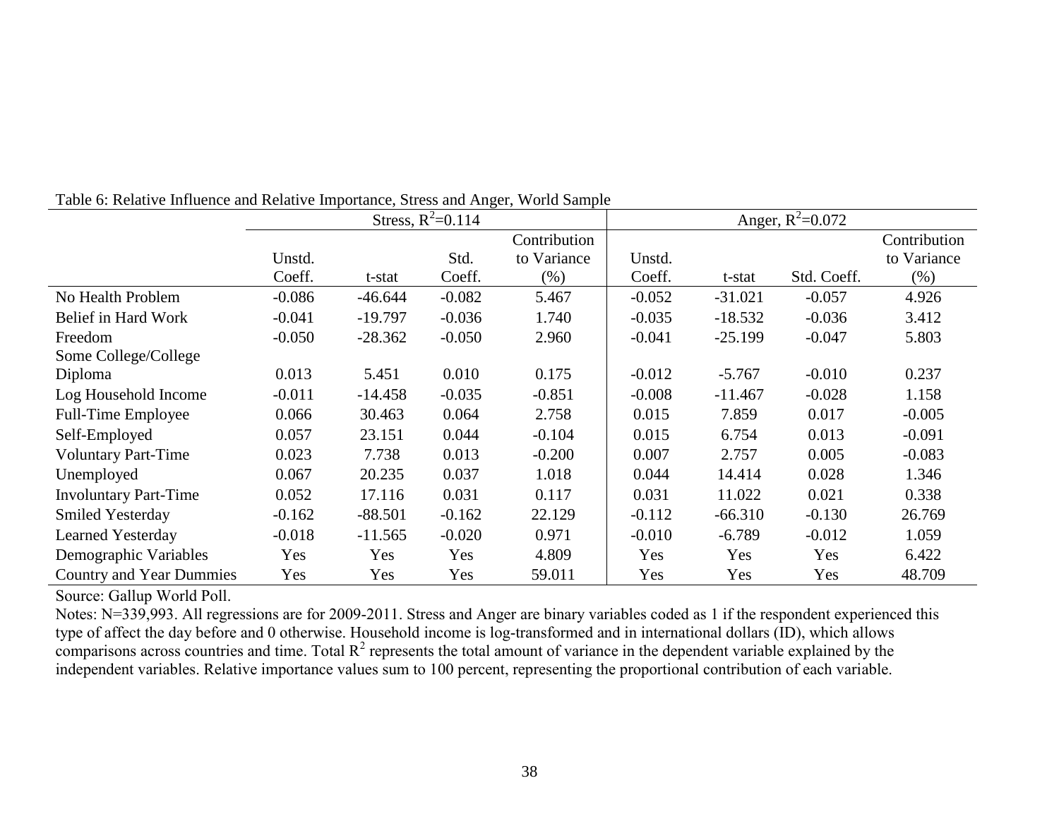Table 6: Relative Influence and Relative Importance, Stress and Anger, World Sample

| | Stress, $R^2$=0.114 | | | | Anger, $R^2$=0.072 | | | |
|---|---|---|---|---|---|---|---|---|
| | Unstd. Coeff. | t-stat | Std. Coeff. | Contribution to Variance (%) | Unstd. Coeff. | t-stat | Std. Coeff. | Contribution to Variance (%) |
| No Health Problem | -0.086 | -46.644 | -0.082 | 5.467 | -0.052 | -31.021 | -0.057 | 4.926 |
| Belief in Hard Work | -0.041 | -19.797 | -0.036 | 1.740 | -0.035 | -18.532 | -0.036 | 3.412 |
| Freedom | -0.050 | -28.362 | -0.050 | 2.960 | -0.041 | -25.199 | -0.047 | 5.803 |
| Some College/College Diploma | 0.013 | 5.451 | 0.010 | 0.175 | -0.012 | -5.767 | -0.010 | 0.237 |
| Log Household Income | -0.011 | -14.458 | -0.035 | -0.851 | -0.008 | -11.467 | -0.028 | 1.158 |
| Full-Time Employee | 0.066 | 30.463 | 0.064 | 2.758 | 0.015 | 7.859 | 0.017 | -0.005 |
| Self-Employed | 0.057 | 23.151 | 0.044 | -0.104 | 0.015 | 6.754 | 0.013 | -0.091 |
| Voluntary Part-Time | 0.023 | 7.738 | 0.013 | -0.200 | 0.007 | 2.757 | 0.005 | -0.083 |
| Unemployed | 0.067 | 20.235 | 0.037 | 1.018 | 0.044 | 14.414 | 0.028 | 1.346 |
| Involuntary Part-Time | 0.052 | 17.116 | 0.031 | 0.117 | 0.031 | 11.022 | 0.021 | 0.338 |
| Smiled Yesterday | -0.162 | -88.501 | -0.162 | 22.129 | -0.112 | -66.310 | -0.130 | 26.769 |
| Learned Yesterday | -0.018 | -11.565 | -0.020 | 0.971 | -0.010 | -6.789 | -0.012 | 1.059 |
| Demographic Variables | Yes | Yes | Yes | 4.809 | Yes | Yes | Yes | 6.422 |
| Country and Year Dummies | Yes | Yes | Yes | 59.011 | Yes | Yes | Yes | 48.709 |

Source: Gallup World Poll.

Notes: N=339,993. All regressions are for 2009-2011. Stress and Anger are binary variables coded as 1 if the respondent experienced this type of affect the day before and 0 otherwise. Household income is log-transformed and in international dollars (ID), which allows comparisons across countries and time. Total $R^2$ represents the total amount of variance in the dependent variable explained by the independent variables. Relative importance values sum to 100 percent, representing the proportional contribution of each variable.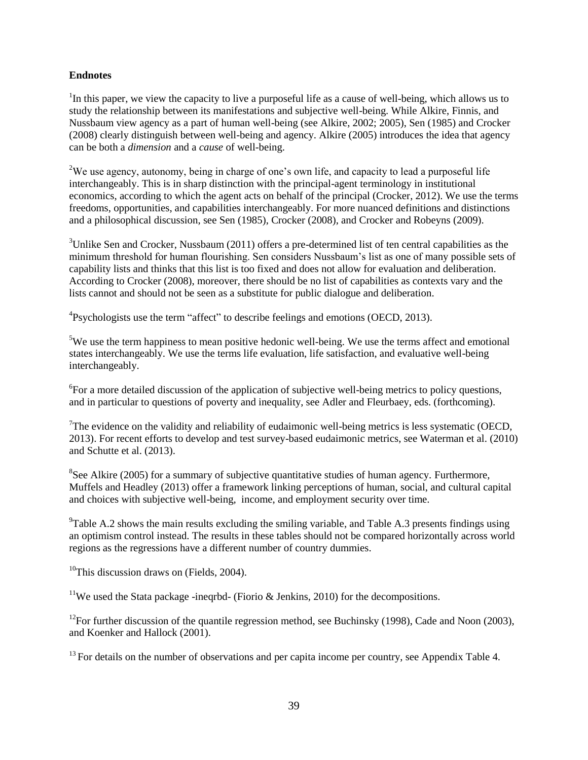**Endnotes**

[1]In this paper, we view the capacity to live a purposeful life as a cause of well-being, which allows us to study the relationship between its manifestations and subjective well-being. While Alkire, Finnis, and Nussbaum view agency as a part of human well-being (see Alkire, 2002; 2005), Sen (1985) and Crocker (2008) clearly distinguish between well-being and agency. Alkire (2005) introduces the idea that agency can be both a *dimension* and a *cause* of well-being.

[2]We use agency, autonomy, being in charge of one's own life, and capacity to lead a purposeful life interchangeably. This is in sharp distinction with the principal-agent terminology in institutional economics, according to which the agent acts on behalf of the principal (Crocker, 2012). We use the terms freedoms, opportunities, and capabilities interchangeably. For more nuanced definitions and distinctions and a philosophical discussion, see Sen (1985), Crocker (2008), and Crocker and Robeyns (2009).

[3]Unlike Sen and Crocker, Nussbaum (2011) offers a pre-determined list of ten central capabilities as the minimum threshold for human flourishing. Sen considers Nussbaum's list as one of many possible sets of capability lists and thinks that this list is too fixed and does not allow for evaluation and deliberation. According to Crocker (2008), moreover, there should be no list of capabilities as contexts vary and the lists cannot and should not be seen as a substitute for public dialogue and deliberation.

[4]Psychologists use the term "affect" to describe feelings and emotions (OECD, 2013).

[5]We use the term happiness to mean positive hedonic well-being. We use the terms affect and emotional states interchangeably. We use the terms life evaluation, life satisfaction, and evaluative well-being interchangeably.

[6]For a more detailed discussion of the application of subjective well-being metrics to policy questions, and in particular to questions of poverty and inequality, see Adler and Fleurbaey, eds. (forthcoming).

[7]The evidence on the validity and reliability of eudaimonic well-being metrics is less systematic (OECD, 2013). For recent efforts to develop and test survey-based eudaimonic metrics, see Waterman et al. (2010) and Schutte et al. (2013).

[8]See Alkire (2005) for a summary of subjective quantitative studies of human agency. Furthermore, Muffels and Headley (2013) offer a framework linking perceptions of human, social, and cultural capital and choices with subjective well-being, income, and employment security over time.

[9]Table A.2 shows the main results excluding the smiling variable, and Table A.3 presents findings using an optimism control instead. The results in these tables should not be compared horizontally across world regions as the regressions have a different number of country dummies.

[10]This discussion draws on (Fields, 2004).

[11]We used the Stata package -ineqrbd- (Fiorio & Jenkins, 2010) for the decompositions.

[12]For further discussion of the quantile regression method, see Buchinsky (1998), Cade and Noon (2003), and Koenker and Hallock (2001).

[13] For details on the number of observations and per capita income per country, see Appendix Table 4.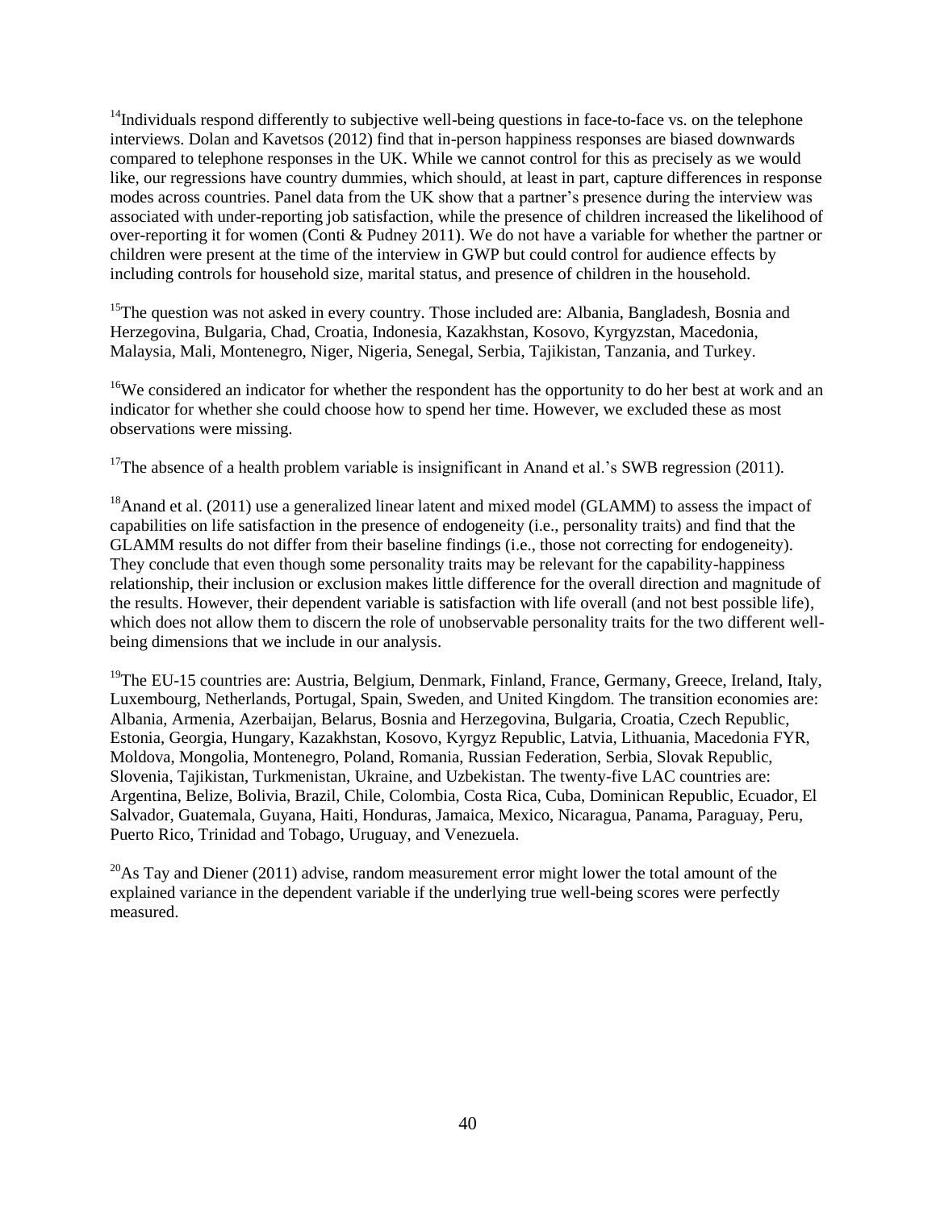[14]Individuals respond differently to subjective well-being questions in face-to-face vs. on the telephone interviews. Dolan and Kavetsos (2012) find that in-person happiness responses are biased downwards compared to telephone responses in the UK. While we cannot control for this as precisely as we would like, our regressions have country dummies, which should, at least in part, capture differences in response modes across countries. Panel data from the UK show that a partner's presence during the interview was associated with under-reporting job satisfaction, while the presence of children increased the likelihood of over-reporting it for women (Conti & Pudney 2011). We do not have a variable for whether the partner or children were present at the time of the interview in GWP but could control for audience effects by including controls for household size, marital status, and presence of children in the household.

[15]The question was not asked in every country. Those included are: Albania, Bangladesh, Bosnia and Herzegovina, Bulgaria, Chad, Croatia, Indonesia, Kazakhstan, Kosovo, Kyrgyzstan, Macedonia, Malaysia, Mali, Montenegro, Niger, Nigeria, Senegal, Serbia, Tajikistan, Tanzania, and Turkey.

[16]We considered an indicator for whether the respondent has the opportunity to do her best at work and an indicator for whether she could choose how to spend her time. However, we excluded these as most observations were missing.

[17]The absence of a health problem variable is insignificant in Anand et al.'s SWB regression (2011).

[18]Anand et al. (2011) use a generalized linear latent and mixed model (GLAMM) to assess the impact of capabilities on life satisfaction in the presence of endogeneity (i.e., personality traits) and find that the GLAMM results do not differ from their baseline findings (i.e., those not correcting for endogeneity). They conclude that even though some personality traits may be relevant for the capability-happiness relationship, their inclusion or exclusion makes little difference for the overall direction and magnitude of the results. However, their dependent variable is satisfaction with life overall (and not best possible life), which does not allow them to discern the role of unobservable personality traits for the two different well-being dimensions that we include in our analysis.

[19]The EU-15 countries are: Austria, Belgium, Denmark, Finland, France, Germany, Greece, Ireland, Italy, Luxembourg, Netherlands, Portugal, Spain, Sweden, and United Kingdom. The transition economies are: Albania, Armenia, Azerbaijan, Belarus, Bosnia and Herzegovina, Bulgaria, Croatia, Czech Republic, Estonia, Georgia, Hungary, Kazakhstan, Kosovo, Kyrgyz Republic, Latvia, Lithuania, Macedonia FYR, Moldova, Mongolia, Montenegro, Poland, Romania, Russian Federation, Serbia, Slovak Republic, Slovenia, Tajikistan, Turkmenistan, Ukraine, and Uzbekistan. The twenty-five LAC countries are: Argentina, Belize, Bolivia, Brazil, Chile, Colombia, Costa Rica, Cuba, Dominican Republic, Ecuador, El Salvador, Guatemala, Guyana, Haiti, Honduras, Jamaica, Mexico, Nicaragua, Panama, Paraguay, Peru, Puerto Rico, Trinidad and Tobago, Uruguay, and Venezuela.

[20]As Tay and Diener (2011) advise, random measurement error might lower the total amount of the explained variance in the dependent variable if the underlying true well-being scores were perfectly measured.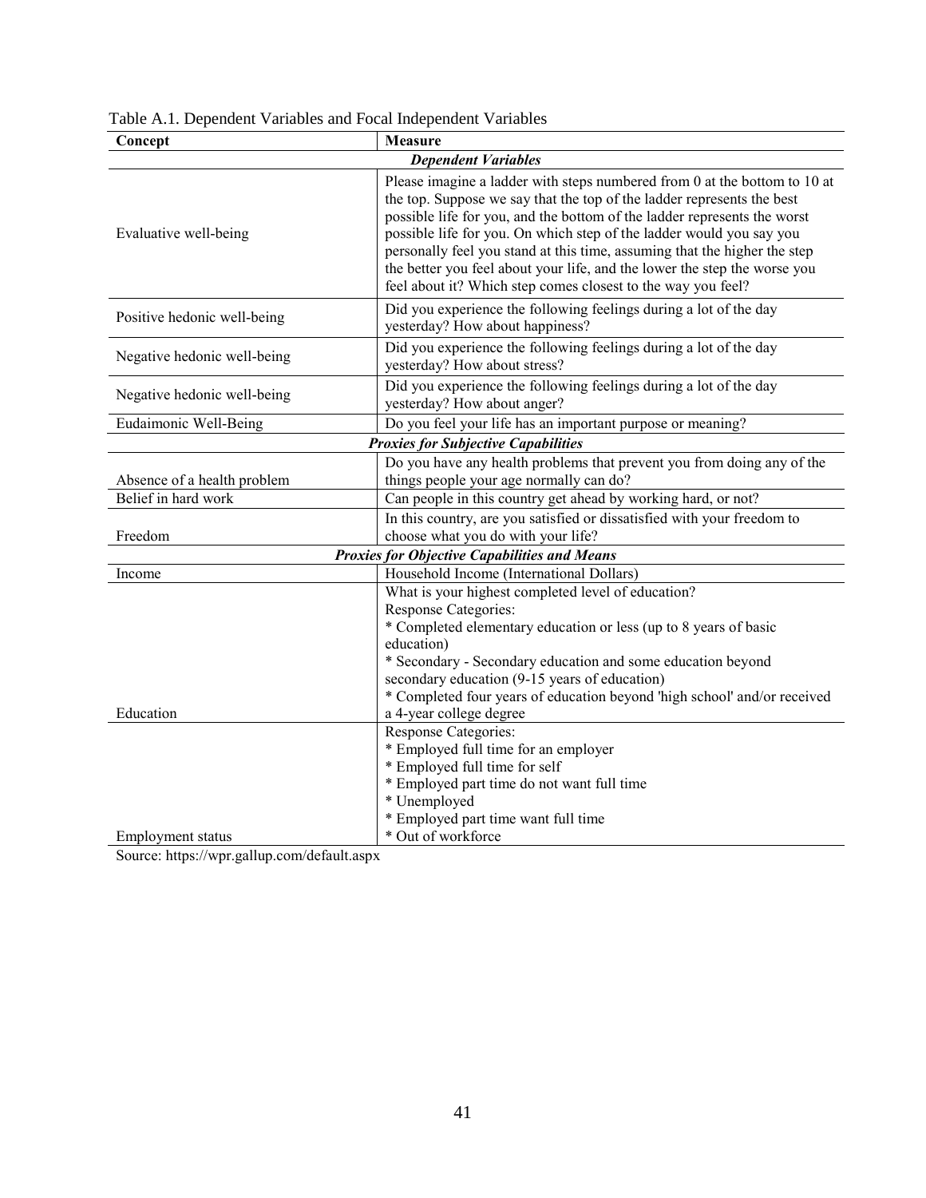Table A.1. Dependent Variables and Focal Independent Variables

| Concept | Measure |
| --- | --- |
| ***Dependent Variables*** | |
| Evaluative well-being | Please imagine a ladder with steps numbered from 0 at the bottom to 10 at the top. Suppose we say that the top of the ladder represents the best possible life for you, and the bottom of the ladder represents the worst possible life for you. On which step of the ladder would you say you personally feel you stand at this time, assuming that the higher the step the better you feel about your life, and the lower the step the worse you feel about it? Which step comes closest to the way you feel? |
| Positive hedonic well-being | Did you experience the following feelings during a lot of the day yesterday? How about happiness? |
| Negative hedonic well-being | Did you experience the following feelings during a lot of the day yesterday? How about stress? |
| Negative hedonic well-being | Did you experience the following feelings during a lot of the day yesterday? How about anger? |
| Eudaimonic Well-Being | Do you feel your life has an important purpose or meaning? |
| ***Proxies for Subjective Capabilities*** | |
| Absence of a health problem | Do you have any health problems that prevent you from doing any of the things people your age normally can do? |
| Belief in hard work | Can people in this country get ahead by working hard, or not? |
| Freedom | In this country, are you satisfied or dissatisfied with your freedom to choose what you do with your life? |
| ***Proxies for Objective Capabilities and Means*** | |
| Income | Household Income (International Dollars) |
| Education | What is your highest completed level of education?<br>Response Categories:<br>* Completed elementary education or less (up to 8 years of basic education)<br>* Secondary - Secondary education and some education beyond secondary education (9-15 years of education)<br>* Completed four years of education beyond 'high school' and/or received a 4-year college degree |
| Employment status | Response Categories:<br>* Employed full time for an employer<br>* Employed full time for self<br>* Employed part time do not want full time<br>* Unemployed<br>* Employed part time want full time<br>* Out of workforce |

Source: https://wpr.gallup.com/default.aspx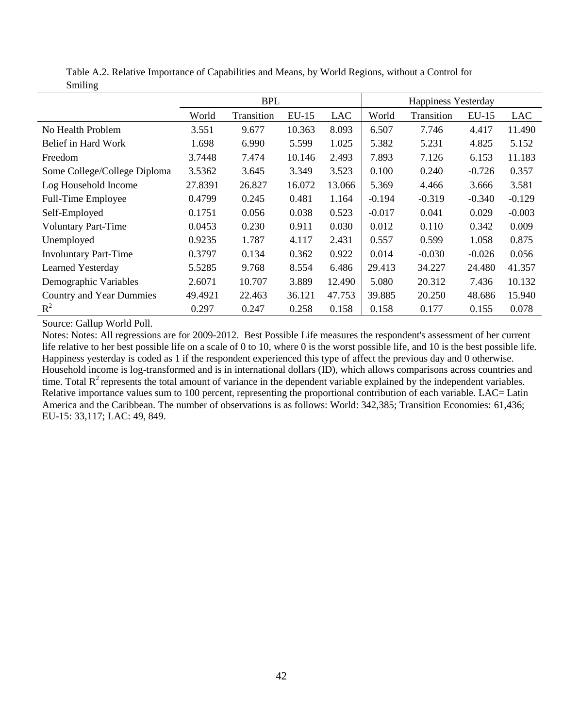Table A.2. Relative Importance of Capabilities and Means, by World Regions, without a Control for Smiling

| | BPL | | | | Happiness Yesterday | | | |
|---|---|---|---|---|---|---|---|---|
| | World | Transition | EU-15 | LAC | World | Transition | EU-15 | LAC |
| No Health Problem | 3.551 | 9.677 | 10.363 | 8.093 | 6.507 | 7.746 | 4.417 | 11.490 |
| Belief in Hard Work | 1.698 | 6.990 | 5.599 | 1.025 | 5.382 | 5.231 | 4.825 | 5.152 |
| Freedom | 3.7448 | 7.474 | 10.146 | 2.493 | 7.893 | 7.126 | 6.153 | 11.183 |
| Some College/College Diploma | 3.5362 | 3.645 | 3.349 | 3.523 | 0.100 | 0.240 | -0.726 | 0.357 |
| Log Household Income | 27.8391 | 26.827 | 16.072 | 13.066 | 5.369 | 4.466 | 3.666 | 3.581 |
| Full-Time Employee | 0.4799 | 0.245 | 0.481 | 1.164 | -0.194 | -0.319 | -0.340 | -0.129 |
| Self-Employed | 0.1751 | 0.056 | 0.038 | 0.523 | -0.017 | 0.041 | 0.029 | -0.003 |
| Voluntary Part-Time | 0.0453 | 0.230 | 0.911 | 0.030 | 0.012 | 0.110 | 0.342 | 0.009 |
| Unemployed | 0.9235 | 1.787 | 4.117 | 2.431 | 0.557 | 0.599 | 1.058 | 0.875 |
| Involuntary Part-Time | 0.3797 | 0.134 | 0.362 | 0.922 | 0.014 | -0.030 | -0.026 | 0.056 |
| Learned Yesterday | 5.5285 | 9.768 | 8.554 | 6.486 | 29.413 | 34.227 | 24.480 | 41.357 |
| Demographic Variables | 2.6071 | 10.707 | 3.889 | 12.490 | 5.080 | 20.312 | 7.436 | 10.132 |
| Country and Year Dummies | 49.4921 | 22.463 | 36.121 | 47.753 | 39.885 | 20.250 | 48.686 | 15.940 |
| $R^2$ | 0.297 | 0.247 | 0.258 | 0.158 | 0.158 | 0.177 | 0.155 | 0.078 |

Source: Gallup World Poll.

Notes: Notes: All regressions are for 2009-2012. Best Possible Life measures the respondent's assessment of her current life relative to her best possible life on a scale of 0 to 10, where 0 is the worst possible life, and 10 is the best possible life. Happiness yesterday is coded as 1 if the respondent experienced this type of affect the previous day and 0 otherwise. Household income is log-transformed and is in international dollars (ID), which allows comparisons across countries and time. Total $R^2$ represents the total amount of variance in the dependent variable explained by the independent variables. Relative importance values sum to 100 percent, representing the proportional contribution of each variable. LAC= Latin America and the Caribbean. The number of observations is as follows: World: 342,385; Transition Economies: 61,436; EU-15: 33,117; LAC: 49, 849.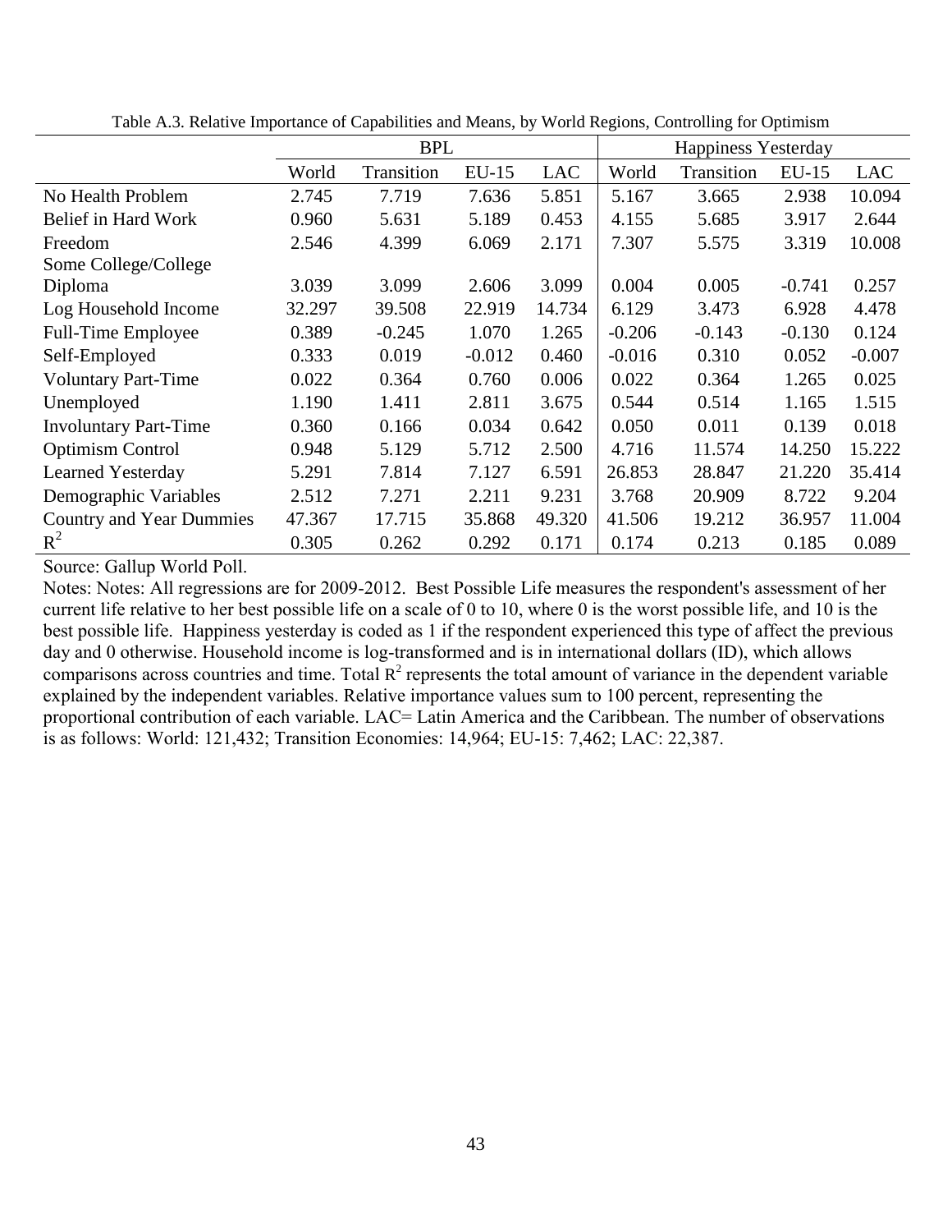Table A.3. Relative Importance of Capabilities and Means, by World Regions, Controlling for Optimism

| | BPL | | | | Happiness Yesterday | | | |
|---|---|---|---|---|---|---|---|---|
| | World | Transition | EU-15 | LAC | World | Transition | EU-15 | LAC |
| No Health Problem | 2.745 | 7.719 | 7.636 | 5.851 | 5.167 | 3.665 | 2.938 | 10.094 |
| Belief in Hard Work | 0.960 | 5.631 | 5.189 | 0.453 | 4.155 | 5.685 | 3.917 | 2.644 |
| Freedom | 2.546 | 4.399 | 6.069 | 2.171 | 7.307 | 5.575 | 3.319 | 10.008 |
| Some College/College Diploma | 3.039 | 3.099 | 2.606 | 3.099 | 0.004 | 0.005 | -0.741 | 0.257 |
| Log Household Income | 32.297 | 39.508 | 22.919 | 14.734 | 6.129 | 3.473 | 6.928 | 4.478 |
| Full-Time Employee | 0.389 | -0.245 | 1.070 | 1.265 | -0.206 | -0.143 | -0.130 | 0.124 |
| Self-Employed | 0.333 | 0.019 | -0.012 | 0.460 | -0.016 | 0.310 | 0.052 | -0.007 |
| Voluntary Part-Time | 0.022 | 0.364 | 0.760 | 0.006 | 0.022 | 0.364 | 1.265 | 0.025 |
| Unemployed | 1.190 | 1.411 | 2.811 | 3.675 | 0.544 | 0.514 | 1.165 | 1.515 |
| Involuntary Part-Time | 0.360 | 0.166 | 0.034 | 0.642 | 0.050 | 0.011 | 0.139 | 0.018 |
| Optimism Control | 0.948 | 5.129 | 5.712 | 2.500 | 4.716 | 11.574 | 14.250 | 15.222 |
| Learned Yesterday | 5.291 | 7.814 | 7.127 | 6.591 | 26.853 | 28.847 | 21.220 | 35.414 |
| Demographic Variables | 2.512 | 7.271 | 2.211 | 9.231 | 3.768 | 20.909 | 8.722 | 9.204 |
| Country and Year Dummies | 47.367 | 17.715 | 35.868 | 49.320 | 41.506 | 19.212 | 36.957 | 11.004 |
| $R^2$ | 0.305 | 0.262 | 0.292 | 0.171 | 0.174 | 0.213 | 0.185 | 0.089 |

Source: Gallup World Poll.

Notes: Notes: All regressions are for 2009-2012. Best Possible Life measures the respondent's assessment of her current life relative to her best possible life on a scale of 0 to 10, where 0 is the worst possible life, and 10 is the best possible life. Happiness yesterday is coded as 1 if the respondent experienced this type of affect the previous day and 0 otherwise. Household income is log-transformed and is in international dollars (ID), which allows comparisons across countries and time. Total $R^2$ represents the total amount of variance in the dependent variable explained by the independent variables. Relative importance values sum to 100 percent, representing the proportional contribution of each variable. LAC= Latin America and the Caribbean. The number of observations is as follows: World: 121,432; Transition Economies: 14,964; EU-15: 7,462; LAC: 22,387.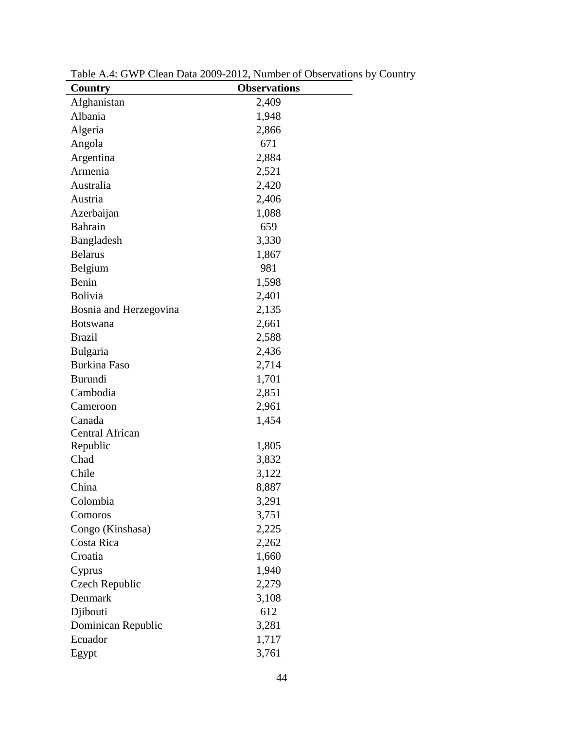Table A.4: GWP Clean Data 2009-2012, Number of Observations by Country

| Country | Observations |
|---|---|
| Afghanistan | 2,409 |
| Albania | 1,948 |
| Algeria | 2,866 |
| Angola | 671 |
| Argentina | 2,884 |
| Armenia | 2,521 |
| Australia | 2,420 |
| Austria | 2,406 |
| Azerbaijan | 1,088 |
| Bahrain | 659 |
| Bangladesh | 3,330 |
| Belarus | 1,867 |
| Belgium | 981 |
| Benin | 1,598 |
| Bolivia | 2,401 |
| Bosnia and Herzegovina | 2,135 |
| Botswana | 2,661 |
| Brazil | 2,588 |
| Bulgaria | 2,436 |
| Burkina Faso | 2,714 |
| Burundi | 1,701 |
| Cambodia | 2,851 |
| Cameroon | 2,961 |
| Canada | 1,454 |
| Central African Republic | 1,805 |
| Chad | 3,832 |
| Chile | 3,122 |
| China | 8,887 |
| Colombia | 3,291 |
| Comoros | 3,751 |
| Congo (Kinshasa) | 2,225 |
| Costa Rica | 2,262 |
| Croatia | 1,660 |
| Cyprus | 1,940 |
| Czech Republic | 2,279 |
| Denmark | 3,108 |
| Djibouti | 612 |
| Dominican Republic | 3,281 |
| Ecuador | 1,717 |
| Egypt | 3,761 |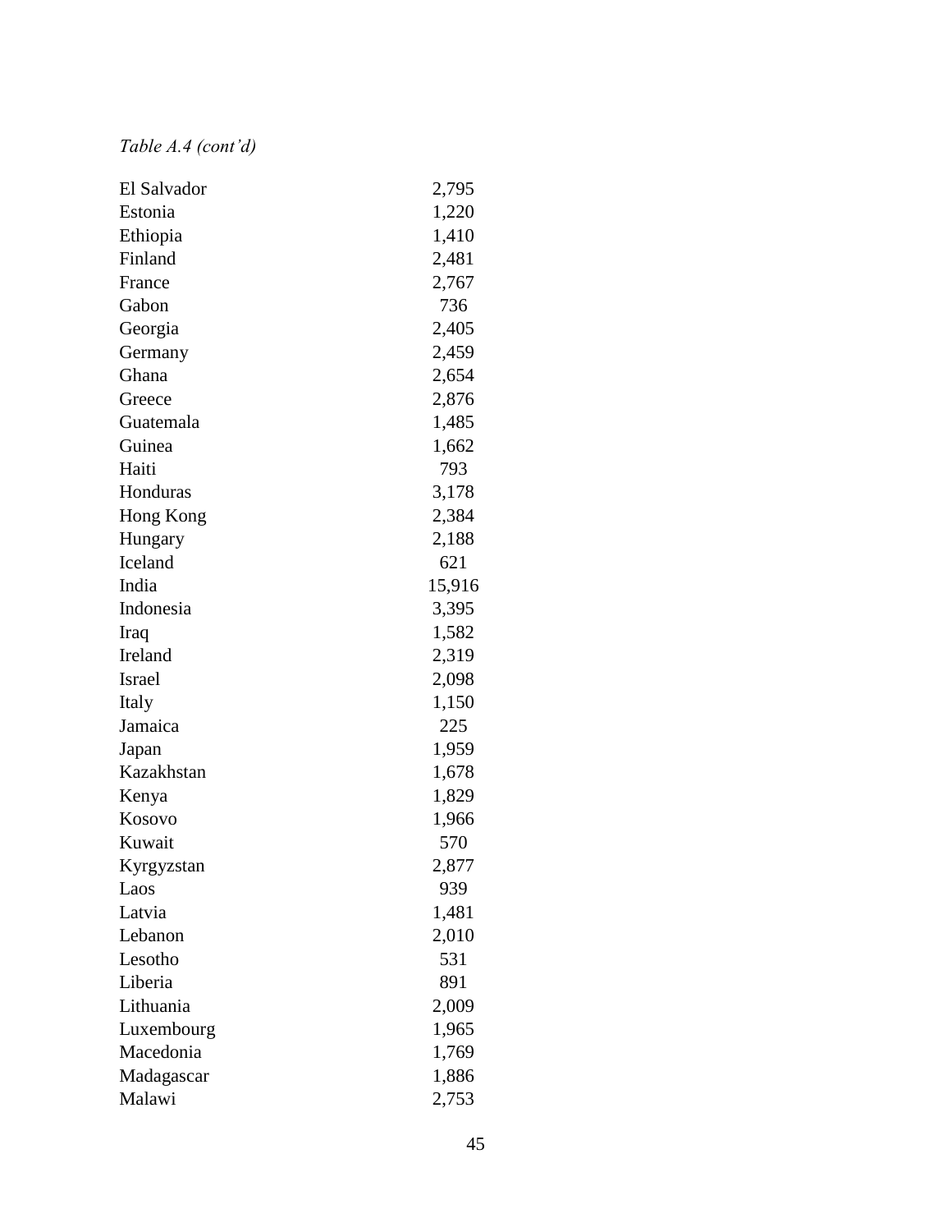*Table A.4 (cont'd)*

| | |
|---|---|
| El Salvador | 2,795 |
| Estonia | 1,220 |
| Ethiopia | 1,410 |
| Finland | 2,481 |
| France | 2,767 |
| Gabon | 736 |
| Georgia | 2,405 |
| Germany | 2,459 |
| Ghana | 2,654 |
| Greece | 2,876 |
| Guatemala | 1,485 |
| Guinea | 1,662 |
| Haiti | 793 |
| Honduras | 3,178 |
| Hong Kong | 2,384 |
| Hungary | 2,188 |
| Iceland | 621 |
| India | 15,916 |
| Indonesia | 3,395 |
| Iraq | 1,582 |
| Ireland | 2,319 |
| Israel | 2,098 |
| Italy | 1,150 |
| Jamaica | 225 |
| Japan | 1,959 |
| Kazakhstan | 1,678 |
| Kenya | 1,829 |
| Kosovo | 1,966 |
| Kuwait | 570 |
| Kyrgyzstan | 2,877 |
| Laos | 939 |
| Latvia | 1,481 |
| Lebanon | 2,010 |
| Lesotho | 531 |
| Liberia | 891 |
| Lithuania | 2,009 |
| Luxembourg | 1,965 |
| Macedonia | 1,769 |
| Madagascar | 1,886 |
| Malawi | 2,753 |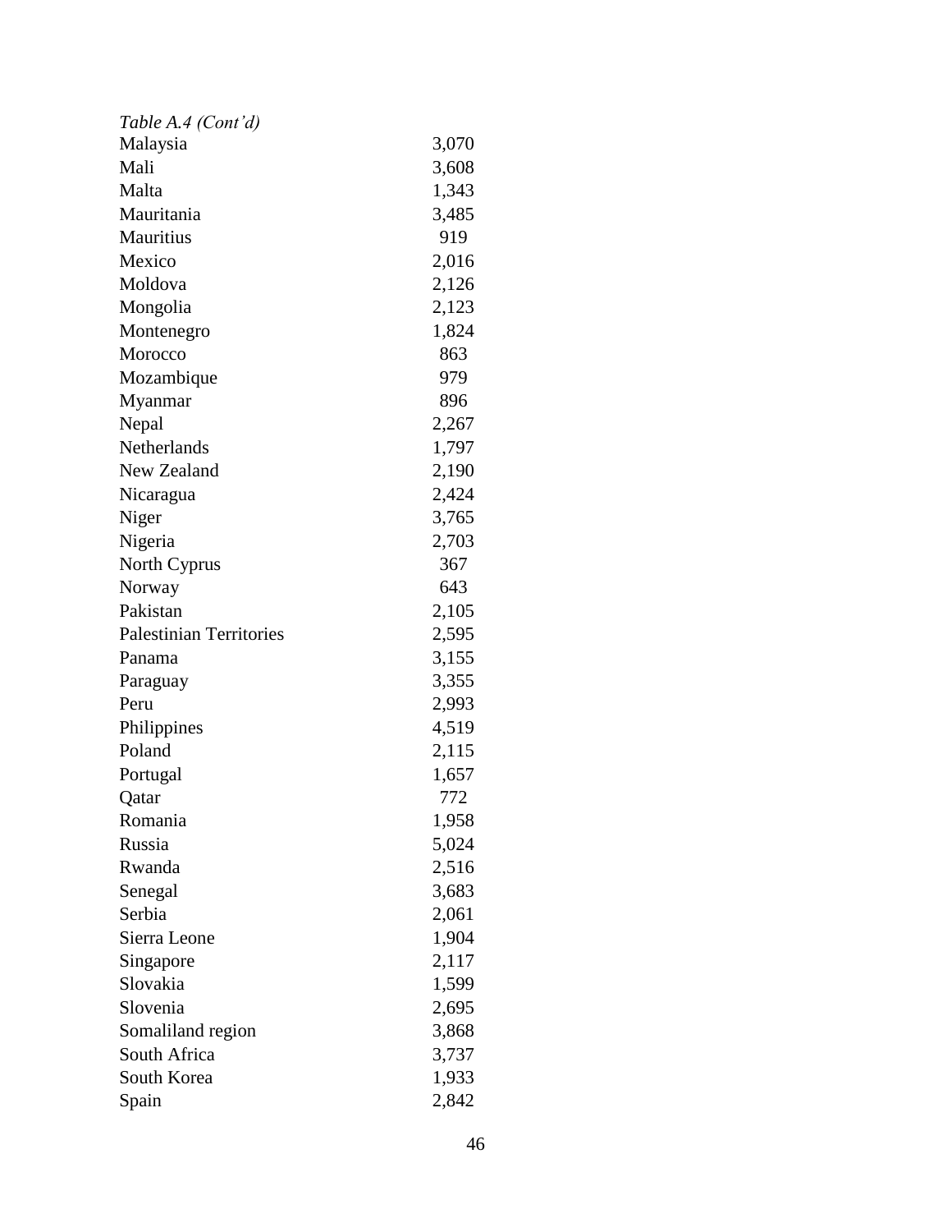*Table A.4 (Cont'd)*

| | |
|---|---|
| Malaysia | 3,070 |
| Mali | 3,608 |
| Malta | 1,343 |
| Mauritania | 3,485 |
| Mauritius | 919 |
| Mexico | 2,016 |
| Moldova | 2,126 |
| Mongolia | 2,123 |
| Montenegro | 1,824 |
| Morocco | 863 |
| Mozambique | 979 |
| Myanmar | 896 |
| Nepal | 2,267 |
| Netherlands | 1,797 |
| New Zealand | 2,190 |
| Nicaragua | 2,424 |
| Niger | 3,765 |
| Nigeria | 2,703 |
| North Cyprus | 367 |
| Norway | 643 |
| Pakistan | 2,105 |
| Palestinian Territories | 2,595 |
| Panama | 3,155 |
| Paraguay | 3,355 |
| Peru | 2,993 |
| Philippines | 4,519 |
| Poland | 2,115 |
| Portugal | 1,657 |
| Qatar | 772 |
| Romania | 1,958 |
| Russia | 5,024 |
| Rwanda | 2,516 |
| Senegal | 3,683 |
| Serbia | 2,061 |
| Sierra Leone | 1,904 |
| Singapore | 2,117 |
| Slovakia | 1,599 |
| Slovenia | 2,695 |
| Somaliland region | 3,868 |
| South Africa | 3,737 |
| South Korea | 1,933 |
| Spain | 2,842 |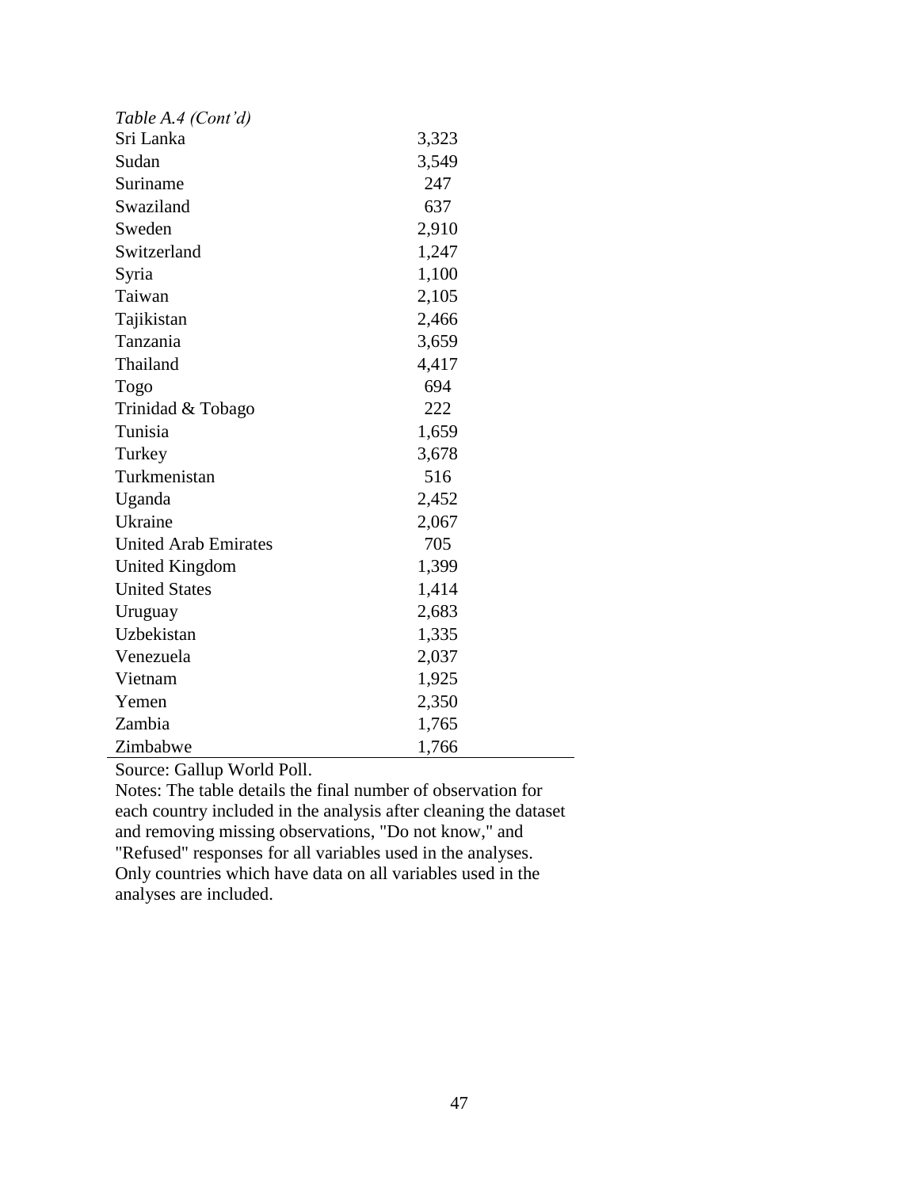*Table A.4 (Cont'd)*

| | |
|---|---|
| Sri Lanka | 3,323 |
| Sudan | 3,549 |
| Suriname | 247 |
| Swaziland | 637 |
| Sweden | 2,910 |
| Switzerland | 1,247 |
| Syria | 1,100 |
| Taiwan | 2,105 |
| Tajikistan | 2,466 |
| Tanzania | 3,659 |
| Thailand | 4,417 |
| Togo | 694 |
| Trinidad & Tobago | 222 |
| Tunisia | 1,659 |
| Turkey | 3,678 |
| Turkmenistan | 516 |
| Uganda | 2,452 |
| Ukraine | 2,067 |
| United Arab Emirates | 705 |
| United Kingdom | 1,399 |
| United States | 1,414 |
| Uruguay | 2,683 |
| Uzbekistan | 1,335 |
| Venezuela | 2,037 |
| Vietnam | 1,925 |
| Yemen | 2,350 |
| Zambia | 1,765 |
| Zimbabwe | 1,766 |

Source: Gallup World Poll.

Notes: The table details the final number of observation for each country included in the analysis after cleaning the dataset and removing missing observations, "Do not know," and "Refused" responses for all variables used in the analyses. Only countries which have data on all variables used in the analyses are included.